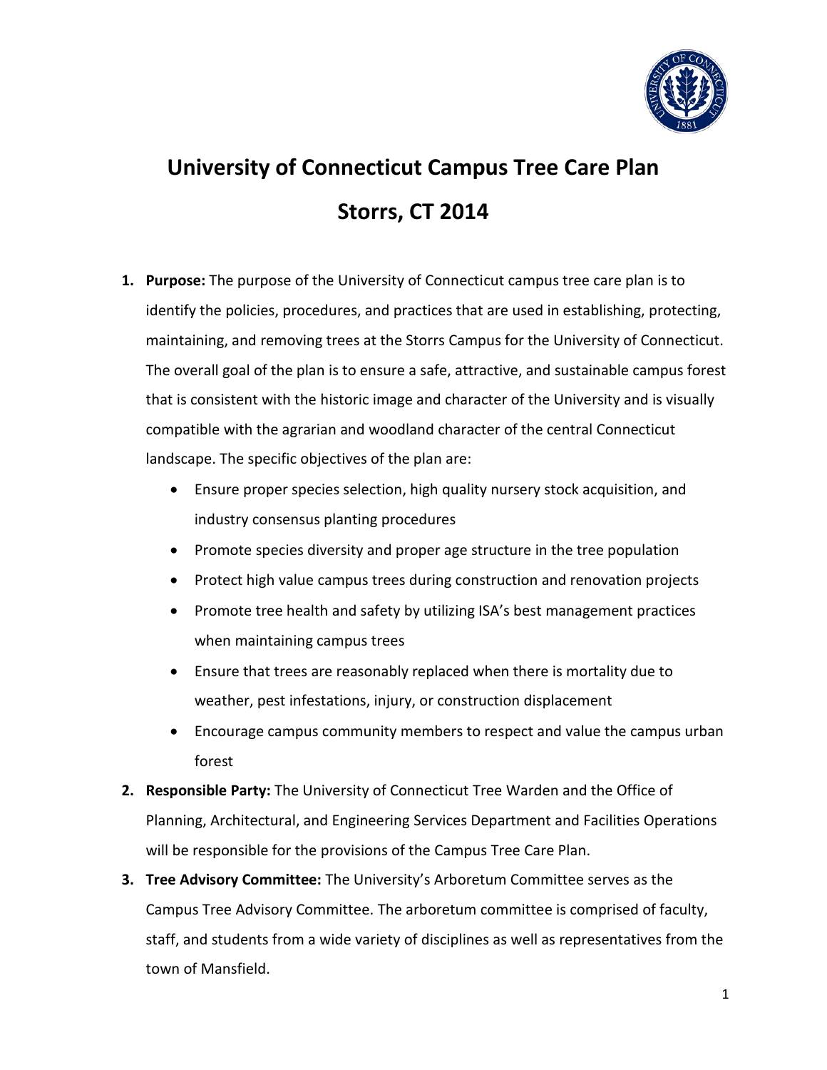# University of Connecticut Campus Tree Care Plan

# Storrs, CT 2014

1. **Purpose:** The purpose of the University of Connecticut campus tree care plan is to identify the policies, procedures, and practices that are used in establishing, protecting, maintaining, and removing trees at the Storrs Campus for the University of Connecticut. The overall goal of the plan is to ensure a safe, attractive, and sustainable campus forest that is consistent with the historic image and character of the University and is visually compatible with the agrarian and woodland character of the central Connecticut landscape. The specific objectives of the plan are:
    - Ensure proper species selection, high quality nursery stock acquisition, and industry consensus planting procedures
    - Promote species diversity and proper age structure in the tree population
    - Protect high value campus trees during construction and renovation projects
    - Promote tree health and safety by utilizing ISA's best management practices when maintaining campus trees
    - Ensure that trees are reasonably replaced when there is mortality due to weather, pest infestations, injury, or construction displacement
    - Encourage campus community members to respect and value the campus urban forest
2. **Responsible Party:** The University of Connecticut Tree Warden and the Office of Planning, Architectural, and Engineering Services Department and Facilities Operations will be responsible for the provisions of the Campus Tree Care Plan.
3. **Tree Advisory Committee:** The University's Arboretum Committee serves as the Campus Tree Advisory Committee. The arboretum committee is comprised of faculty, staff, and students from a wide variety of disciplines as well as representatives from the town of Mansfield.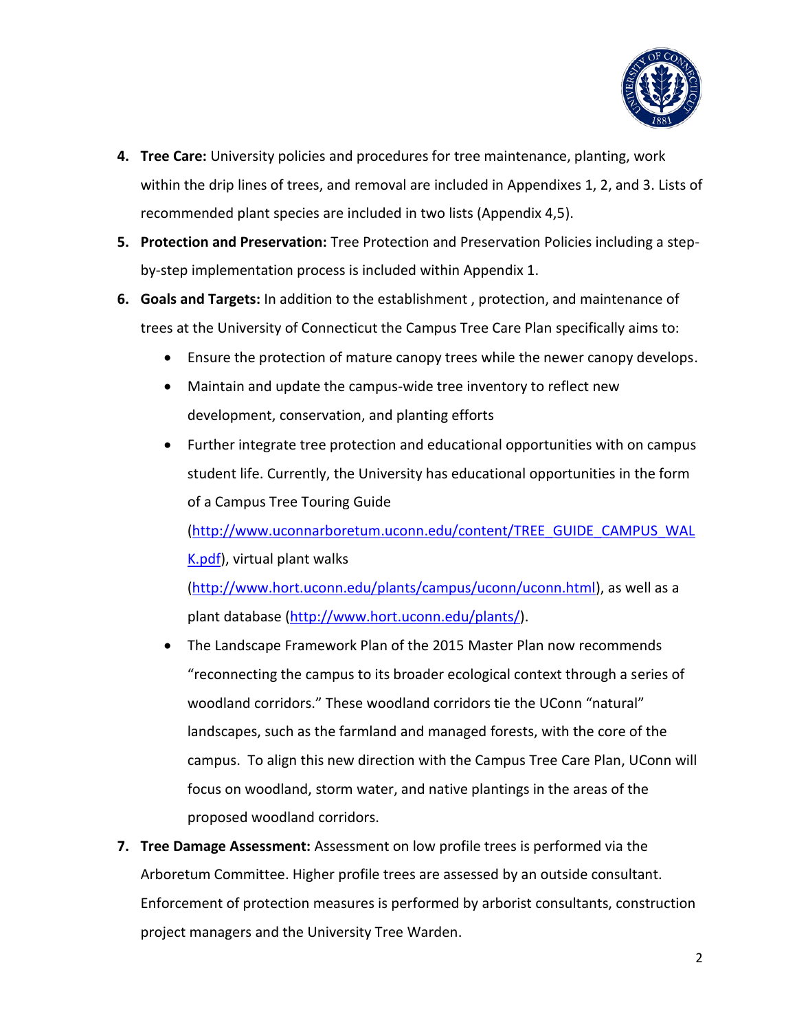4. **Tree Care:** University policies and procedures for tree maintenance, planting, work within the drip lines of trees, and removal are included in Appendixes 1, 2, and 3. Lists of recommended plant species are included in two lists (Appendix 4,5).
5. **Protection and Preservation:** Tree Protection and Preservation Policies including a step-by-step implementation process is included within Appendix 1.
6. **Goals and Targets:** In addition to the establishment , protection, and maintenance of trees at the University of Connecticut the Campus Tree Care Plan specifically aims to:
   - Ensure the protection of mature canopy trees while the newer canopy develops.
   - Maintain and update the campus-wide tree inventory to reflect new development, conservation, and planting efforts
   - Further integrate tree protection and educational opportunities with on campus student life. Currently, the University has educational opportunities in the form of a Campus Tree Touring Guide (http://www.uconnarboretum.uconn.edu/content/TREE_GUIDE_CAMPUS_WALK.pdf), virtual plant walks (http://www.hort.uconn.edu/plants/campus/uconn/uconn.html), as well as a plant database (http://www.hort.uconn.edu/plants/).
   - The Landscape Framework Plan of the 2015 Master Plan now recommends "reconnecting the campus to its broader ecological context through a series of woodland corridors." These woodland corridors tie the UConn "natural" landscapes, such as the farmland and managed forests, with the core of the campus. To align this new direction with the Campus Tree Care Plan, UConn will focus on woodland, storm water, and native plantings in the areas of the proposed woodland corridors.
7. **Tree Damage Assessment:** Assessment on low profile trees is performed via the Arboretum Committee. Higher profile trees are assessed by an outside consultant. Enforcement of protection measures is performed by arborist consultants, construction project managers and the University Tree Warden.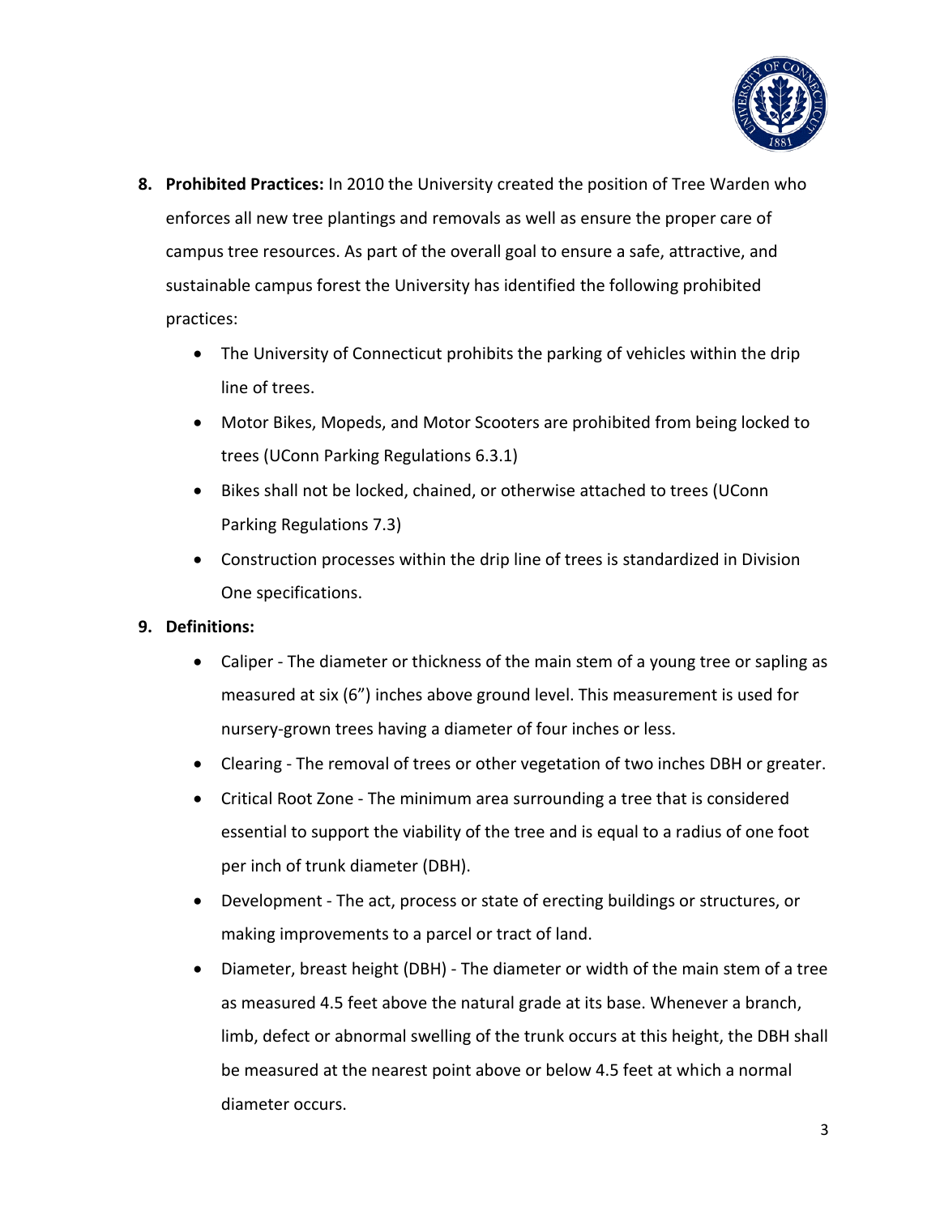8. **Prohibited Practices:** In 2010 the University created the position of Tree Warden who enforces all new tree plantings and removals as well as ensure the proper care of campus tree resources. As part of the overall goal to ensure a safe, attractive, and sustainable campus forest the University has identified the following prohibited practices:
    - The University of Connecticut prohibits the parking of vehicles within the drip line of trees.
    - Motor Bikes, Mopeds, and Motor Scooters are prohibited from being locked to trees (UConn Parking Regulations 6.3.1)
    - Bikes shall not be locked, chained, or otherwise attached to trees (UConn Parking Regulations 7.3)
    - Construction processes within the drip line of trees is standardized in Division One specifications.

9. **Definitions:**
    - Caliper - The diameter or thickness of the main stem of a young tree or sapling as measured at six (6") inches above ground level. This measurement is used for nursery-grown trees having a diameter of four inches or less.
    - Clearing - The removal of trees or other vegetation of two inches DBH or greater.
    - Critical Root Zone - The minimum area surrounding a tree that is considered essential to support the viability of the tree and is equal to a radius of one foot per inch of trunk diameter (DBH).
    - Development - The act, process or state of erecting buildings or structures, or making improvements to a parcel or tract of land.
    - Diameter, breast height (DBH) - The diameter or width of the main stem of a tree as measured 4.5 feet above the natural grade at its base. Whenever a branch, limb, defect or abnormal swelling of the trunk occurs at this height, the DBH shall be measured at the nearest point above or below 4.5 feet at which a normal diameter occurs.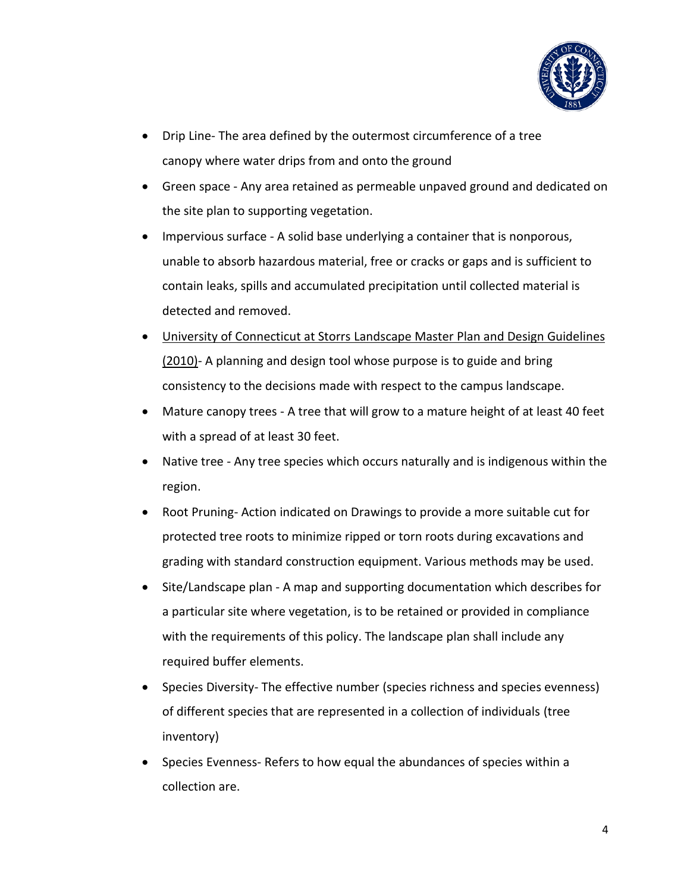- Drip Line- The area defined by the outermost circumference of a tree canopy where water drips from and onto the ground
- Green space - Any area retained as permeable unpaved ground and dedicated on the site plan to supporting vegetation.
- Impervious surface - A solid base underlying a container that is nonporous, unable to absorb hazardous material, free or cracks or gaps and is sufficient to contain leaks, spills and accumulated precipitation until collected material is detected and removed.
- University of Connecticut at Storrs Landscape Master Plan and Design Guidelines (2010)- A planning and design tool whose purpose is to guide and bring consistency to the decisions made with respect to the campus landscape.
- Mature canopy trees - A tree that will grow to a mature height of at least 40 feet with a spread of at least 30 feet.
- Native tree - Any tree species which occurs naturally and is indigenous within the region.
- Root Pruning- Action indicated on Drawings to provide a more suitable cut for protected tree roots to minimize ripped or torn roots during excavations and grading with standard construction equipment. Various methods may be used.
- Site/Landscape plan - A map and supporting documentation which describes for a particular site where vegetation, is to be retained or provided in compliance with the requirements of this policy. The landscape plan shall include any required buffer elements.
- Species Diversity- The effective number (species richness and species evenness) of different species that are represented in a collection of individuals (tree inventory)
- Species Evenness- Refers to how equal the abundances of species within a collection are.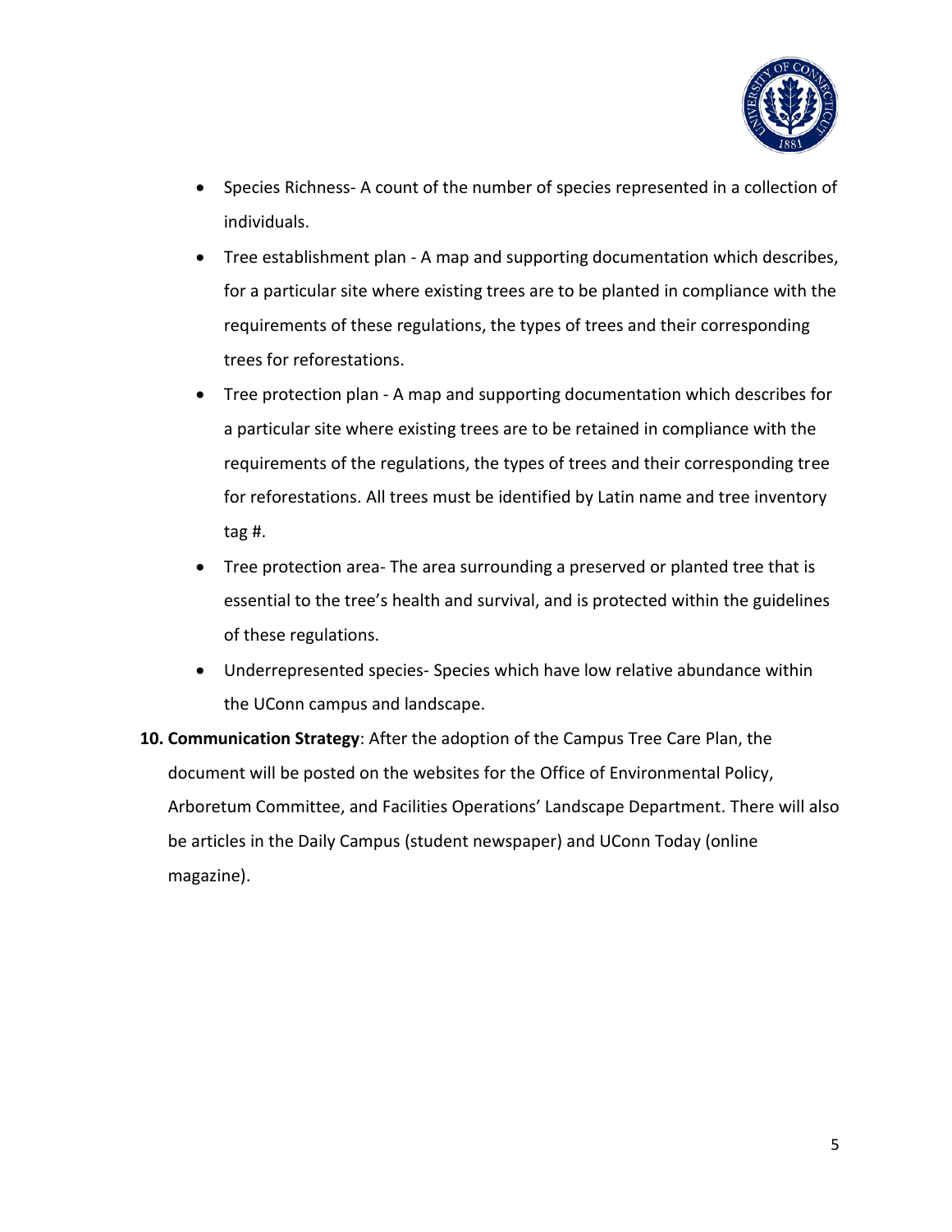- Species Richness- A count of the number of species represented in a collection of individuals.
- Tree establishment plan - A map and supporting documentation which describes, for a particular site where existing trees are to be planted in compliance with the requirements of these regulations, the types of trees and their corresponding trees for reforestations.
- Tree protection plan - A map and supporting documentation which describes for a particular site where existing trees are to be retained in compliance with the requirements of the regulations, the types of trees and their corresponding tree for reforestations. All trees must be identified by Latin name and tree inventory tag #.
- Tree protection area- The area surrounding a preserved or planted tree that is essential to the tree's health and survival, and is protected within the guidelines of these regulations.
- Underrepresented species- Species which have low relative abundance within the UConn campus and landscape.

10. **Communication Strategy**: After the adoption of the Campus Tree Care Plan, the document will be posted on the websites for the Office of Environmental Policy, Arboretum Committee, and Facilities Operations' Landscape Department. There will also be articles in the Daily Campus (student newspaper) and UConn Today (online magazine).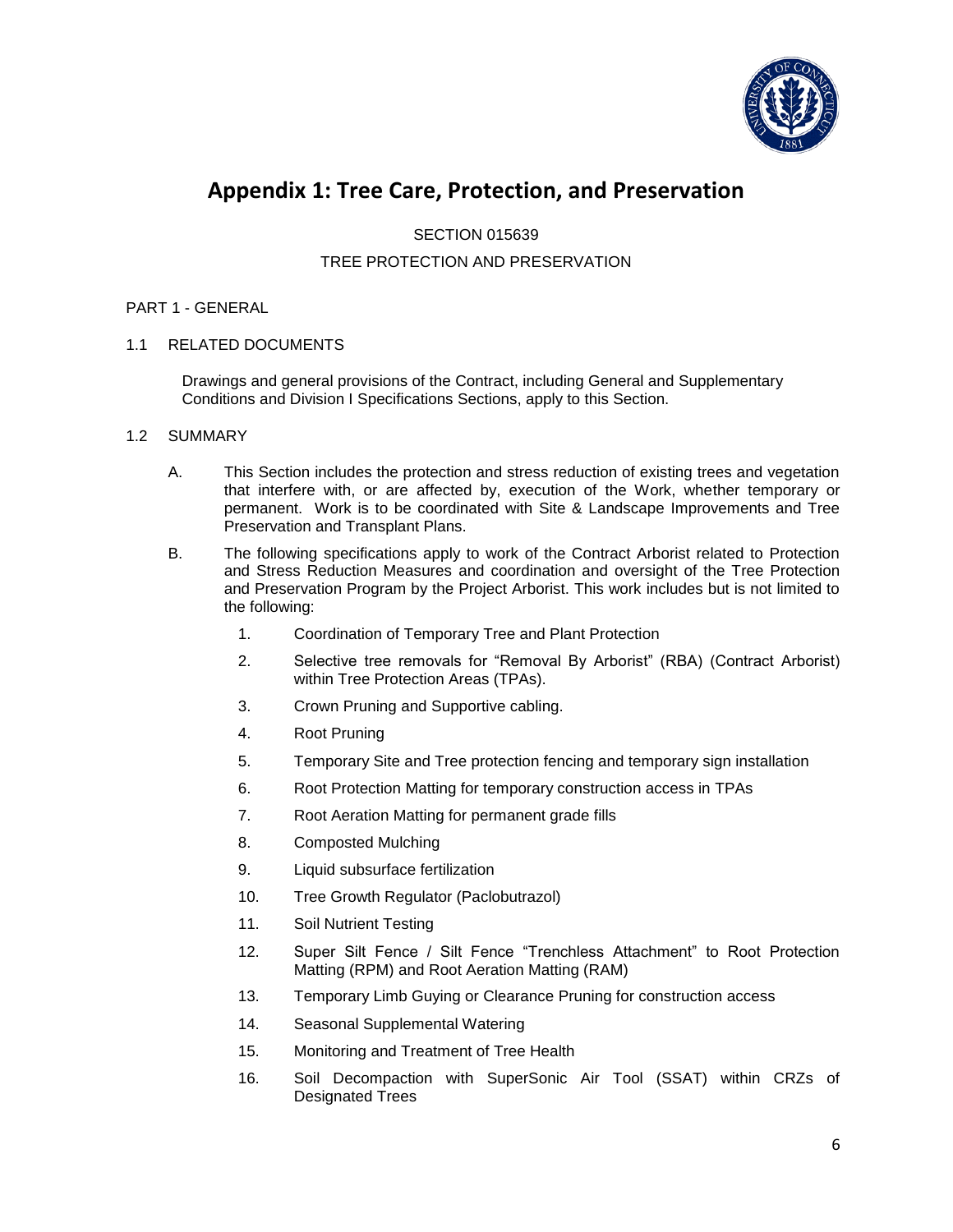# Appendix 1: Tree Care, Protection, and Preservation

SECTION 015639

TREE PROTECTION AND PRESERVATION

PART 1 - GENERAL

1.1 RELATED DOCUMENTS

Drawings and general provisions of the Contract, including General and Supplementary Conditions and Division I Specifications Sections, apply to this Section.

1.2 SUMMARY

A. This Section includes the protection and stress reduction of existing trees and vegetation that interfere with, or are affected by, execution of the Work, whether temporary or permanent. Work is to be coordinated with Site & Landscape Improvements and Tree Preservation and Transplant Plans.

B. The following specifications apply to work of the Contract Arborist related to Protection and Stress Reduction Measures and coordination and oversight of the Tree Protection and Preservation Program by the Project Arborist. This work includes but is not limited to the following:

1. Coordination of Temporary Tree and Plant Protection
2. Selective tree removals for “Removal By Arborist” (RBA) (Contract Arborist) within Tree Protection Areas (TPAs).
3. Crown Pruning and Supportive cabling.
4. Root Pruning
5. Temporary Site and Tree protection fencing and temporary sign installation
6. Root Protection Matting for temporary construction access in TPAs
7. Root Aeration Matting for permanent grade fills
8. Composted Mulching
9. Liquid subsurface fertilization
10. Tree Growth Regulator (Paclobutrazol)
11. Soil Nutrient Testing
12. Super Silt Fence / Silt Fence “Trenchless Attachment” to Root Protection Matting (RPM) and Root Aeration Matting (RAM)
13. Temporary Limb Guying or Clearance Pruning for construction access
14. Seasonal Supplemental Watering
15. Monitoring and Treatment of Tree Health
16. Soil Decompaction with SuperSonic Air Tool (SSAT) within CRZs of Designated Trees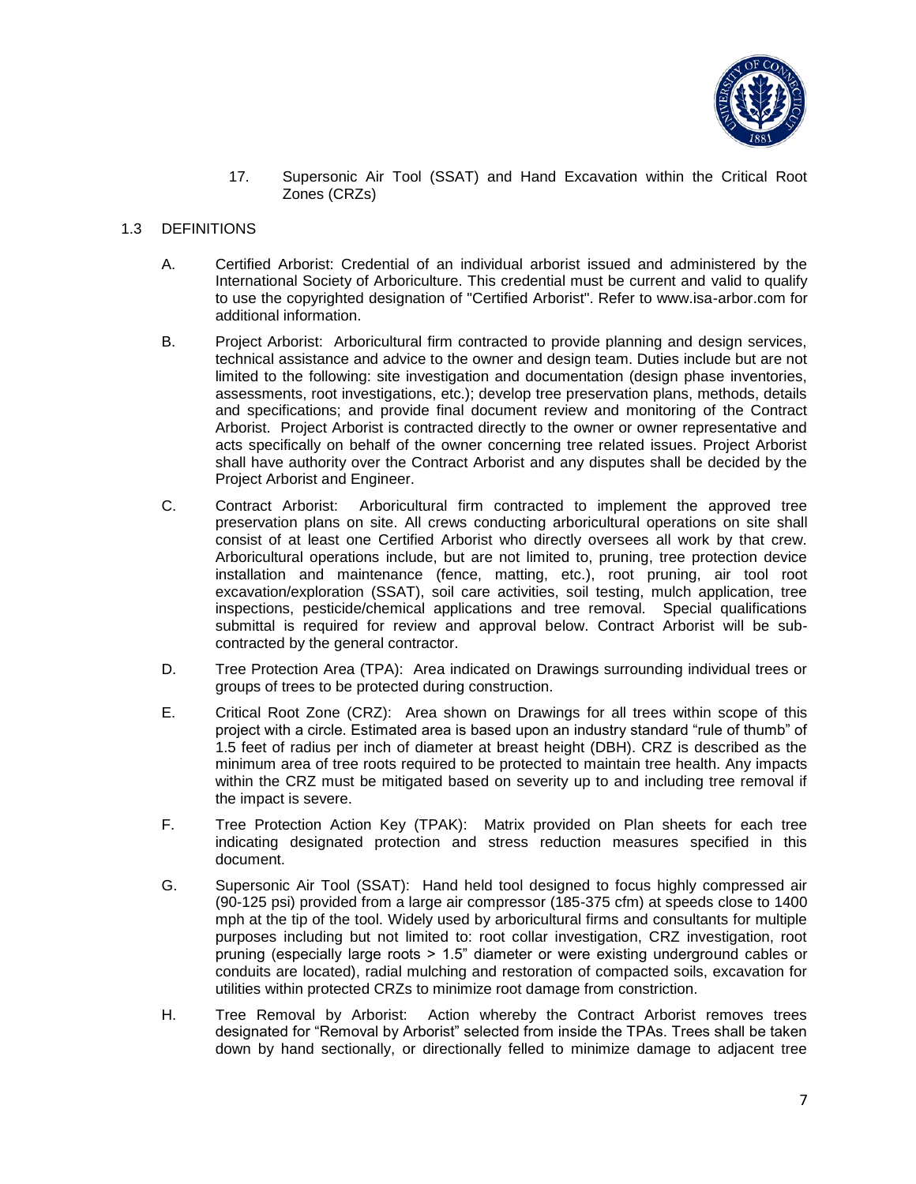17. Supersonic Air Tool (SSAT) and Hand Excavation within the Critical Root Zones (CRZs)

## 1.3 DEFINITIONS

A. Certified Arborist: Credential of an individual arborist issued and administered by the International Society of Arboriculture. This credential must be current and valid to qualify to use the copyrighted designation of "Certified Arborist". Refer to www.isa-arbor.com for additional information.

B. Project Arborist: Arboricultural firm contracted to provide planning and design services, technical assistance and advice to the owner and design team. Duties include but are not limited to the following: site investigation and documentation (design phase inventories, assessments, root investigations, etc.); develop tree preservation plans, methods, details and specifications; and provide final document review and monitoring of the Contract Arborist. Project Arborist is contracted directly to the owner or owner representative and acts specifically on behalf of the owner concerning tree related issues. Project Arborist shall have authority over the Contract Arborist and any disputes shall be decided by the Project Arborist and Engineer.

C. Contract Arborist: Arboricultural firm contracted to implement the approved tree preservation plans on site. All crews conducting arboricultural operations on site shall consist of at least one Certified Arborist who directly oversees all work by that crew. Arboricultural operations include, but are not limited to, pruning, tree protection device installation and maintenance (fence, matting, etc.), root pruning, air tool root excavation/exploration (SSAT), soil care activities, soil testing, mulch application, tree inspections, pesticide/chemical applications and tree removal. Special qualifications submittal is required for review and approval below. Contract Arborist will be sub-contracted by the general contractor.

D. Tree Protection Area (TPA): Area indicated on Drawings surrounding individual trees or groups of trees to be protected during construction.

E. Critical Root Zone (CRZ): Area shown on Drawings for all trees within scope of this project with a circle. Estimated area is based upon an industry standard "rule of thumb" of 1.5 feet of radius per inch of diameter at breast height (DBH). CRZ is described as the minimum area of tree roots required to be protected to maintain tree health. Any impacts within the CRZ must be mitigated based on severity up to and including tree removal if the impact is severe.

F. Tree Protection Action Key (TPAK): Matrix provided on Plan sheets for each tree indicating designated protection and stress reduction measures specified in this document.

G. Supersonic Air Tool (SSAT): Hand held tool designed to focus highly compressed air (90-125 psi) provided from a large air compressor (185-375 cfm) at speeds close to 1400 mph at the tip of the tool. Widely used by arboricultural firms and consultants for multiple purposes including but not limited to: root collar investigation, CRZ investigation, root pruning (especially large roots > 1.5" diameter or were existing underground cables or conduits are located), radial mulching and restoration of compacted soils, excavation for utilities within protected CRZs to minimize root damage from constriction.

H. Tree Removal by Arborist: Action whereby the Contract Arborist removes trees designated for "Removal by Arborist" selected from inside the TPAs. Trees shall be taken down by hand sectionally, or directionally felled to minimize damage to adjacent tree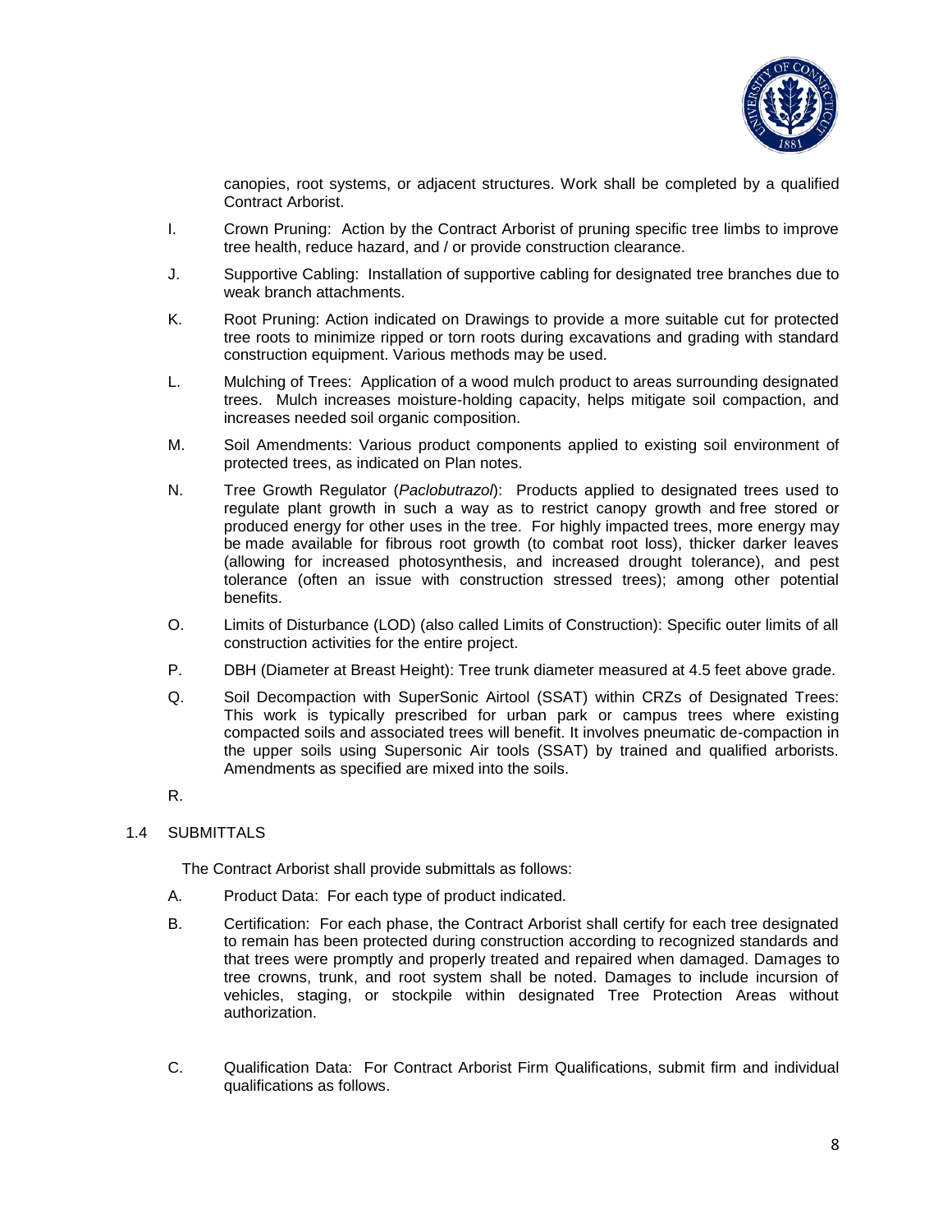canopies, root systems, or adjacent structures. Work shall be completed by a qualified Contract Arborist.

I. Crown Pruning: Action by the Contract Arborist of pruning specific tree limbs to improve tree health, reduce hazard, and / or provide construction clearance.

J. Supportive Cabling: Installation of supportive cabling for designated tree branches due to weak branch attachments.

K. Root Pruning: Action indicated on Drawings to provide a more suitable cut for protected tree roots to minimize ripped or torn roots during excavations and grading with standard construction equipment. Various methods may be used.

L. Mulching of Trees: Application of a wood mulch product to areas surrounding designated trees. Mulch increases moisture-holding capacity, helps mitigate soil compaction, and increases needed soil organic composition.

M. Soil Amendments: Various product components applied to existing soil environment of protected trees, as indicated on Plan notes.

N. Tree Growth Regulator (*Paclobutrazol*): Products applied to designated trees used to regulate plant growth in such a way as to restrict canopy growth and free stored or produced energy for other uses in the tree. For highly impacted trees, more energy may be made available for fibrous root growth (to combat root loss), thicker darker leaves (allowing for increased photosynthesis, and increased drought tolerance), and pest tolerance (often an issue with construction stressed trees); among other potential benefits.

O. Limits of Disturbance (LOD) (also called Limits of Construction): Specific outer limits of all construction activities for the entire project.

P. DBH (Diameter at Breast Height): Tree trunk diameter measured at 4.5 feet above grade.

Q. Soil Decompaction with SuperSonic Airtool (SSAT) within CRZs of Designated Trees: This work is typically prescribed for urban park or campus trees where existing compacted soils and associated trees will benefit. It involves pneumatic de-compaction in the upper soils using Supersonic Air tools (SSAT) by trained and qualified arborists. Amendments as specified are mixed into the soils.

R.

## 1.4 SUBMITTALS

The Contract Arborist shall provide submittals as follows:

A. Product Data: For each type of product indicated.

B. Certification: For each phase, the Contract Arborist shall certify for each tree designated to remain has been protected during construction according to recognized standards and that trees were promptly and properly treated and repaired when damaged. Damages to tree crowns, trunk, and root system shall be noted. Damages to include incursion of vehicles, staging, or stockpile within designated Tree Protection Areas without authorization.

C. Qualification Data: For Contract Arborist Firm Qualifications, submit firm and individual qualifications as follows.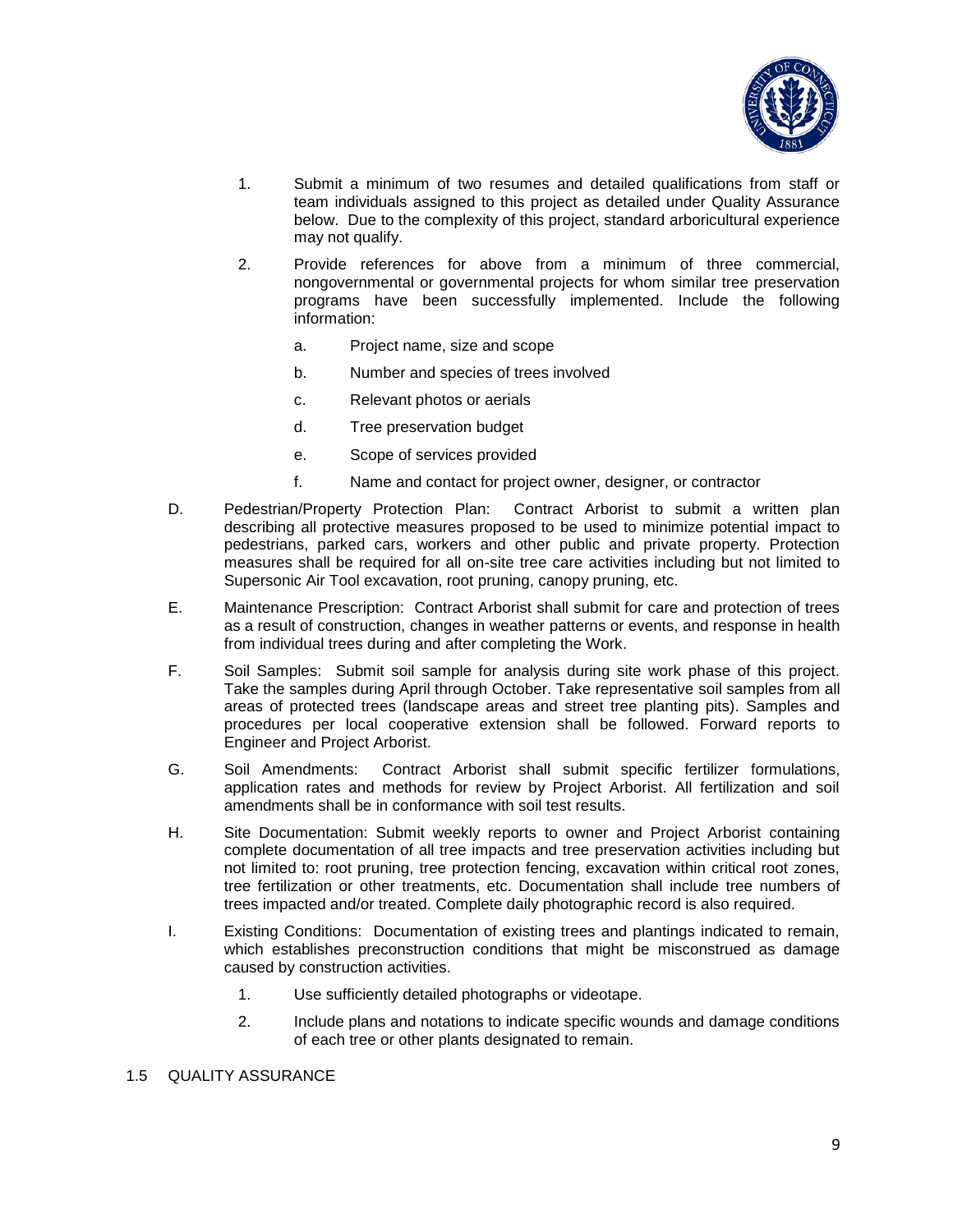1. Submit a minimum of two resumes and detailed qualifications from staff or team individuals assigned to this project as detailed under Quality Assurance below. Due to the complexity of this project, standard arboricultural experience may not qualify.

2. Provide references for above from a minimum of three commercial, nongovernmental or governmental projects for whom similar tree preservation programs have been successfully implemented. Include the following information:

   a. Project name, size and scope

   b. Number and species of trees involved

   c. Relevant photos or aerials

   d. Tree preservation budget

   e. Scope of services provided

   f. Name and contact for project owner, designer, or contractor

D. Pedestrian/Property Protection Plan: Contract Arborist to submit a written plan describing all protective measures proposed to be used to minimize potential impact to pedestrians, parked cars, workers and other public and private property. Protection measures shall be required for all on-site tree care activities including but not limited to Supersonic Air Tool excavation, root pruning, canopy pruning, etc.

E. Maintenance Prescription: Contract Arborist shall submit for care and protection of trees as a result of construction, changes in weather patterns or events, and response in health from individual trees during and after completing the Work.

F. Soil Samples: Submit soil sample for analysis during site work phase of this project. Take the samples during April through October. Take representative soil samples from all areas of protected trees (landscape areas and street tree planting pits). Samples and procedures per local cooperative extension shall be followed. Forward reports to Engineer and Project Arborist.

G. Soil Amendments: Contract Arborist shall submit specific fertilizer formulations, application rates and methods for review by Project Arborist. All fertilization and soil amendments shall be in conformance with soil test results.

H. Site Documentation: Submit weekly reports to owner and Project Arborist containing complete documentation of all tree impacts and tree preservation activities including but not limited to: root pruning, tree protection fencing, excavation within critical root zones, tree fertilization or other treatments, etc. Documentation shall include tree numbers of trees impacted and/or treated. Complete daily photographic record is also required.

I. Existing Conditions: Documentation of existing trees and plantings indicated to remain, which establishes preconstruction conditions that might be misconstrued as damage caused by construction activities.

   1. Use sufficiently detailed photographs or videotape.

   2. Include plans and notations to indicate specific wounds and damage conditions of each tree or other plants designated to remain.

## 1.5 QUALITY ASSURANCE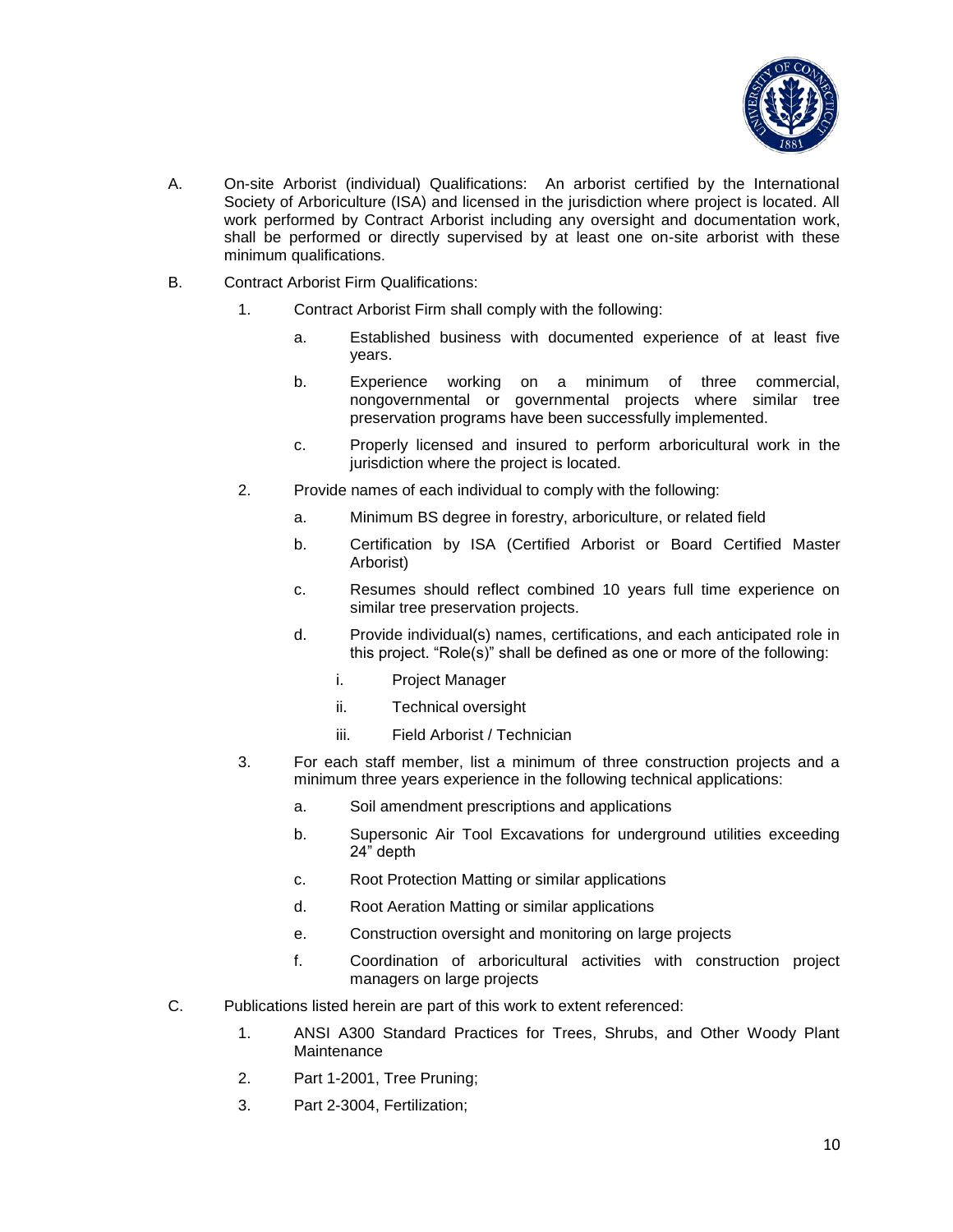A. On-site Arborist (individual) Qualifications: An arborist certified by the International Society of Arboriculture (ISA) and licensed in the jurisdiction where project is located. All work performed by Contract Arborist including any oversight and documentation work, shall be performed or directly supervised by at least one on-site arborist with these minimum qualifications.

B. Contract Arborist Firm Qualifications:

   1. Contract Arborist Firm shall comply with the following:

      a. Established business with documented experience of at least five years.

      b. Experience working on a minimum of three commercial, nongovernmental or governmental projects where similar tree preservation programs have been successfully implemented.

      c. Properly licensed and insured to perform arboricultural work in the jurisdiction where the project is located.

   2. Provide names of each individual to comply with the following:

      a. Minimum BS degree in forestry, arboriculture, or related field

      b. Certification by ISA (Certified Arborist or Board Certified Master Arborist)

      c. Resumes should reflect combined 10 years full time experience on similar tree preservation projects.

      d. Provide individual(s) names, certifications, and each anticipated role in this project. "Role(s)" shall be defined as one or more of the following:

         i. Project Manager

         ii. Technical oversight

         iii. Field Arborist / Technician

   3. For each staff member, list a minimum of three construction projects and a minimum three years experience in the following technical applications:

      a. Soil amendment prescriptions and applications

      b. Supersonic Air Tool Excavations for underground utilities exceeding 24" depth

      c. Root Protection Matting or similar applications

      d. Root Aeration Matting or similar applications

      e. Construction oversight and monitoring on large projects

      f. Coordination of arboricultural activities with construction project managers on large projects

C. Publications listed herein are part of this work to extent referenced:

   1. ANSI A300 Standard Practices for Trees, Shrubs, and Other Woody Plant Maintenance

   2. Part 1-2001, Tree Pruning;

   3. Part 2-3004, Fertilization;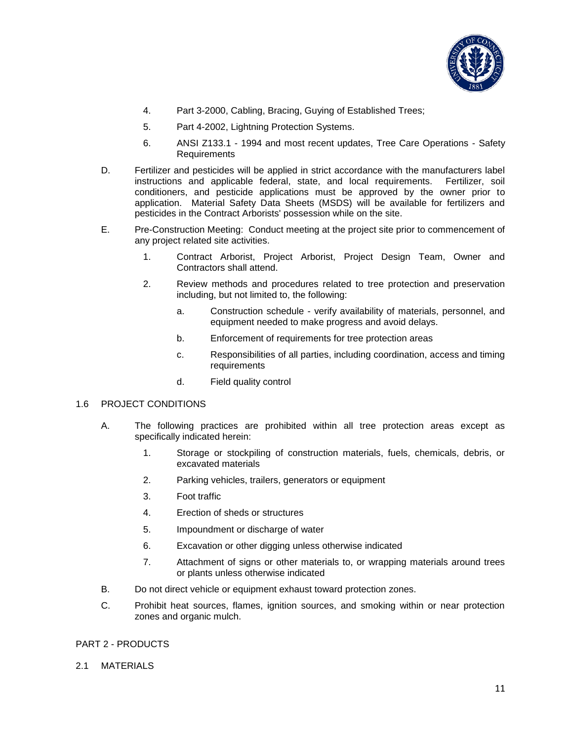4. Part 3-2000, Cabling, Bracing, Guying of Established Trees;

5. Part 4-2002, Lightning Protection Systems.

6. ANSI Z133.1 - 1994 and most recent updates, Tree Care Operations - Safety Requirements

D. Fertilizer and pesticides will be applied in strict accordance with the manufacturers label instructions and applicable federal, state, and local requirements. Fertilizer, soil conditioners, and pesticide applications must be approved by the owner prior to application. Material Safety Data Sheets (MSDS) will be available for fertilizers and pesticides in the Contract Arborists' possession while on the site.

E. Pre-Construction Meeting: Conduct meeting at the project site prior to commencement of any project related site activities.

1. Contract Arborist, Project Arborist, Project Design Team, Owner and Contractors shall attend.

2. Review methods and procedures related to tree protection and preservation including, but not limited to, the following:

   a. Construction schedule - verify availability of materials, personnel, and equipment needed to make progress and avoid delays.

   b. Enforcement of requirements for tree protection areas

   c. Responsibilities of all parties, including coordination, access and timing requirements

   d. Field quality control

## 1.6 PROJECT CONDITIONS

A. The following practices are prohibited within all tree protection areas except as specifically indicated herein:

1. Storage or stockpiling of construction materials, fuels, chemicals, debris, or excavated materials

2. Parking vehicles, trailers, generators or equipment

3. Foot traffic

4. Erection of sheds or structures

5. Impoundment or discharge of water

6. Excavation or other digging unless otherwise indicated

7. Attachment of signs or other materials to, or wrapping materials around trees or plants unless otherwise indicated

B. Do not direct vehicle or equipment exhaust toward protection zones.

C. Prohibit heat sources, flames, ignition sources, and smoking within or near protection zones and organic mulch.

# PART 2 - PRODUCTS

## 2.1 MATERIALS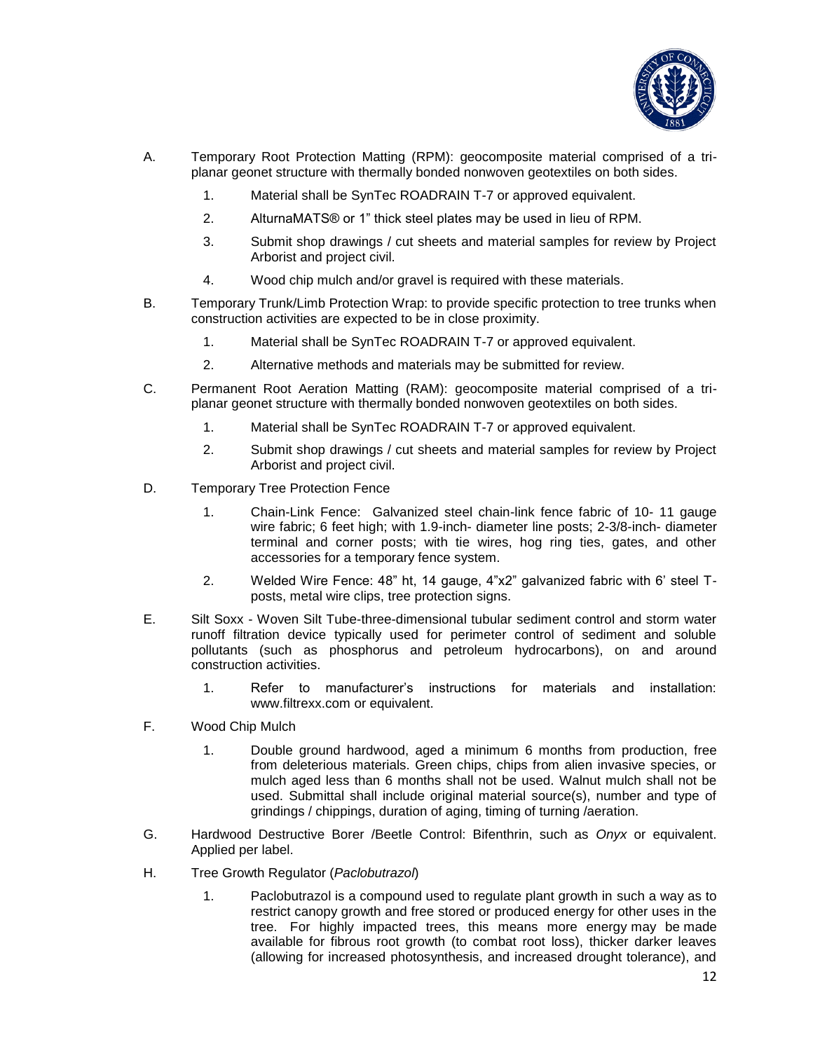A. Temporary Root Protection Matting (RPM): geocomposite material comprised of a tri-planar geonet structure with thermally bonded nonwoven geotextiles on both sides.

1. Material shall be SynTec ROADRAIN T-7 or approved equivalent.
2. AlturnaMATS® or 1" thick steel plates may be used in lieu of RPM.
3. Submit shop drawings / cut sheets and material samples for review by Project Arborist and project civil.
4. Wood chip mulch and/or gravel is required with these materials.

B. Temporary Trunk/Limb Protection Wrap: to provide specific protection to tree trunks when construction activities are expected to be in close proximity.

1. Material shall be SynTec ROADRAIN T-7 or approved equivalent.
2. Alternative methods and materials may be submitted for review.

C. Permanent Root Aeration Matting (RAM): geocomposite material comprised of a tri-planar geonet structure with thermally bonded nonwoven geotextiles on both sides.

1. Material shall be SynTec ROADRAIN T-7 or approved equivalent.
2. Submit shop drawings / cut sheets and material samples for review by Project Arborist and project civil.

D. Temporary Tree Protection Fence

1. Chain-Link Fence: Galvanized steel chain-link fence fabric of 10- 11 gauge wire fabric; 6 feet high; with 1.9-inch- diameter line posts; 2-3/8-inch- diameter terminal and corner posts; with tie wires, hog ring ties, gates, and other accessories for a temporary fence system.
2. Welded Wire Fence: 48" ht, 14 gauge, 4"x2" galvanized fabric with 6' steel T-posts, metal wire clips, tree protection signs.

E. Silt Soxx - Woven Silt Tube-three-dimensional tubular sediment control and storm water runoff filtration device typically used for perimeter control of sediment and soluble pollutants (such as phosphorus and petroleum hydrocarbons), on and around construction activities.

1. Refer to manufacturer's instructions for materials and installation: www.filtrexx.com or equivalent.

F. Wood Chip Mulch

1. Double ground hardwood, aged a minimum 6 months from production, free from deleterious materials. Green chips, chips from alien invasive species, or mulch aged less than 6 months shall not be used. Walnut mulch shall not be used. Submittal shall include original material source(s), number and type of grindings / chippings, duration of aging, timing of turning /aeration.

G. Hardwood Destructive Borer /Beetle Control: Bifenthrin, such as *Onyx* or equivalent. Applied per label.

H. Tree Growth Regulator (*Paclobutrazol*)

1. Paclobutrazol is a compound used to regulate plant growth in such a way as to restrict canopy growth and free stored or produced energy for other uses in the tree. For highly impacted trees, this means more energy may be made available for fibrous root growth (to combat root loss), thicker darker leaves (allowing for increased photosynthesis, and increased drought tolerance), and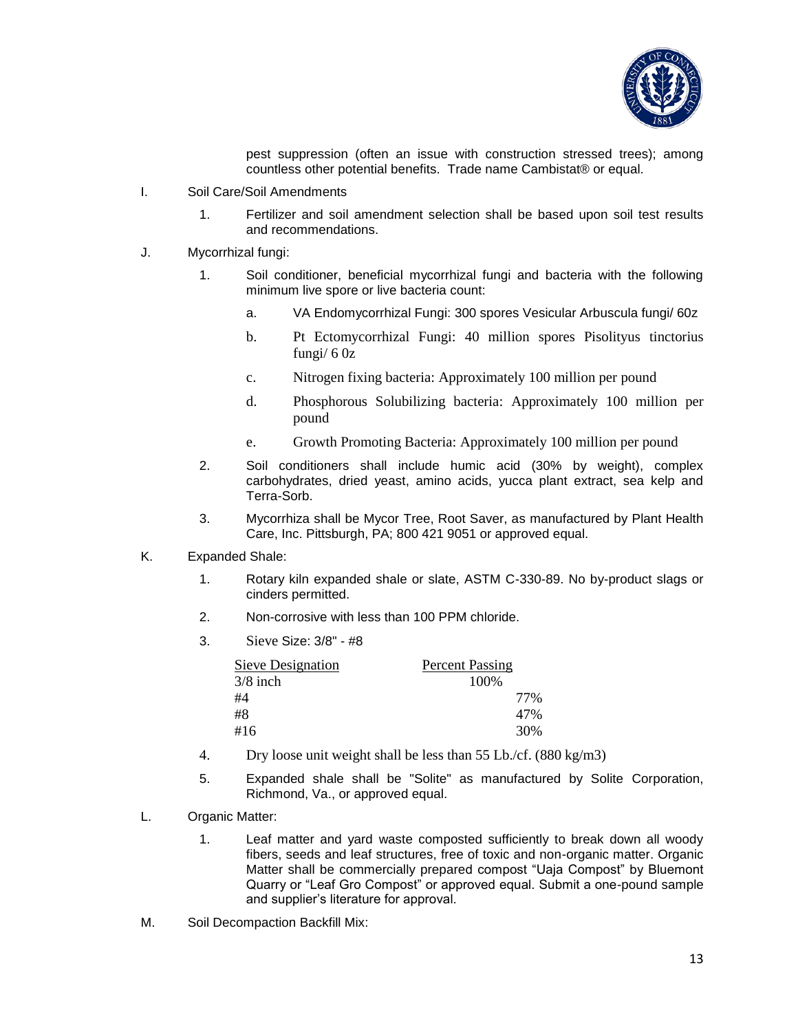pest suppression (often an issue with construction stressed trees); among countless other potential benefits. Trade name Cambistat® or equal.

I. Soil Care/Soil Amendments

1. Fertilizer and soil amendment selection shall be based upon soil test results and recommendations.

J. Mycorrhizal fungi:

1. Soil conditioner, beneficial mycorrhizal fungi and bacteria with the following minimum live spore or live bacteria count:

   a. VA Endomycorrhizal Fungi: 300 spores Vesicular Arbuscula fungi/ 60z

   b. Pt Ectomycorrhizal Fungi: 40 million spores Pisolityus tinctorius fungi/ 6 0z

   c. Nitrogen fixing bacteria: Approximately 100 million per pound

   d. Phosphorous Solubilizing bacteria: Approximately 100 million per pound

   e. Growth Promoting Bacteria: Approximately 100 million per pound

2. Soil conditioners shall include humic acid (30% by weight), complex carbohydrates, dried yeast, amino acids, yucca plant extract, sea kelp and Terra-Sorb.

3. Mycorrhiza shall be Mycor Tree, Root Saver, as manufactured by Plant Health Care, Inc. Pittsburgh, PA; 800 421 9051 or approved equal.

K. Expanded Shale:

1. Rotary kiln expanded shale or slate, ASTM C-330-89. No by-product slags or cinders permitted.

2. Non-corrosive with less than 100 PPM chloride.

3. Sieve Size: 3/8" - #8

| Sieve Designation | Percent Passing |
|---|---|
| 3/8 inch | 100% |
| #4 | 77% |
| #8 | 47% |
| #16 | 30% |

4. Dry loose unit weight shall be less than 55 Lb./cf. (880 kg/m3)

5. Expanded shale shall be "Solite" as manufactured by Solite Corporation, Richmond, Va., or approved equal.

L. Organic Matter:

1. Leaf matter and yard waste composted sufficiently to break down all woody fibers, seeds and leaf structures, free of toxic and non-organic matter. Organic Matter shall be commercially prepared compost "Uaja Compost" by Bluemont Quarry or "Leaf Gro Compost" or approved equal. Submit a one-pound sample and supplier's literature for approval.

M. Soil Decompaction Backfill Mix: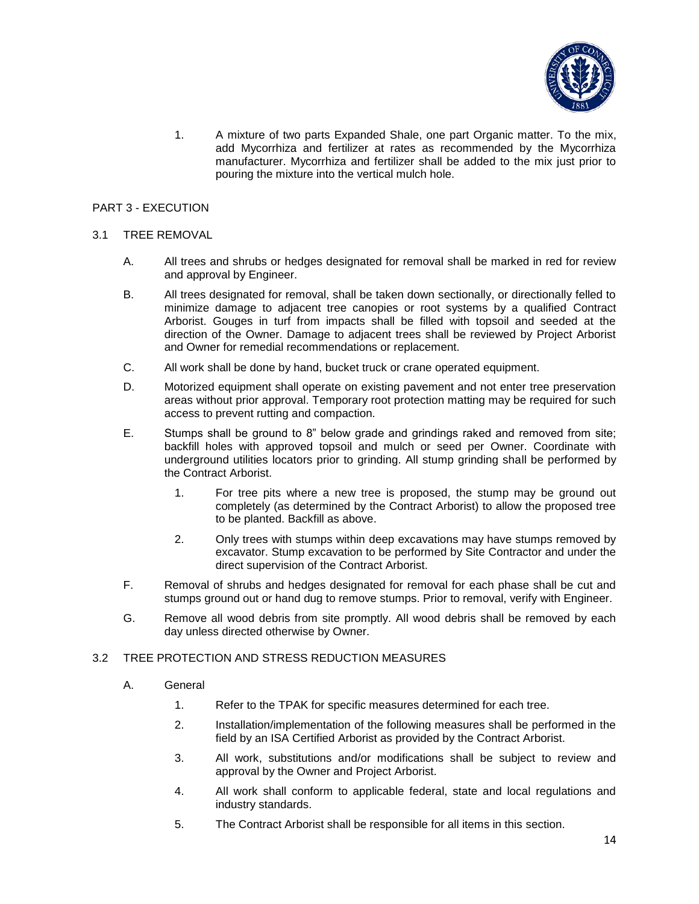1. A mixture of two parts Expanded Shale, one part Organic matter. To the mix, add Mycorrhiza and fertilizer at rates as recommended by the Mycorrhiza manufacturer. Mycorrhiza and fertilizer shall be added to the mix just prior to pouring the mixture into the vertical mulch hole.

## PART 3 - EXECUTION

### 3.1 TREE REMOVAL

A. All trees and shrubs or hedges designated for removal shall be marked in red for review and approval by Engineer.

B. All trees designated for removal, shall be taken down sectionally, or directionally felled to minimize damage to adjacent tree canopies or root systems by a qualified Contract Arborist. Gouges in turf from impacts shall be filled with topsoil and seeded at the direction of the Owner. Damage to adjacent trees shall be reviewed by Project Arborist and Owner for remedial recommendations or replacement.

C. All work shall be done by hand, bucket truck or crane operated equipment.

D. Motorized equipment shall operate on existing pavement and not enter tree preservation areas without prior approval. Temporary root protection matting may be required for such access to prevent rutting and compaction.

E. Stumps shall be ground to 8" below grade and grindings raked and removed from site; backfill holes with approved topsoil and mulch or seed per Owner. Coordinate with underground utilities locators prior to grinding. All stump grinding shall be performed by the Contract Arborist.

   1. For tree pits where a new tree is proposed, the stump may be ground out completely (as determined by the Contract Arborist) to allow the proposed tree to be planted. Backfill as above.

   2. Only trees with stumps within deep excavations may have stumps removed by excavator. Stump excavation to be performed by Site Contractor and under the direct supervision of the Contract Arborist.

F. Removal of shrubs and hedges designated for removal for each phase shall be cut and stumps ground out or hand dug to remove stumps. Prior to removal, verify with Engineer.

G. Remove all wood debris from site promptly. All wood debris shall be removed by each day unless directed otherwise by Owner.

### 3.2 TREE PROTECTION AND STRESS REDUCTION MEASURES

A. General

   1. Refer to the TPAK for specific measures determined for each tree.

   2. Installation/implementation of the following measures shall be performed in the field by an ISA Certified Arborist as provided by the Contract Arborist.

   3. All work, substitutions and/or modifications shall be subject to review and approval by the Owner and Project Arborist.

   4. All work shall conform to applicable federal, state and local regulations and industry standards.

   5. The Contract Arborist shall be responsible for all items in this section.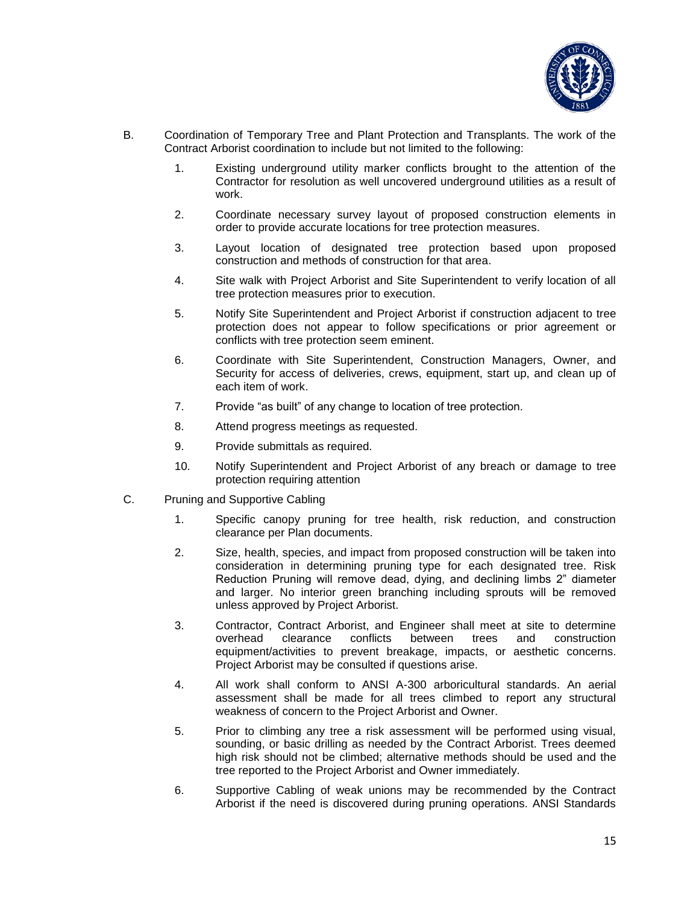B. Coordination of Temporary Tree and Plant Protection and Transplants. The work of the Contract Arborist coordination to include but not limited to the following:

1. Existing underground utility marker conflicts brought to the attention of the Contractor for resolution as well uncovered underground utilities as a result of work.
2. Coordinate necessary survey layout of proposed construction elements in order to provide accurate locations for tree protection measures.
3. Layout location of designated tree protection based upon proposed construction and methods of construction for that area.
4. Site walk with Project Arborist and Site Superintendent to verify location of all tree protection measures prior to execution.
5. Notify Site Superintendent and Project Arborist if construction adjacent to tree protection does not appear to follow specifications or prior agreement or conflicts with tree protection seem eminent.
6. Coordinate with Site Superintendent, Construction Managers, Owner, and Security for access of deliveries, crews, equipment, start up, and clean up of each item of work.
7. Provide "as built" of any change to location of tree protection.
8. Attend progress meetings as requested.
9. Provide submittals as required.
10. Notify Superintendent and Project Arborist of any breach or damage to tree protection requiring attention

C. Pruning and Supportive Cabling

1. Specific canopy pruning for tree health, risk reduction, and construction clearance per Plan documents.
2. Size, health, species, and impact from proposed construction will be taken into consideration in determining pruning type for each designated tree. Risk Reduction Pruning will remove dead, dying, and declining limbs 2" diameter and larger. No interior green branching including sprouts will be removed unless approved by Project Arborist.
3. Contractor, Contract Arborist, and Engineer shall meet at site to determine overhead clearance conflicts between trees and construction equipment/activities to prevent breakage, impacts, or aesthetic concerns. Project Arborist may be consulted if questions arise.
4. All work shall conform to ANSI A-300 arboricultural standards. An aerial assessment shall be made for all trees climbed to report any structural weakness of concern to the Project Arborist and Owner.
5. Prior to climbing any tree a risk assessment will be performed using visual, sounding, or basic drilling as needed by the Contract Arborist. Trees deemed high risk should not be climbed; alternative methods should be used and the tree reported to the Project Arborist and Owner immediately.
6. Supportive Cabling of weak unions may be recommended by the Contract Arborist if the need is discovered during pruning operations. ANSI Standards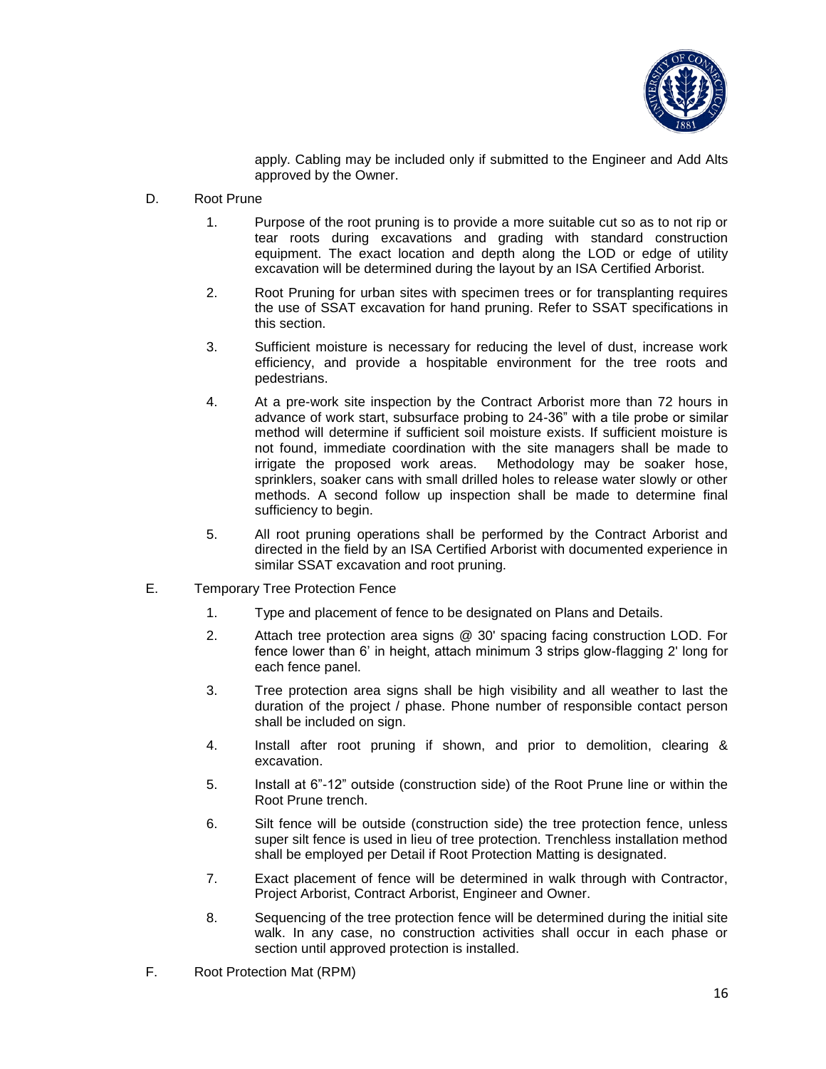apply. Cabling may be included only if submitted to the Engineer and Add Alts approved by the Owner.

D. Root Prune

1. Purpose of the root pruning is to provide a more suitable cut so as to not rip or tear roots during excavations and grading with standard construction equipment. The exact location and depth along the LOD or edge of utility excavation will be determined during the layout by an ISA Certified Arborist.

2. Root Pruning for urban sites with specimen trees or for transplanting requires the use of SSAT excavation for hand pruning. Refer to SSAT specifications in this section.

3. Sufficient moisture is necessary for reducing the level of dust, increase work efficiency, and provide a hospitable environment for the tree roots and pedestrians.

4. At a pre-work site inspection by the Contract Arborist more than 72 hours in advance of work start, subsurface probing to 24-36" with a tile probe or similar method will determine if sufficient soil moisture exists. If sufficient moisture is not found, immediate coordination with the site managers shall be made to irrigate the proposed work areas. Methodology may be soaker hose, sprinklers, soaker cans with small drilled holes to release water slowly or other methods. A second follow up inspection shall be made to determine final sufficiency to begin.

5. All root pruning operations shall be performed by the Contract Arborist and directed in the field by an ISA Certified Arborist with documented experience in similar SSAT excavation and root pruning.

E. Temporary Tree Protection Fence

1. Type and placement of fence to be designated on Plans and Details.

2. Attach tree protection area signs @ 30' spacing facing construction LOD. For fence lower than 6' in height, attach minimum 3 strips glow-flagging 2' long for each fence panel.

3. Tree protection area signs shall be high visibility and all weather to last the duration of the project / phase. Phone number of responsible contact person shall be included on sign.

4. Install after root pruning if shown, and prior to demolition, clearing & excavation.

5. Install at 6"-12" outside (construction side) of the Root Prune line or within the Root Prune trench.

6. Silt fence will be outside (construction side) the tree protection fence, unless super silt fence is used in lieu of tree protection. Trenchless installation method shall be employed per Detail if Root Protection Matting is designated.

7. Exact placement of fence will be determined in walk through with Contractor, Project Arborist, Contract Arborist, Engineer and Owner.

8. Sequencing of the tree protection fence will be determined during the initial site walk. In any case, no construction activities shall occur in each phase or section until approved protection is installed.

F. Root Protection Mat (RPM)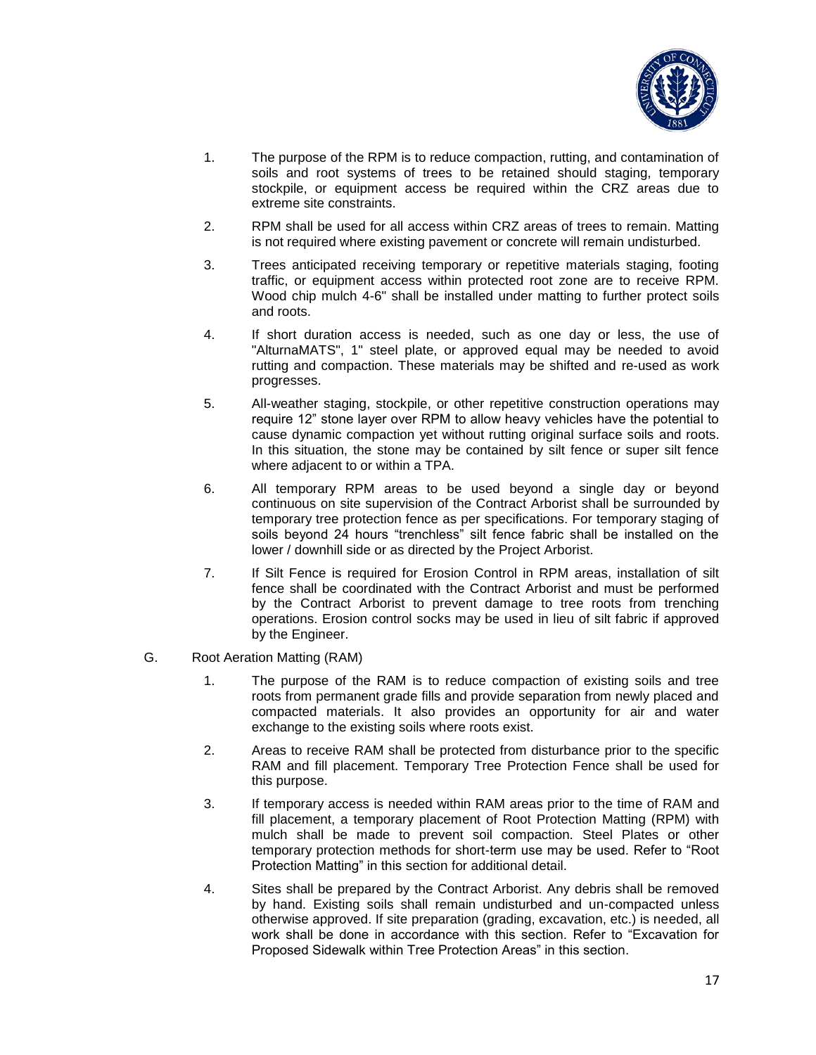1. The purpose of the RPM is to reduce compaction, rutting, and contamination of soils and root systems of trees to be retained should staging, temporary stockpile, or equipment access be required within the CRZ areas due to extreme site constraints.

2. RPM shall be used for all access within CRZ areas of trees to remain. Matting is not required where existing pavement or concrete will remain undisturbed.

3. Trees anticipated receiving temporary or repetitive materials staging, footing traffic, or equipment access within protected root zone are to receive RPM. Wood chip mulch 4-6" shall be installed under matting to further protect soils and roots.

4. If short duration access is needed, such as one day or less, the use of "AlturnaMATS", 1" steel plate, or approved equal may be needed to avoid rutting and compaction. These materials may be shifted and re-used as work progresses.

5. All-weather staging, stockpile, or other repetitive construction operations may require 12" stone layer over RPM to allow heavy vehicles have the potential to cause dynamic compaction yet without rutting original surface soils and roots. In this situation, the stone may be contained by silt fence or super silt fence where adjacent to or within a TPA.

6. All temporary RPM areas to be used beyond a single day or beyond continuous on site supervision of the Contract Arborist shall be surrounded by temporary tree protection fence as per specifications. For temporary staging of soils beyond 24 hours "trenchless" silt fence fabric shall be installed on the lower / downhill side or as directed by the Project Arborist.

7. If Silt Fence is required for Erosion Control in RPM areas, installation of silt fence shall be coordinated with the Contract Arborist and must be performed by the Contract Arborist to prevent damage to tree roots from trenching operations. Erosion control socks may be used in lieu of silt fabric if approved by the Engineer.

G. Root Aeration Matting (RAM)

1. The purpose of the RAM is to reduce compaction of existing soils and tree roots from permanent grade fills and provide separation from newly placed and compacted materials. It also provides an opportunity for air and water exchange to the existing soils where roots exist.

2. Areas to receive RAM shall be protected from disturbance prior to the specific RAM and fill placement. Temporary Tree Protection Fence shall be used for this purpose.

3. If temporary access is needed within RAM areas prior to the time of RAM and fill placement, a temporary placement of Root Protection Matting (RPM) with mulch shall be made to prevent soil compaction. Steel Plates or other temporary protection methods for short-term use may be used. Refer to "Root Protection Matting" in this section for additional detail.

4. Sites shall be prepared by the Contract Arborist. Any debris shall be removed by hand. Existing soils shall remain undisturbed and un-compacted unless otherwise approved. If site preparation (grading, excavation, etc.) is needed, all work shall be done in accordance with this section. Refer to "Excavation for Proposed Sidewalk within Tree Protection Areas" in this section.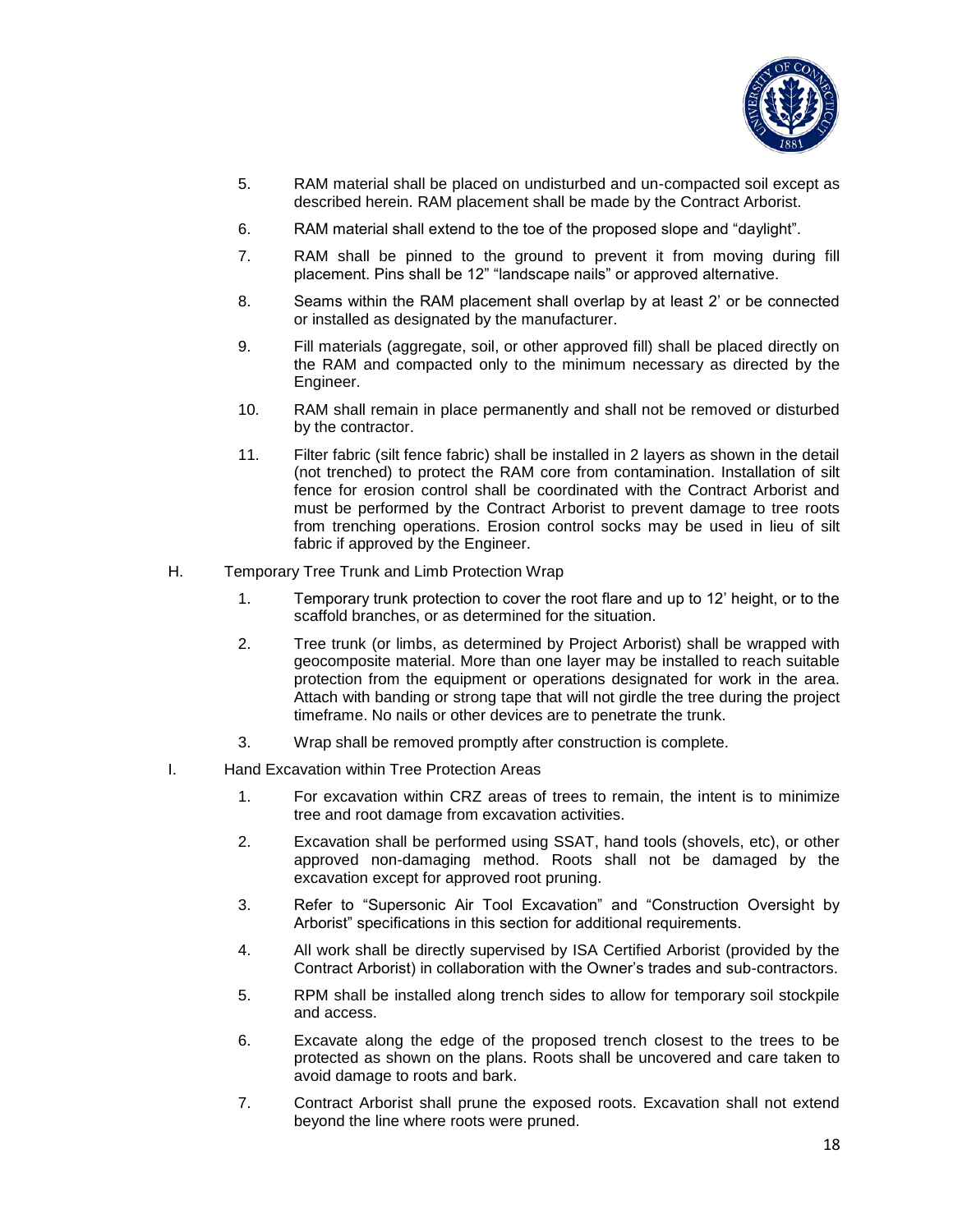5. RAM material shall be placed on undisturbed and un-compacted soil except as described herein. RAM placement shall be made by the Contract Arborist.

6. RAM material shall extend to the toe of the proposed slope and "daylight".

7. RAM shall be pinned to the ground to prevent it from moving during fill placement. Pins shall be 12" "landscape nails" or approved alternative.

8. Seams within the RAM placement shall overlap by at least 2' or be connected or installed as designated by the manufacturer.

9. Fill materials (aggregate, soil, or other approved fill) shall be placed directly on the RAM and compacted only to the minimum necessary as directed by the Engineer.

10. RAM shall remain in place permanently and shall not be removed or disturbed by the contractor.

11. Filter fabric (silt fence fabric) shall be installed in 2 layers as shown in the detail (not trenched) to protect the RAM core from contamination. Installation of silt fence for erosion control shall be coordinated with the Contract Arborist and must be performed by the Contract Arborist to prevent damage to tree roots from trenching operations. Erosion control socks may be used in lieu of silt fabric if approved by the Engineer.

H. Temporary Tree Trunk and Limb Protection Wrap

1. Temporary trunk protection to cover the root flare and up to 12' height, or to the scaffold branches, or as determined for the situation.

2. Tree trunk (or limbs, as determined by Project Arborist) shall be wrapped with geocomposite material. More than one layer may be installed to reach suitable protection from the equipment or operations designated for work in the area. Attach with banding or strong tape that will not girdle the tree during the project timeframe. No nails or other devices are to penetrate the trunk.

3. Wrap shall be removed promptly after construction is complete.

I. Hand Excavation within Tree Protection Areas

1. For excavation within CRZ areas of trees to remain, the intent is to minimize tree and root damage from excavation activities.

2. Excavation shall be performed using SSAT, hand tools (shovels, etc), or other approved non-damaging method. Roots shall not be damaged by the excavation except for approved root pruning.

3. Refer to "Supersonic Air Tool Excavation" and "Construction Oversight by Arborist" specifications in this section for additional requirements.

4. All work shall be directly supervised by ISA Certified Arborist (provided by the Contract Arborist) in collaboration with the Owner's trades and sub-contractors.

5. RPM shall be installed along trench sides to allow for temporary soil stockpile and access.

6. Excavate along the edge of the proposed trench closest to the trees to be protected as shown on the plans. Roots shall be uncovered and care taken to avoid damage to roots and bark.

7. Contract Arborist shall prune the exposed roots. Excavation shall not extend beyond the line where roots were pruned.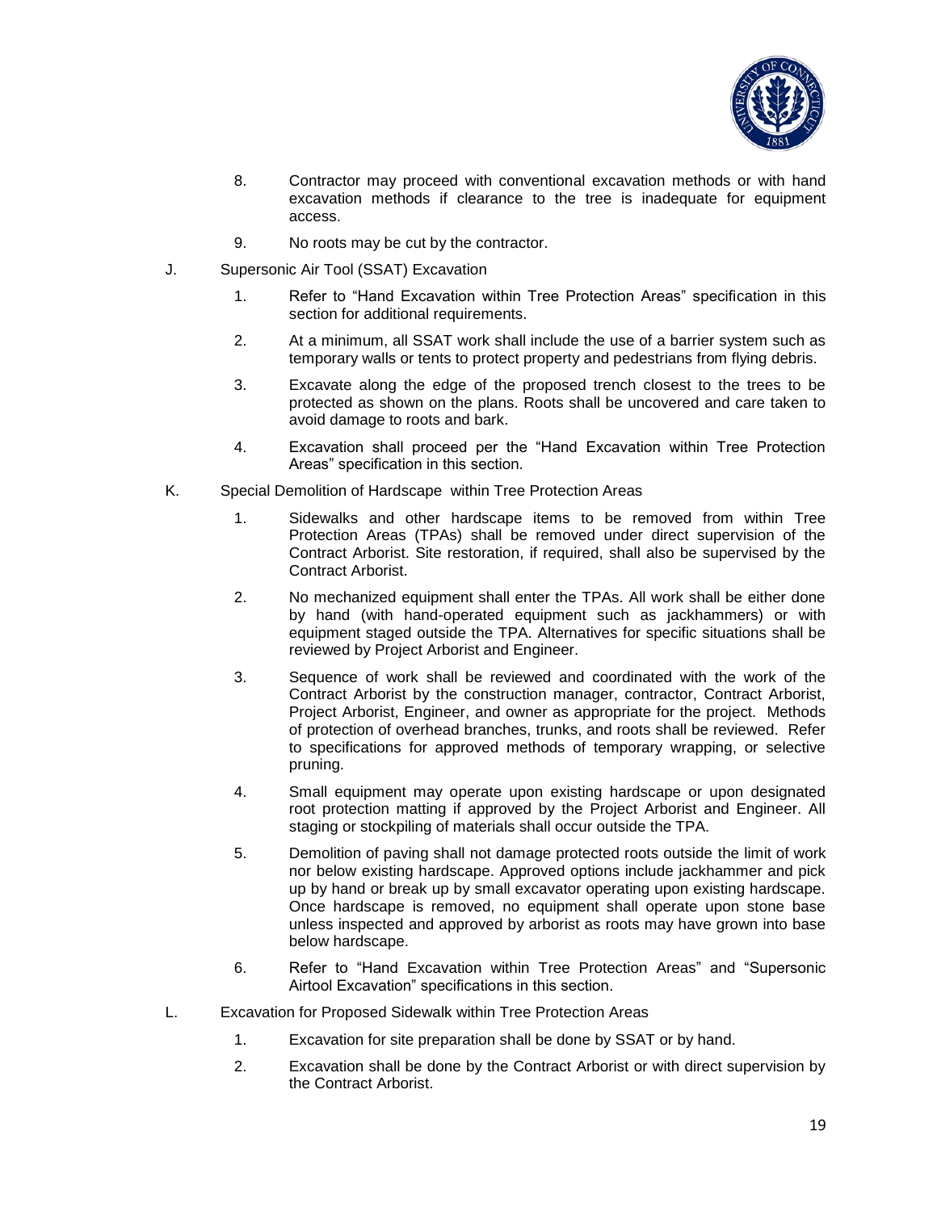8. Contractor may proceed with conventional excavation methods or with hand excavation methods if clearance to the tree is inadequate for equipment access.

9. No roots may be cut by the contractor.

J. Supersonic Air Tool (SSAT) Excavation

1. Refer to "Hand Excavation within Tree Protection Areas" specification in this section for additional requirements.

2. At a minimum, all SSAT work shall include the use of a barrier system such as temporary walls or tents to protect property and pedestrians from flying debris.

3. Excavate along the edge of the proposed trench closest to the trees to be protected as shown on the plans. Roots shall be uncovered and care taken to avoid damage to roots and bark.

4. Excavation shall proceed per the "Hand Excavation within Tree Protection Areas" specification in this section.

K. Special Demolition of Hardscape within Tree Protection Areas

1. Sidewalks and other hardscape items to be removed from within Tree Protection Areas (TPAs) shall be removed under direct supervision of the Contract Arborist. Site restoration, if required, shall also be supervised by the Contract Arborist.

2. No mechanized equipment shall enter the TPAs. All work shall be either done by hand (with hand-operated equipment such as jackhammers) or with equipment staged outside the TPA. Alternatives for specific situations shall be reviewed by Project Arborist and Engineer.

3. Sequence of work shall be reviewed and coordinated with the work of the Contract Arborist by the construction manager, contractor, Contract Arborist, Project Arborist, Engineer, and owner as appropriate for the project. Methods of protection of overhead branches, trunks, and roots shall be reviewed. Refer to specifications for approved methods of temporary wrapping, or selective pruning.

4. Small equipment may operate upon existing hardscape or upon designated root protection matting if approved by the Project Arborist and Engineer. All staging or stockpiling of materials shall occur outside the TPA.

5. Demolition of paving shall not damage protected roots outside the limit of work nor below existing hardscape. Approved options include jackhammer and pick up by hand or break up by small excavator operating upon existing hardscape. Once hardscape is removed, no equipment shall operate upon stone base unless inspected and approved by arborist as roots may have grown into base below hardscape.

6. Refer to "Hand Excavation within Tree Protection Areas" and "Supersonic Airtool Excavation" specifications in this section.

L. Excavation for Proposed Sidewalk within Tree Protection Areas

1. Excavation for site preparation shall be done by SSAT or by hand.

2. Excavation shall be done by the Contract Arborist or with direct supervision by the Contract Arborist.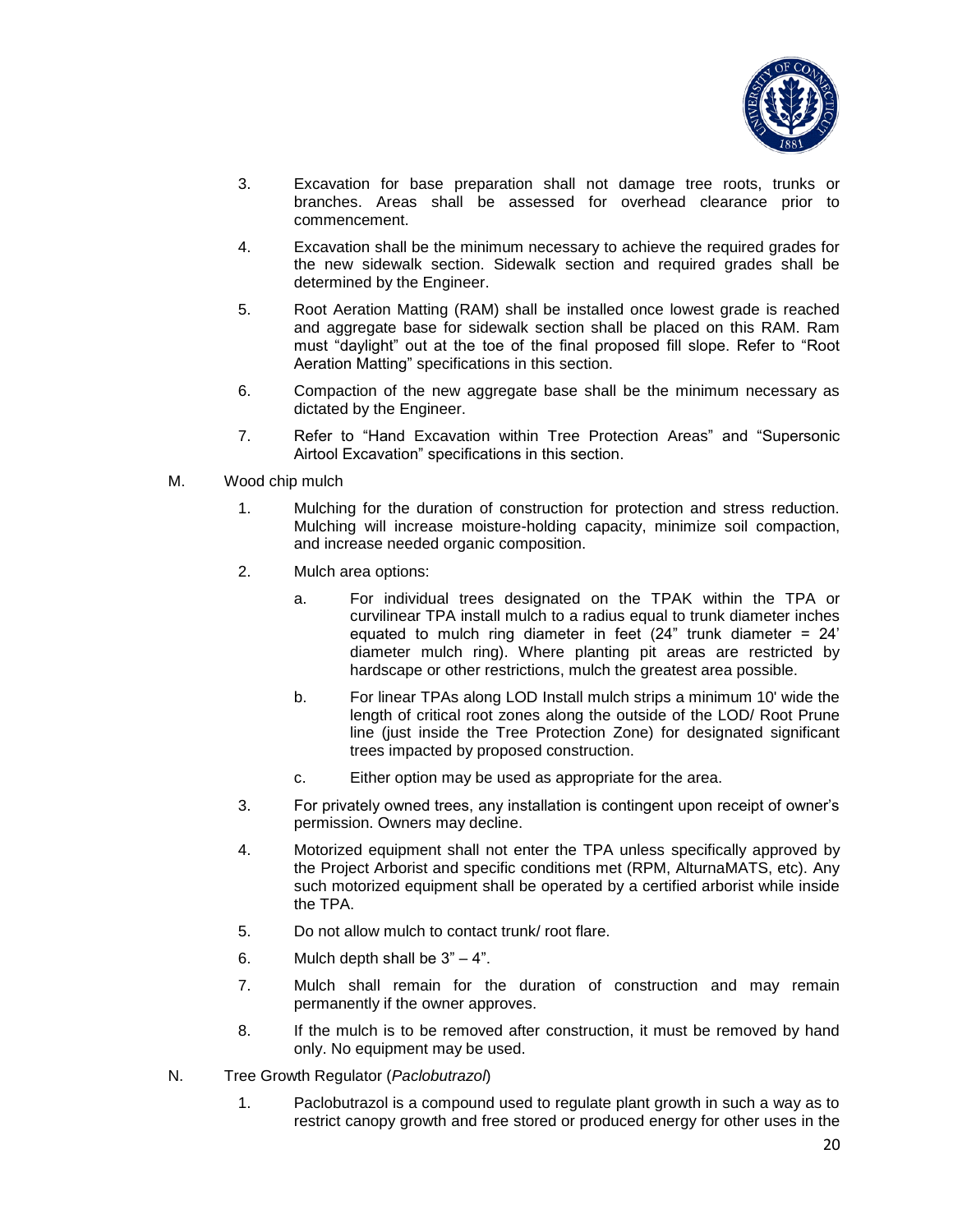3. Excavation for base preparation shall not damage tree roots, trunks or branches. Areas shall be assessed for overhead clearance prior to commencement.

4. Excavation shall be the minimum necessary to achieve the required grades for the new sidewalk section. Sidewalk section and required grades shall be determined by the Engineer.

5. Root Aeration Matting (RAM) shall be installed once lowest grade is reached and aggregate base for sidewalk section shall be placed on this RAM. Ram must "daylight" out at the toe of the final proposed fill slope. Refer to "Root Aeration Matting" specifications in this section.

6. Compaction of the new aggregate base shall be the minimum necessary as dictated by the Engineer.

7. Refer to "Hand Excavation within Tree Protection Areas" and "Supersonic Airtool Excavation" specifications in this section.

M. Wood chip mulch

1. Mulching for the duration of construction for protection and stress reduction. Mulching will increase moisture-holding capacity, minimize soil compaction, and increase needed organic composition.

2. Mulch area options:

   a. For individual trees designated on the TPAK within the TPA or curvilinear TPA install mulch to a radius equal to trunk diameter inches equated to mulch ring diameter in feet (24" trunk diameter = 24' diameter mulch ring). Where planting pit areas are restricted by hardscape or other restrictions, mulch the greatest area possible.

   b. For linear TPAs along LOD Install mulch strips a minimum 10' wide the length of critical root zones along the outside of the LOD/ Root Prune line (just inside the Tree Protection Zone) for designated significant trees impacted by proposed construction.

   c. Either option may be used as appropriate for the area.

3. For privately owned trees, any installation is contingent upon receipt of owner's permission. Owners may decline.

4. Motorized equipment shall not enter the TPA unless specifically approved by the Project Arborist and specific conditions met (RPM, AlturnaMATS, etc). Any such motorized equipment shall be operated by a certified arborist while inside the TPA.

5. Do not allow mulch to contact trunk/ root flare.

6. Mulch depth shall be 3" – 4".

7. Mulch shall remain for the duration of construction and may remain permanently if the owner approves.

8. If the mulch is to be removed after construction, it must be removed by hand only. No equipment may be used.

N. Tree Growth Regulator (*Paclobutrazol*)

1. Paclobutrazol is a compound used to regulate plant growth in such a way as to restrict canopy growth and free stored or produced energy for other uses in the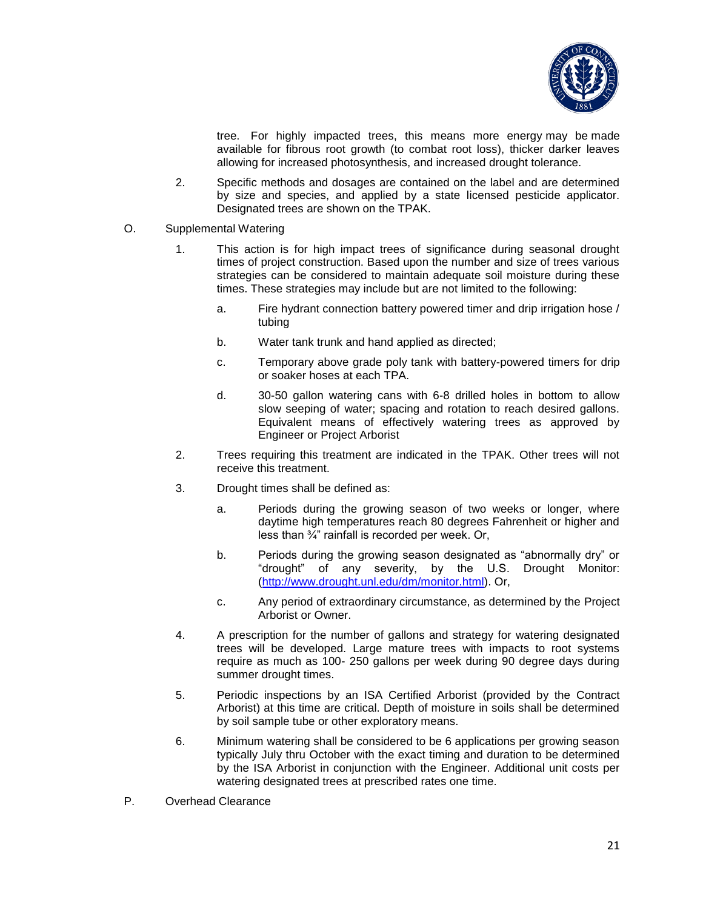tree. For highly impacted trees, this means more energy may be made available for fibrous root growth (to combat root loss), thicker darker leaves allowing for increased photosynthesis, and increased drought tolerance.

2. Specific methods and dosages are contained on the label and are determined by size and species, and applied by a state licensed pesticide applicator. Designated trees are shown on the TPAK.

O. Supplemental Watering

1. This action is for high impact trees of significance during seasonal drought times of project construction. Based upon the number and size of trees various strategies can be considered to maintain adequate soil moisture during these times. These strategies may include but are not limited to the following:

   a. Fire hydrant connection battery powered timer and drip irrigation hose / tubing

   b. Water tank trunk and hand applied as directed;

   c. Temporary above grade poly tank with battery-powered timers for drip or soaker hoses at each TPA.

   d. 30-50 gallon watering cans with 6-8 drilled holes in bottom to allow slow seeping of water; spacing and rotation to reach desired gallons. Equivalent means of effectively watering trees as approved by Engineer or Project Arborist

2. Trees requiring this treatment are indicated in the TPAK. Other trees will not receive this treatment.

3. Drought times shall be defined as:

   a. Periods during the growing season of two weeks or longer, where daytime high temperatures reach 80 degrees Fahrenheit or higher and less than ¾" rainfall is recorded per week. Or,

   b. Periods during the growing season designated as "abnormally dry" or "drought" of any severity, by the U.S. Drought Monitor: (http://www.drought.unl.edu/dm/monitor.html). Or,

   c. Any period of extraordinary circumstance, as determined by the Project Arborist or Owner.

4. A prescription for the number of gallons and strategy for watering designated trees will be developed. Large mature trees with impacts to root systems require as much as 100- 250 gallons per week during 90 degree days during summer drought times.

5. Periodic inspections by an ISA Certified Arborist (provided by the Contract Arborist) at this time are critical. Depth of moisture in soils shall be determined by soil sample tube or other exploratory means.

6. Minimum watering shall be considered to be 6 applications per growing season typically July thru October with the exact timing and duration to be determined by the ISA Arborist in conjunction with the Engineer. Additional unit costs per watering designated trees at prescribed rates one time.

P. Overhead Clearance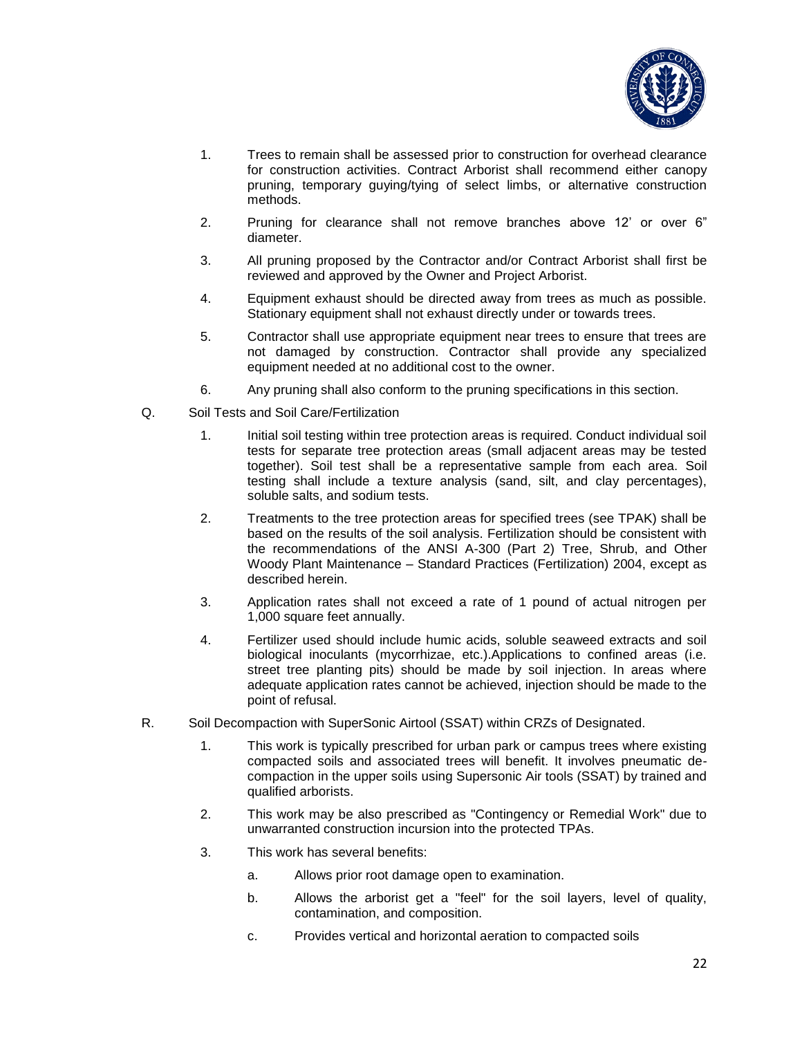1. Trees to remain shall be assessed prior to construction for overhead clearance for construction activities. Contract Arborist shall recommend either canopy pruning, temporary guying/tying of select limbs, or alternative construction methods.

2. Pruning for clearance shall not remove branches above 12' or over 6" diameter.

3. All pruning proposed by the Contractor and/or Contract Arborist shall first be reviewed and approved by the Owner and Project Arborist.

4. Equipment exhaust should be directed away from trees as much as possible. Stationary equipment shall not exhaust directly under or towards trees.

5. Contractor shall use appropriate equipment near trees to ensure that trees are not damaged by construction. Contractor shall provide any specialized equipment needed at no additional cost to the owner.

6. Any pruning shall also conform to the pruning specifications in this section.

Q. Soil Tests and Soil Care/Fertilization

1. Initial soil testing within tree protection areas is required. Conduct individual soil tests for separate tree protection areas (small adjacent areas may be tested together). Soil test shall be a representative sample from each area. Soil testing shall include a texture analysis (sand, silt, and clay percentages), soluble salts, and sodium tests.

2. Treatments to the tree protection areas for specified trees (see TPAK) shall be based on the results of the soil analysis. Fertilization should be consistent with the recommendations of the ANSI A-300 (Part 2) Tree, Shrub, and Other Woody Plant Maintenance – Standard Practices (Fertilization) 2004, except as described herein.

3. Application rates shall not exceed a rate of 1 pound of actual nitrogen per 1,000 square feet annually.

4. Fertilizer used should include humic acids, soluble seaweed extracts and soil biological inoculants (mycorrhizae, etc.).Applications to confined areas (i.e. street tree planting pits) should be made by soil injection. In areas where adequate application rates cannot be achieved, injection should be made to the point of refusal.

R. Soil Decompaction with SuperSonic Airtool (SSAT) within CRZs of Designated.

1. This work is typically prescribed for urban park or campus trees where existing compacted soils and associated trees will benefit. It involves pneumatic de-compaction in the upper soils using Supersonic Air tools (SSAT) by trained and qualified arborists.

2. This work may be also prescribed as "Contingency or Remedial Work" due to unwarranted construction incursion into the protected TPAs.

3. This work has several benefits:

   a. Allows prior root damage open to examination.

   b. Allows the arborist get a "feel" for the soil layers, level of quality, contamination, and composition.

   c. Provides vertical and horizontal aeration to compacted soils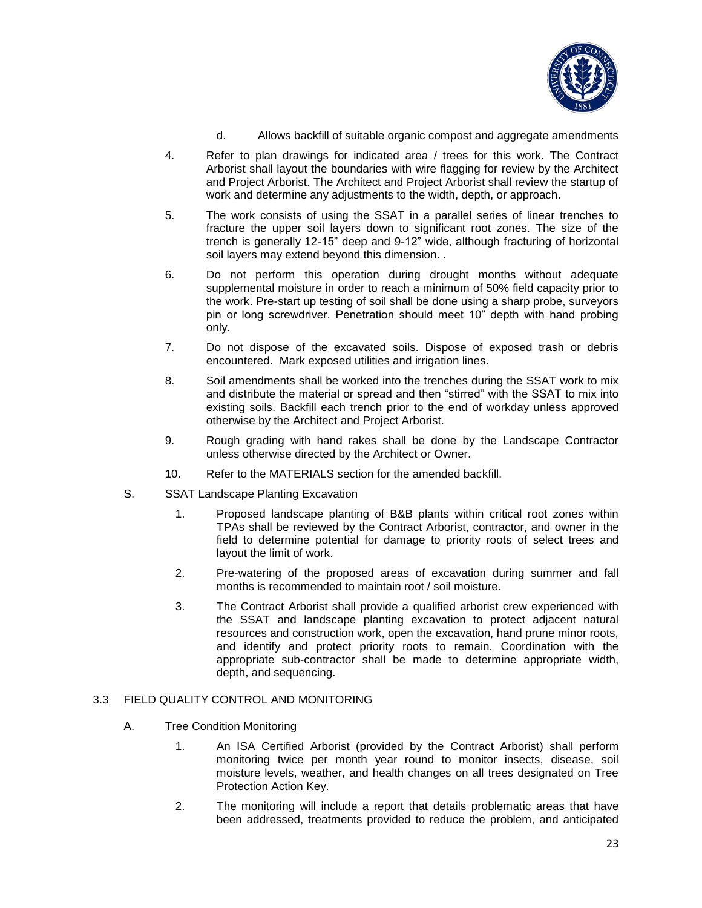d. Allows backfill of suitable organic compost and aggregate amendments

4. Refer to plan drawings for indicated area / trees for this work. The Contract Arborist shall layout the boundaries with wire flagging for review by the Architect and Project Arborist. The Architect and Project Arborist shall review the startup of work and determine any adjustments to the width, depth, or approach.

5. The work consists of using the SSAT in a parallel series of linear trenches to fracture the upper soil layers down to significant root zones. The size of the trench is generally 12-15" deep and 9-12" wide, although fracturing of horizontal soil layers may extend beyond this dimension. .

6. Do not perform this operation during drought months without adequate supplemental moisture in order to reach a minimum of 50% field capacity prior to the work. Pre-start up testing of soil shall be done using a sharp probe, surveyors pin or long screwdriver. Penetration should meet 10" depth with hand probing only.

7. Do not dispose of the excavated soils. Dispose of exposed trash or debris encountered. Mark exposed utilities and irrigation lines.

8. Soil amendments shall be worked into the trenches during the SSAT work to mix and distribute the material or spread and then "stirred" with the SSAT to mix into existing soils. Backfill each trench prior to the end of workday unless approved otherwise by the Architect and Project Arborist.

9. Rough grading with hand rakes shall be done by the Landscape Contractor unless otherwise directed by the Architect or Owner.

10. Refer to the MATERIALS section for the amended backfill.

S. SSAT Landscape Planting Excavation

1. Proposed landscape planting of B&B plants within critical root zones within TPAs shall be reviewed by the Contract Arborist, contractor, and owner in the field to determine potential for damage to priority roots of select trees and layout the limit of work.

2. Pre-watering of the proposed areas of excavation during summer and fall months is recommended to maintain root / soil moisture.

3. The Contract Arborist shall provide a qualified arborist crew experienced with the SSAT and landscape planting excavation to protect adjacent natural resources and construction work, open the excavation, hand prune minor roots, and identify and protect priority roots to remain. Coordination with the appropriate sub-contractor shall be made to determine appropriate width, depth, and sequencing.

3.3 FIELD QUALITY CONTROL AND MONITORING

A. Tree Condition Monitoring

1. An ISA Certified Arborist (provided by the Contract Arborist) shall perform monitoring twice per month year round to monitor insects, disease, soil moisture levels, weather, and health changes on all trees designated on Tree Protection Action Key.

2. The monitoring will include a report that details problematic areas that have been addressed, treatments provided to reduce the problem, and anticipated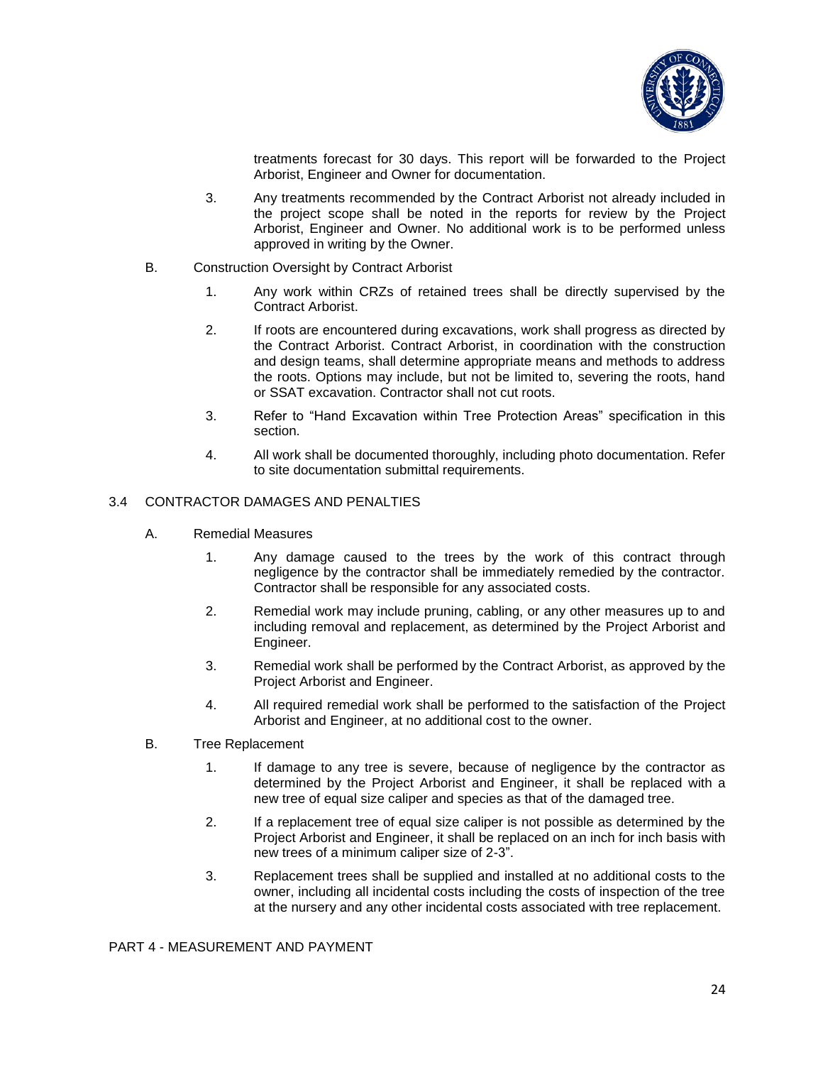treatments forecast for 30 days. This report will be forwarded to the Project Arborist, Engineer and Owner for documentation.

3. Any treatments recommended by the Contract Arborist not already included in the project scope shall be noted in the reports for review by the Project Arborist, Engineer and Owner. No additional work is to be performed unless approved in writing by the Owner.

B. Construction Oversight by Contract Arborist

1. Any work within CRZs of retained trees shall be directly supervised by the Contract Arborist.

2. If roots are encountered during excavations, work shall progress as directed by the Contract Arborist. Contract Arborist, in coordination with the construction and design teams, shall determine appropriate means and methods to address the roots. Options may include, but not be limited to, severing the roots, hand or SSAT excavation. Contractor shall not cut roots.

3. Refer to "Hand Excavation within Tree Protection Areas" specification in this section.

4. All work shall be documented thoroughly, including photo documentation. Refer to site documentation submittal requirements.

## 3.4 CONTRACTOR DAMAGES AND PENALTIES

A. Remedial Measures

1. Any damage caused to the trees by the work of this contract through negligence by the contractor shall be immediately remedied by the contractor. Contractor shall be responsible for any associated costs.

2. Remedial work may include pruning, cabling, or any other measures up to and including removal and replacement, as determined by the Project Arborist and Engineer.

3. Remedial work shall be performed by the Contract Arborist, as approved by the Project Arborist and Engineer.

4. All required remedial work shall be performed to the satisfaction of the Project Arborist and Engineer, at no additional cost to the owner.

B. Tree Replacement

1. If damage to any tree is severe, because of negligence by the contractor as determined by the Project Arborist and Engineer, it shall be replaced with a new tree of equal size caliper and species as that of the damaged tree.

2. If a replacement tree of equal size caliper is not possible as determined by the Project Arborist and Engineer, it shall be replaced on an inch for inch basis with new trees of a minimum caliper size of 2-3".

3. Replacement trees shall be supplied and installed at no additional costs to the owner, including all incidental costs including the costs of inspection of the tree at the nursery and any other incidental costs associated with tree replacement.

# PART 4 - MEASUREMENT AND PAYMENT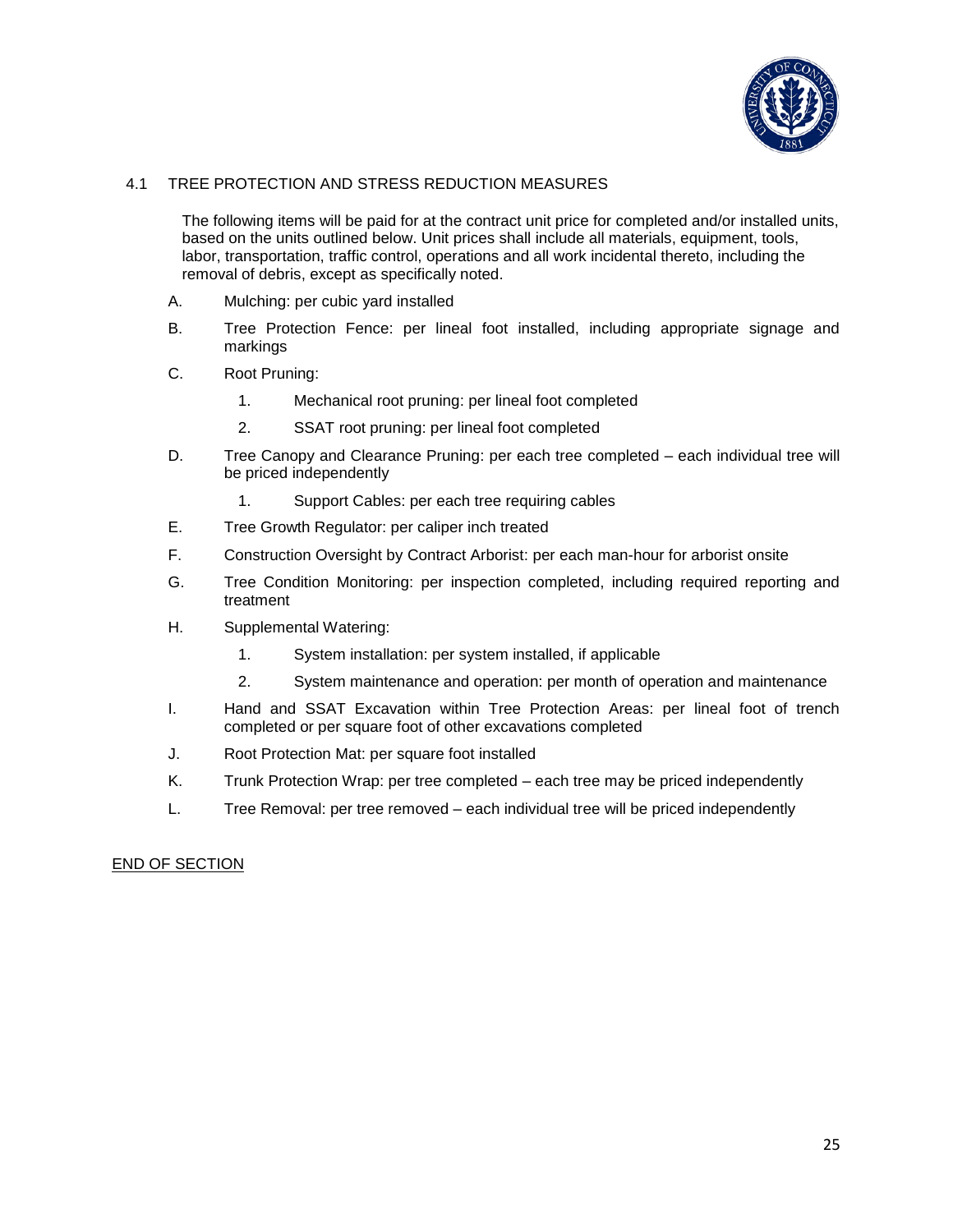## 4.1 TREE PROTECTION AND STRESS REDUCTION MEASURES

The following items will be paid for at the contract unit price for completed and/or installed units, based on the units outlined below. Unit prices shall include all materials, equipment, tools, labor, transportation, traffic control, operations and all work incidental thereto, including the removal of debris, except as specifically noted.

A. Mulching: per cubic yard installed

B. Tree Protection Fence: per lineal foot installed, including appropriate signage and markings

C. Root Pruning:

   1. Mechanical root pruning: per lineal foot completed

   2. SSAT root pruning: per lineal foot completed

D. Tree Canopy and Clearance Pruning: per each tree completed – each individual tree will be priced independently

   1. Support Cables: per each tree requiring cables

E. Tree Growth Regulator: per caliper inch treated

F. Construction Oversight by Contract Arborist: per each man-hour for arborist onsite

G. Tree Condition Monitoring: per inspection completed, including required reporting and treatment

H. Supplemental Watering:

   1. System installation: per system installed, if applicable

   2. System maintenance and operation: per month of operation and maintenance

I. Hand and SSAT Excavation within Tree Protection Areas: per lineal foot of trench completed or per square foot of other excavations completed

J. Root Protection Mat: per square foot installed

K. Trunk Protection Wrap: per tree completed – each tree may be priced independently

L. Tree Removal: per tree removed – each individual tree will be priced independently

<u>END OF SECTION</u>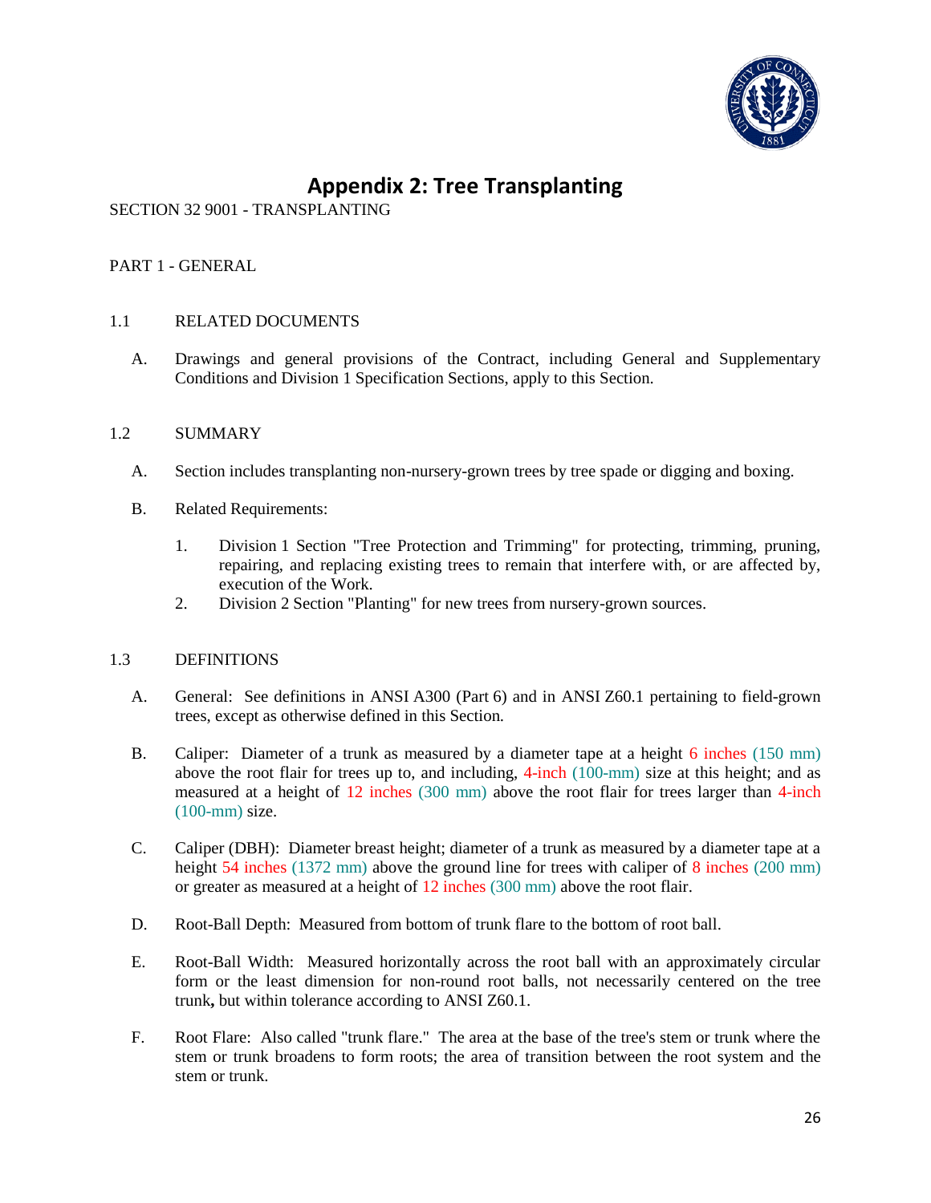# Appendix 2: Tree Transplanting

SECTION 32 9001 - TRANSPLANTING

PART 1 - GENERAL

1.1 RELATED DOCUMENTS

A. Drawings and general provisions of the Contract, including General and Supplementary Conditions and Division 1 Specification Sections, apply to this Section.

1.2 SUMMARY

A. Section includes transplanting non-nursery-grown trees by tree spade or digging and boxing.

B. Related Requirements:

1. Division 1 Section "Tree Protection and Trimming" for protecting, trimming, pruning, repairing, and replacing existing trees to remain that interfere with, or are affected by, execution of the Work.
2. Division 2 Section "Planting" for new trees from nursery-grown sources.

1.3 DEFINITIONS

A. General: See definitions in ANSI A300 (Part 6) and in ANSI Z60.1 pertaining to field-grown trees, except as otherwise defined in this Section.

B. Caliper: Diameter of a trunk as measured by a diameter tape at a height 6 inches (150 mm) above the root flair for trees up to, and including, 4-inch (100-mm) size at this height; and as measured at a height of 12 inches (300 mm) above the root flair for trees larger than 4-inch (100-mm) size.

C. Caliper (DBH): Diameter breast height; diameter of a trunk as measured by a diameter tape at a height 54 inches (1372 mm) above the ground line for trees with caliper of 8 inches (200 mm) or greater as measured at a height of 12 inches (300 mm) above the root flair.

D. Root-Ball Depth: Measured from bottom of trunk flare to the bottom of root ball.

E. Root-Ball Width: Measured horizontally across the root ball with an approximately circular form or the least dimension for non-round root balls, not necessarily centered on the tree trunk**,** but within tolerance according to ANSI Z60.1.

F. Root Flare: Also called "trunk flare." The area at the base of the tree's stem or trunk where the stem or trunk broadens to form roots; the area of transition between the root system and the stem or trunk.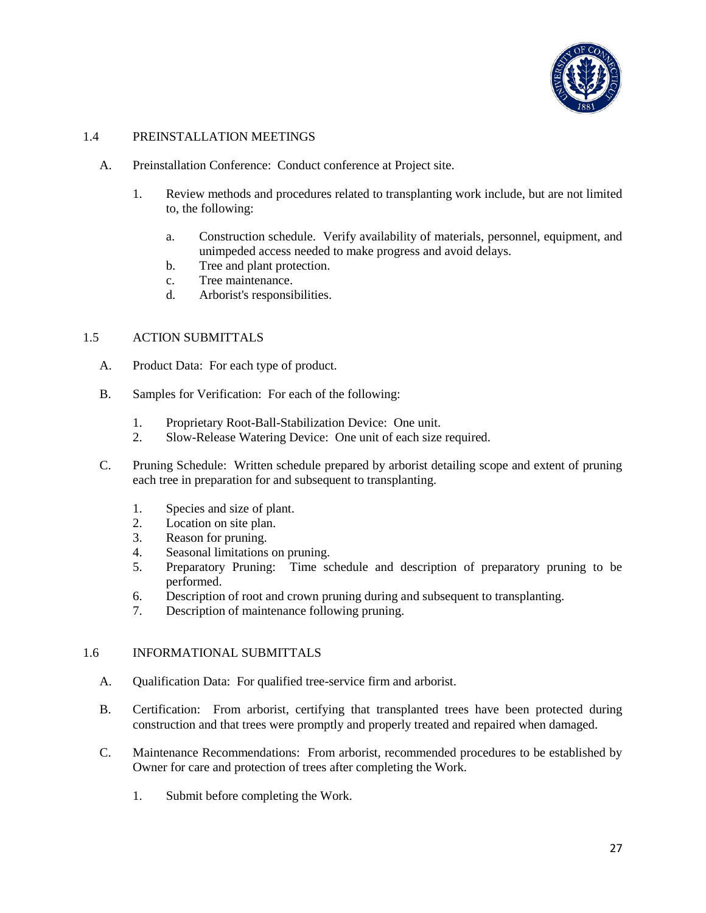## 1.4 PREINSTALLATION MEETINGS

A. Preinstallation Conference: Conduct conference at Project site.

1. Review methods and procedures related to transplanting work include, but are not limited to, the following:

   a. Construction schedule. Verify availability of materials, personnel, equipment, and unimpeded access needed to make progress and avoid delays.
   b. Tree and plant protection.
   c. Tree maintenance.
   d. Arborist's responsibilities.

## 1.5 ACTION SUBMITTALS

A. Product Data: For each type of product.

B. Samples for Verification: For each of the following:

1. Proprietary Root-Ball-Stabilization Device: One unit.
2. Slow-Release Watering Device: One unit of each size required.

C. Pruning Schedule: Written schedule prepared by arborist detailing scope and extent of pruning each tree in preparation for and subsequent to transplanting.

1. Species and size of plant.
2. Location on site plan.
3. Reason for pruning.
4. Seasonal limitations on pruning.
5. Preparatory Pruning: Time schedule and description of preparatory pruning to be performed.
6. Description of root and crown pruning during and subsequent to transplanting.
7. Description of maintenance following pruning.

## 1.6 INFORMATIONAL SUBMITTALS

A. Qualification Data: For qualified tree-service firm and arborist.

B. Certification: From arborist, certifying that transplanted trees have been protected during construction and that trees were promptly and properly treated and repaired when damaged.

C. Maintenance Recommendations: From arborist, recommended procedures to be established by Owner for care and protection of trees after completing the Work.

1. Submit before completing the Work.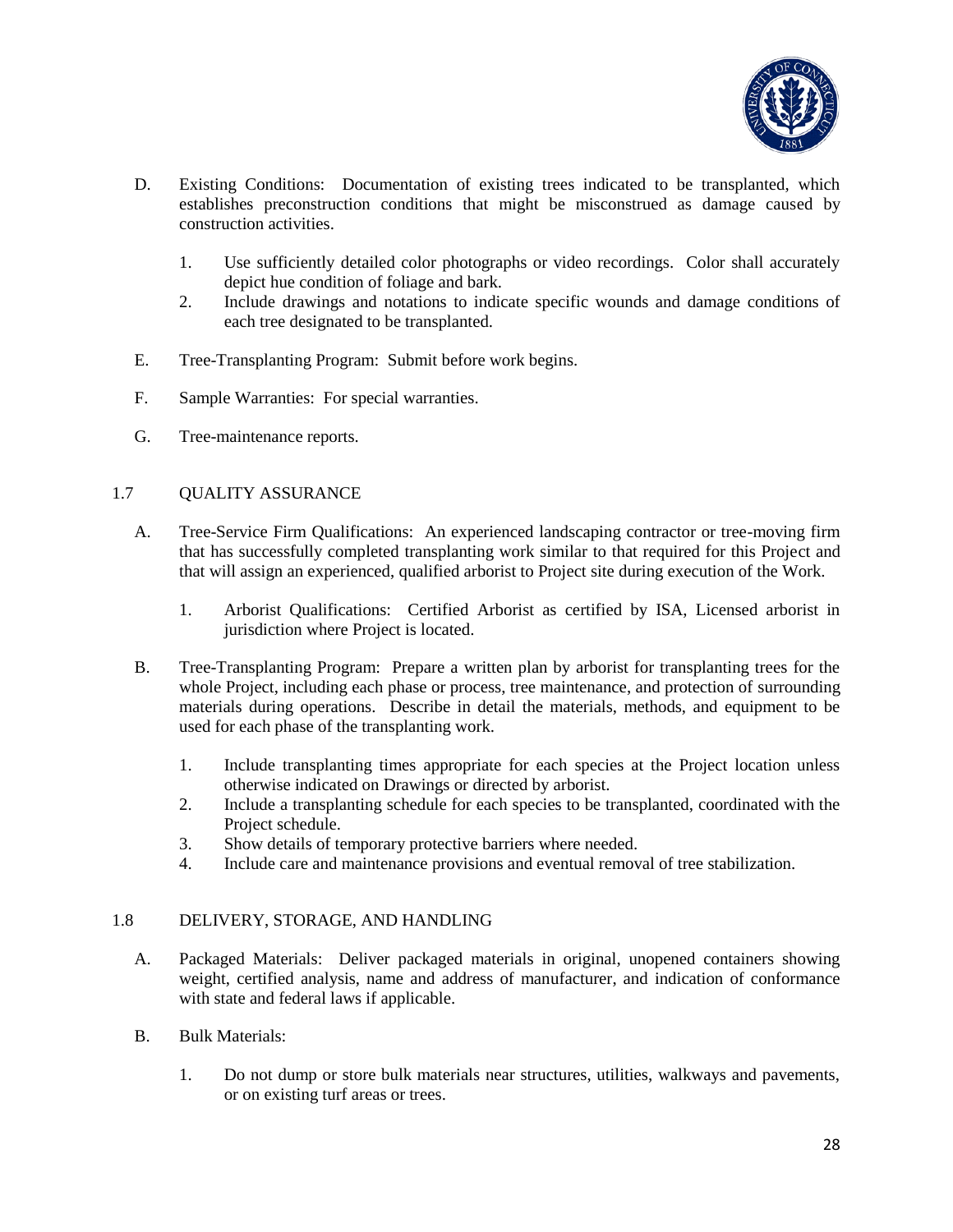D. Existing Conditions: Documentation of existing trees indicated to be transplanted, which establishes preconstruction conditions that might be misconstrued as damage caused by construction activities.

   1. Use sufficiently detailed color photographs or video recordings. Color shall accurately depict hue condition of foliage and bark.
   2. Include drawings and notations to indicate specific wounds and damage conditions of each tree designated to be transplanted.

E. Tree-Transplanting Program: Submit before work begins.

F. Sample Warranties: For special warranties.

G. Tree-maintenance reports.

## 1.7 QUALITY ASSURANCE

A. Tree-Service Firm Qualifications: An experienced landscaping contractor or tree-moving firm that has successfully completed transplanting work similar to that required for this Project and that will assign an experienced, qualified arborist to Project site during execution of the Work.

   1. Arborist Qualifications: Certified Arborist as certified by ISA, Licensed arborist in jurisdiction where Project is located.

B. Tree-Transplanting Program: Prepare a written plan by arborist for transplanting trees for the whole Project, including each phase or process, tree maintenance, and protection of surrounding materials during operations. Describe in detail the materials, methods, and equipment to be used for each phase of the transplanting work.

   1. Include transplanting times appropriate for each species at the Project location unless otherwise indicated on Drawings or directed by arborist.
   2. Include a transplanting schedule for each species to be transplanted, coordinated with the Project schedule.
   3. Show details of temporary protective barriers where needed.
   4. Include care and maintenance provisions and eventual removal of tree stabilization.

## 1.8 DELIVERY, STORAGE, AND HANDLING

A. Packaged Materials: Deliver packaged materials in original, unopened containers showing weight, certified analysis, name and address of manufacturer, and indication of conformance with state and federal laws if applicable.

B. Bulk Materials:

   1. Do not dump or store bulk materials near structures, utilities, walkways and pavements, or on existing turf areas or trees.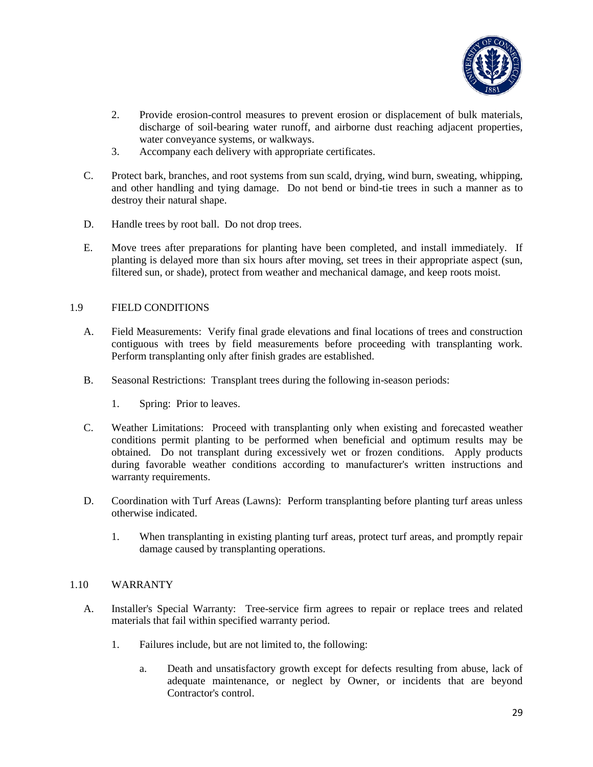2. Provide erosion-control measures to prevent erosion or displacement of bulk materials, discharge of soil-bearing water runoff, and airborne dust reaching adjacent properties, water conveyance systems, or walkways.
3. Accompany each delivery with appropriate certificates.

C. Protect bark, branches, and root systems from sun scald, drying, wind burn, sweating, whipping, and other handling and tying damage. Do not bend or bind-tie trees in such a manner as to destroy their natural shape.

D. Handle trees by root ball. Do not drop trees.

E. Move trees after preparations for planting have been completed, and install immediately. If planting is delayed more than six hours after moving, set trees in their appropriate aspect (sun, filtered sun, or shade), protect from weather and mechanical damage, and keep roots moist.

## 1.9 FIELD CONDITIONS

A. Field Measurements: Verify final grade elevations and final locations of trees and construction contiguous with trees by field measurements before proceeding with transplanting work. Perform transplanting only after finish grades are established.

B. Seasonal Restrictions: Transplant trees during the following in-season periods:

1. Spring: Prior to leaves.

C. Weather Limitations: Proceed with transplanting only when existing and forecasted weather conditions permit planting to be performed when beneficial and optimum results may be obtained. Do not transplant during excessively wet or frozen conditions. Apply products during favorable weather conditions according to manufacturer's written instructions and warranty requirements.

D. Coordination with Turf Areas (Lawns): Perform transplanting before planting turf areas unless otherwise indicated.

1. When transplanting in existing planting turf areas, protect turf areas, and promptly repair damage caused by transplanting operations.

## 1.10 WARRANTY

A. Installer's Special Warranty: Tree-service firm agrees to repair or replace trees and related materials that fail within specified warranty period.

1. Failures include, but are not limited to, the following:

   a. Death and unsatisfactory growth except for defects resulting from abuse, lack of adequate maintenance, or neglect by Owner, or incidents that are beyond Contractor's control.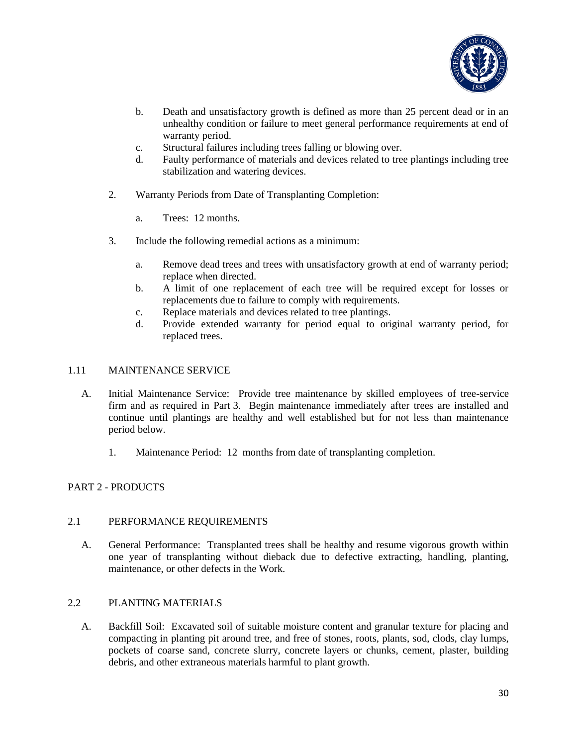b. Death and unsatisfactory growth is defined as more than 25 percent dead or in an unhealthy condition or failure to meet general performance requirements at end of warranty period.
c. Structural failures including trees falling or blowing over.
d. Faulty performance of materials and devices related to tree plantings including tree stabilization and watering devices.

2. Warranty Periods from Date of Transplanting Completion:

   a. Trees: 12 months.

3. Include the following remedial actions as a minimum:

   a. Remove dead trees and trees with unsatisfactory growth at end of warranty period; replace when directed.
   b. A limit of one replacement of each tree will be required except for losses or replacements due to failure to comply with requirements.
   c. Replace materials and devices related to tree plantings.
   d. Provide extended warranty for period equal to original warranty period, for replaced trees.

### 1.11 MAINTENANCE SERVICE

A. Initial Maintenance Service: Provide tree maintenance by skilled employees of tree-service firm and as required in Part 3. Begin maintenance immediately after trees are installed and continue until plantings are healthy and well established but for not less than maintenance period below.

   1. Maintenance Period: 12 months from date of transplanting completion.

## PART 2 - PRODUCTS

### 2.1 PERFORMANCE REQUIREMENTS

A. General Performance: Transplanted trees shall be healthy and resume vigorous growth within one year of transplanting without dieback due to defective extracting, handling, planting, maintenance, or other defects in the Work.

### 2.2 PLANTING MATERIALS

A. Backfill Soil: Excavated soil of suitable moisture content and granular texture for placing and compacting in planting pit around tree, and free of stones, roots, plants, sod, clods, clay lumps, pockets of coarse sand, concrete slurry, concrete layers or chunks, cement, plaster, building debris, and other extraneous materials harmful to plant growth.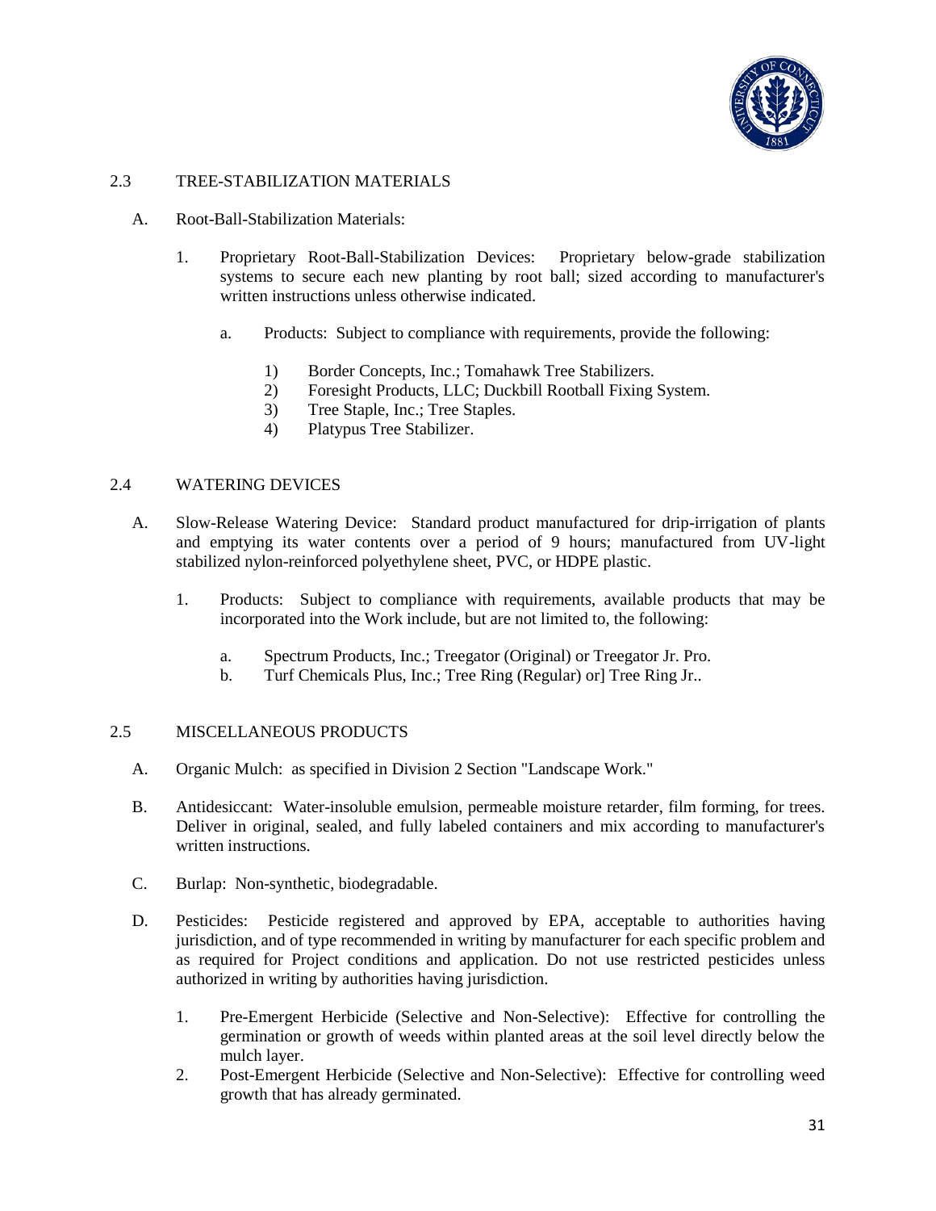## 2.3 TREE-STABILIZATION MATERIALS

A. Root-Ball-Stabilization Materials:

1. Proprietary Root-Ball-Stabilization Devices: Proprietary below-grade stabilization systems to secure each new planting by root ball; sized according to manufacturer's written instructions unless otherwise indicated.

   a. Products: Subject to compliance with requirements, provide the following:

      1) Border Concepts, Inc.; Tomahawk Tree Stabilizers.
      2) Foresight Products, LLC; Duckbill Rootball Fixing System.
      3) Tree Staple, Inc.; Tree Staples.
      4) Platypus Tree Stabilizer.

## 2.4 WATERING DEVICES

A. Slow-Release Watering Device: Standard product manufactured for drip-irrigation of plants and emptying its water contents over a period of 9 hours; manufactured from UV-light stabilized nylon-reinforced polyethylene sheet, PVC, or HDPE plastic.

1. Products: Subject to compliance with requirements, available products that may be incorporated into the Work include, but are not limited to, the following:

   a. Spectrum Products, Inc.; Treegator (Original) or Treegator Jr. Pro.
   b. Turf Chemicals Plus, Inc.; Tree Ring (Regular) or] Tree Ring Jr..

## 2.5 MISCELLANEOUS PRODUCTS

A. Organic Mulch: as specified in Division 2 Section "Landscape Work."

B. Antidesiccant: Water-insoluble emulsion, permeable moisture retarder, film forming, for trees. Deliver in original, sealed, and fully labeled containers and mix according to manufacturer's written instructions.

C. Burlap: Non-synthetic, biodegradable.

D. Pesticides: Pesticide registered and approved by EPA, acceptable to authorities having jurisdiction, and of type recommended in writing by manufacturer for each specific problem and as required for Project conditions and application. Do not use restricted pesticides unless authorized in writing by authorities having jurisdiction.

1. Pre-Emergent Herbicide (Selective and Non-Selective): Effective for controlling the germination or growth of weeds within planted areas at the soil level directly below the mulch layer.
2. Post-Emergent Herbicide (Selective and Non-Selective): Effective for controlling weed growth that has already germinated.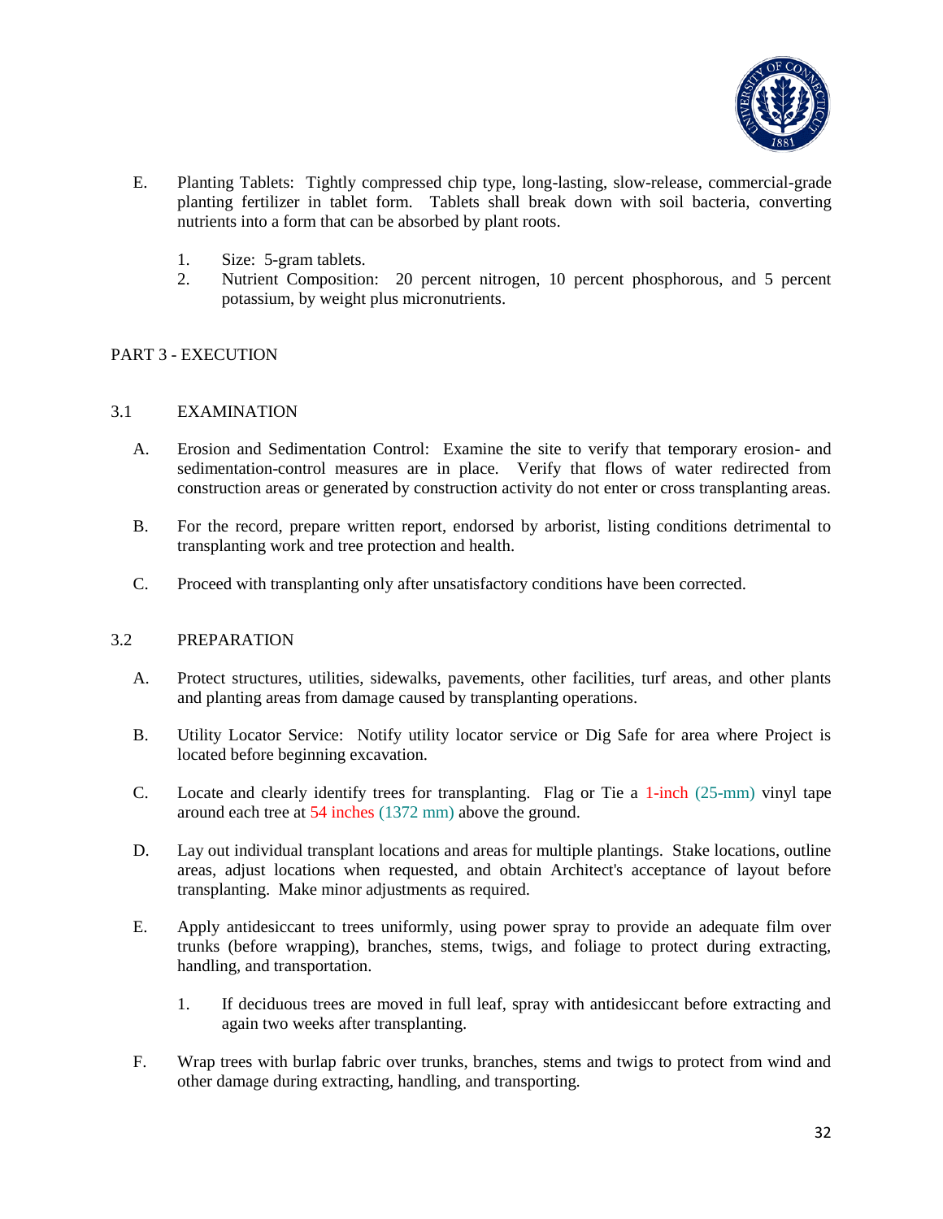E. Planting Tablets: Tightly compressed chip type, long-lasting, slow-release, commercial-grade planting fertilizer in tablet form. Tablets shall break down with soil bacteria, converting nutrients into a form that can be absorbed by plant roots.

1. Size: 5-gram tablets.
2. Nutrient Composition: 20 percent nitrogen, 10 percent phosphorous, and 5 percent potassium, by weight plus micronutrients.

## PART 3 - EXECUTION

### 3.1 EXAMINATION

A. Erosion and Sedimentation Control: Examine the site to verify that temporary erosion- and sedimentation-control measures are in place. Verify that flows of water redirected from construction areas or generated by construction activity do not enter or cross transplanting areas.

B. For the record, prepare written report, endorsed by arborist, listing conditions detrimental to transplanting work and tree protection and health.

C. Proceed with transplanting only after unsatisfactory conditions have been corrected.

### 3.2 PREPARATION

A. Protect structures, utilities, sidewalks, pavements, other facilities, turf areas, and other plants and planting areas from damage caused by transplanting operations.

B. Utility Locator Service: Notify utility locator service or Dig Safe for area where Project is located before beginning excavation.

C. Locate and clearly identify trees for transplanting. Flag or Tie a 1-inch (25-mm) vinyl tape around each tree at 54 inches (1372 mm) above the ground.

D. Lay out individual transplant locations and areas for multiple plantings. Stake locations, outline areas, adjust locations when requested, and obtain Architect's acceptance of layout before transplanting. Make minor adjustments as required.

E. Apply antidesiccant to trees uniformly, using power spray to provide an adequate film over trunks (before wrapping), branches, stems, twigs, and foliage to protect during extracting, handling, and transportation.

1. If deciduous trees are moved in full leaf, spray with antidesiccant before extracting and again two weeks after transplanting.

F. Wrap trees with burlap fabric over trunks, branches, stems and twigs to protect from wind and other damage during extracting, handling, and transporting.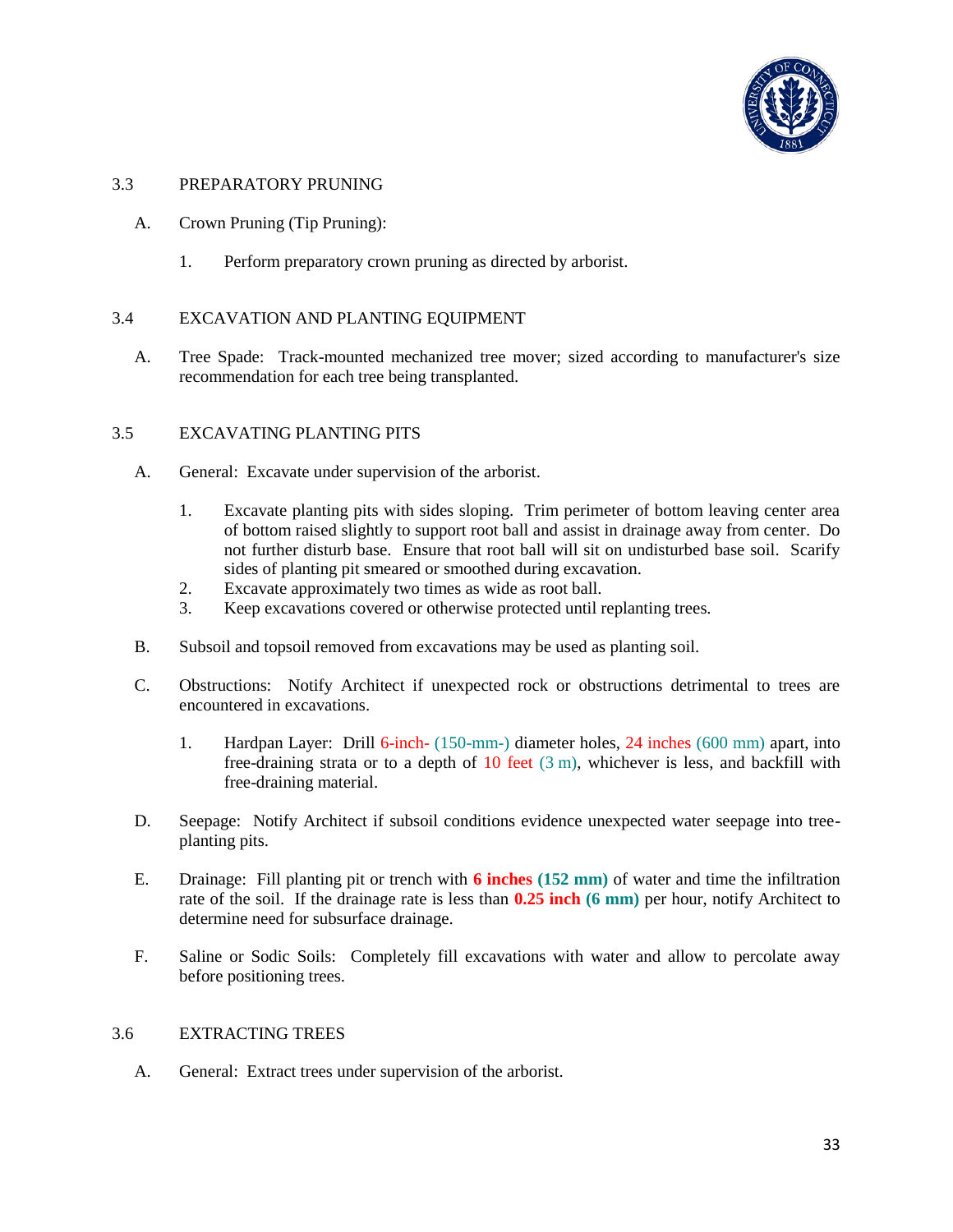## 3.3 PREPARATORY PRUNING

A. Crown Pruning (Tip Pruning):

1. Perform preparatory crown pruning as directed by arborist.

## 3.4 EXCAVATION AND PLANTING EQUIPMENT

A. Tree Spade: Track-mounted mechanized tree mover; sized according to manufacturer's size recommendation for each tree being transplanted.

## 3.5 EXCAVATING PLANTING PITS

A. General: Excavate under supervision of the arborist.

1. Excavate planting pits with sides sloping. Trim perimeter of bottom leaving center area of bottom raised slightly to support root ball and assist in drainage away from center. Do not further disturb base. Ensure that root ball will sit on undisturbed base soil. Scarify sides of planting pit smeared or smoothed during excavation.
2. Excavate approximately two times as wide as root ball.
3. Keep excavations covered or otherwise protected until replanting trees.

B. Subsoil and topsoil removed from excavations may be used as planting soil.

C. Obstructions: Notify Architect if unexpected rock or obstructions detrimental to trees are encountered in excavations.

1. Hardpan Layer: Drill 6-inch- (150-mm-) diameter holes, 24 inches (600 mm) apart, into free-draining strata or to a depth of 10 feet (3 m), whichever is less, and backfill with free-draining material.

D. Seepage: Notify Architect if subsoil conditions evidence unexpected water seepage into tree-planting pits.

E. Drainage: Fill planting pit or trench with **6 inches (152 mm)** of water and time the infiltration rate of the soil. If the drainage rate is less than **0.25 inch (6 mm)** per hour, notify Architect to determine need for subsurface drainage.

F. Saline or Sodic Soils: Completely fill excavations with water and allow to percolate away before positioning trees.

## 3.6 EXTRACTING TREES

A. General: Extract trees under supervision of the arborist.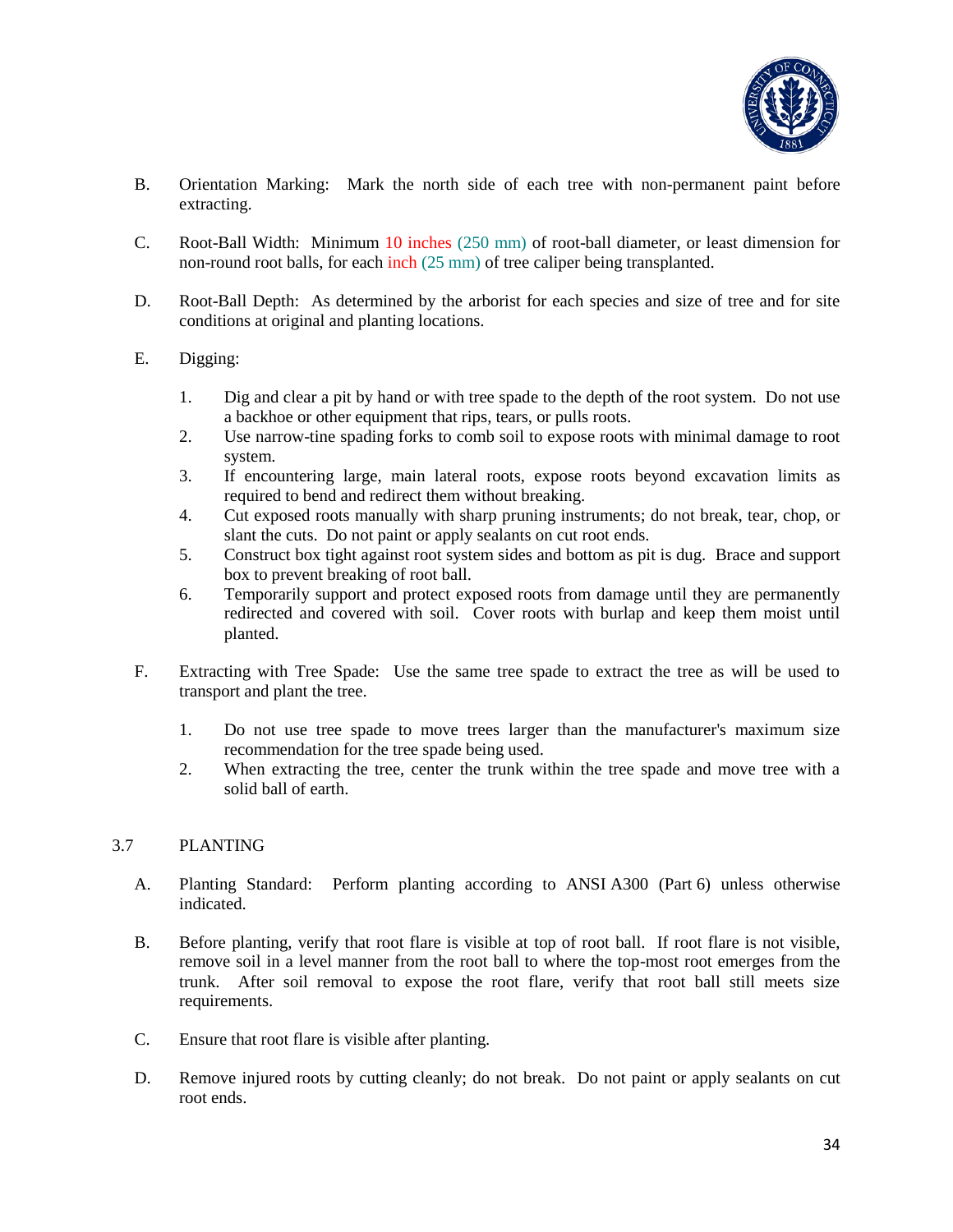B. Orientation Marking: Mark the north side of each tree with non-permanent paint before extracting.

C. Root-Ball Width: Minimum 10 inches (250 mm) of root-ball diameter, or least dimension for non-round root balls, for each inch (25 mm) of tree caliper being transplanted.

D. Root-Ball Depth: As determined by the arborist for each species and size of tree and for site conditions at original and planting locations.

E. Digging:

1. Dig and clear a pit by hand or with tree spade to the depth of the root system. Do not use a backhoe or other equipment that rips, tears, or pulls roots.
2. Use narrow-tine spading forks to comb soil to expose roots with minimal damage to root system.
3. If encountering large, main lateral roots, expose roots beyond excavation limits as required to bend and redirect them without breaking.
4. Cut exposed roots manually with sharp pruning instruments; do not break, tear, chop, or slant the cuts. Do not paint or apply sealants on cut root ends.
5. Construct box tight against root system sides and bottom as pit is dug. Brace and support box to prevent breaking of root ball.
6. Temporarily support and protect exposed roots from damage until they are permanently redirected and covered with soil. Cover roots with burlap and keep them moist until planted.

F. Extracting with Tree Spade: Use the same tree spade to extract the tree as will be used to transport and plant the tree.

1. Do not use tree spade to move trees larger than the manufacturer's maximum size recommendation for the tree spade being used.
2. When extracting the tree, center the trunk within the tree spade and move tree with a solid ball of earth.

## 3.7 PLANTING

A. Planting Standard: Perform planting according to ANSI A300 (Part 6) unless otherwise indicated.

B. Before planting, verify that root flare is visible at top of root ball. If root flare is not visible, remove soil in a level manner from the root ball to where the top-most root emerges from the trunk. After soil removal to expose the root flare, verify that root ball still meets size requirements.

C. Ensure that root flare is visible after planting.

D. Remove injured roots by cutting cleanly; do not break. Do not paint or apply sealants on cut root ends.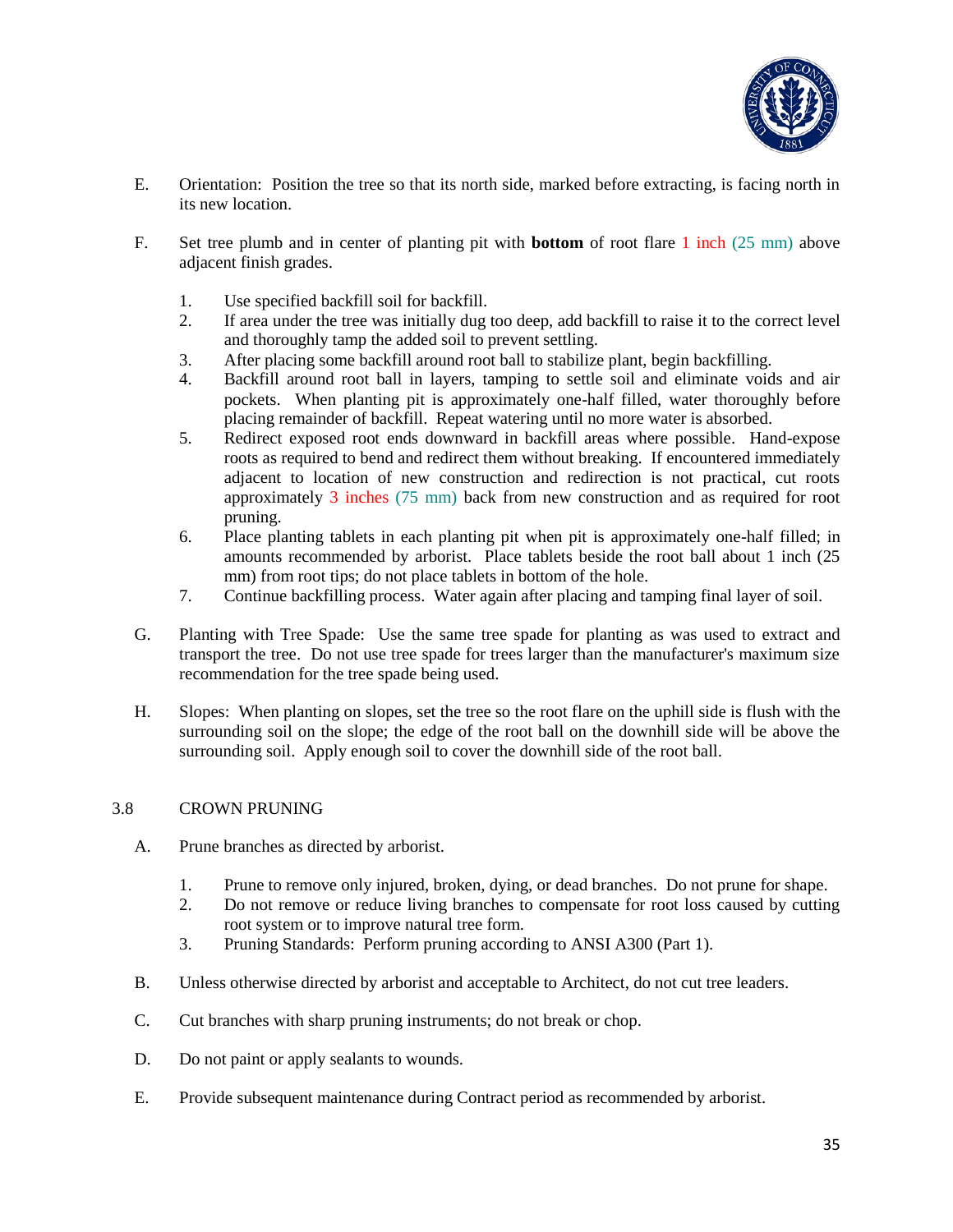E. Orientation: Position the tree so that its north side, marked before extracting, is facing north in its new location.

F. Set tree plumb and in center of planting pit with **bottom** of root flare 1 inch (25 mm) above adjacent finish grades.

1. Use specified backfill soil for backfill.
2. If area under the tree was initially dug too deep, add backfill to raise it to the correct level and thoroughly tamp the added soil to prevent settling.
3. After placing some backfill around root ball to stabilize plant, begin backfilling.
4. Backfill around root ball in layers, tamping to settle soil and eliminate voids and air pockets. When planting pit is approximately one-half filled, water thoroughly before placing remainder of backfill. Repeat watering until no more water is absorbed.
5. Redirect exposed root ends downward in backfill areas where possible. Hand-expose roots as required to bend and redirect them without breaking. If encountered immediately adjacent to location of new construction and redirection is not practical, cut roots approximately 3 inches (75 mm) back from new construction and as required for root pruning.
6. Place planting tablets in each planting pit when pit is approximately one-half filled; in amounts recommended by arborist. Place tablets beside the root ball about 1 inch (25 mm) from root tips; do not place tablets in bottom of the hole.
7. Continue backfilling process. Water again after placing and tamping final layer of soil.

G. Planting with Tree Spade: Use the same tree spade for planting as was used to extract and transport the tree. Do not use tree spade for trees larger than the manufacturer's maximum size recommendation for the tree spade being used.

H. Slopes: When planting on slopes, set the tree so the root flare on the uphill side is flush with the surrounding soil on the slope; the edge of the root ball on the downhill side will be above the surrounding soil. Apply enough soil to cover the downhill side of the root ball.

## 3.8 CROWN PRUNING

A. Prune branches as directed by arborist.

1. Prune to remove only injured, broken, dying, or dead branches. Do not prune for shape.
2. Do not remove or reduce living branches to compensate for root loss caused by cutting root system or to improve natural tree form.
3. Pruning Standards: Perform pruning according to ANSI A300 (Part 1).

B. Unless otherwise directed by arborist and acceptable to Architect, do not cut tree leaders.

C. Cut branches with sharp pruning instruments; do not break or chop.

D. Do not paint or apply sealants to wounds.

E. Provide subsequent maintenance during Contract period as recommended by arborist.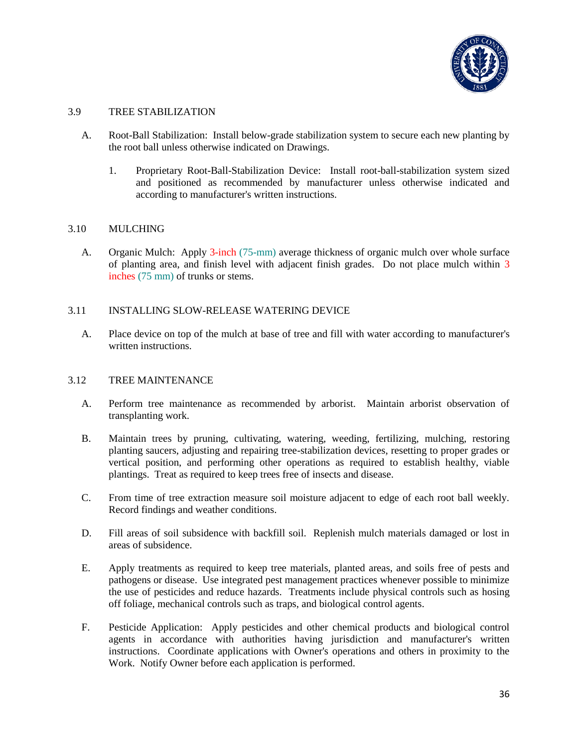## 3.9 TREE STABILIZATION

A. Root-Ball Stabilization: Install below-grade stabilization system to secure each new planting by the root ball unless otherwise indicated on Drawings.

1. Proprietary Root-Ball-Stabilization Device: Install root-ball-stabilization system sized and positioned as recommended by manufacturer unless otherwise indicated and according to manufacturer's written instructions.

## 3.10 MULCHING

A. Organic Mulch: Apply 3-inch (75-mm) average thickness of organic mulch over whole surface of planting area, and finish level with adjacent finish grades. Do not place mulch within 3 inches (75 mm) of trunks or stems.

## 3.11 INSTALLING SLOW-RELEASE WATERING DEVICE

A. Place device on top of the mulch at base of tree and fill with water according to manufacturer's written instructions.

## 3.12 TREE MAINTENANCE

A. Perform tree maintenance as recommended by arborist. Maintain arborist observation of transplanting work.

B. Maintain trees by pruning, cultivating, watering, weeding, fertilizing, mulching, restoring planting saucers, adjusting and repairing tree-stabilization devices, resetting to proper grades or vertical position, and performing other operations as required to establish healthy, viable plantings. Treat as required to keep trees free of insects and disease.

C. From time of tree extraction measure soil moisture adjacent to edge of each root ball weekly. Record findings and weather conditions.

D. Fill areas of soil subsidence with backfill soil. Replenish mulch materials damaged or lost in areas of subsidence.

E. Apply treatments as required to keep tree materials, planted areas, and soils free of pests and pathogens or disease. Use integrated pest management practices whenever possible to minimize the use of pesticides and reduce hazards. Treatments include physical controls such as hosing off foliage, mechanical controls such as traps, and biological control agents.

F. Pesticide Application: Apply pesticides and other chemical products and biological control agents in accordance with authorities having jurisdiction and manufacturer's written instructions. Coordinate applications with Owner's operations and others in proximity to the Work. Notify Owner before each application is performed.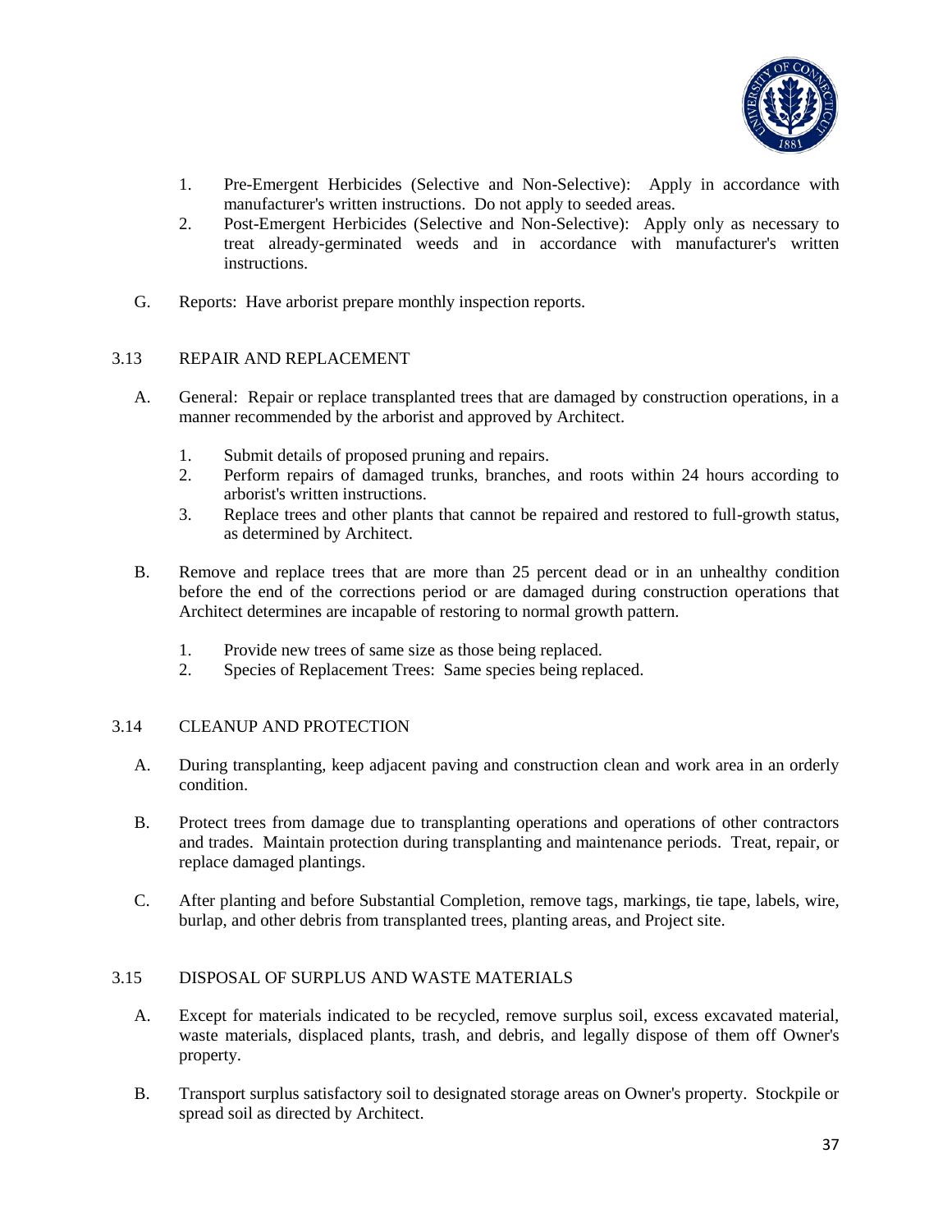1. Pre-Emergent Herbicides (Selective and Non-Selective): Apply in accordance with manufacturer's written instructions. Do not apply to seeded areas.
2. Post-Emergent Herbicides (Selective and Non-Selective): Apply only as necessary to treat already-germinated weeds and in accordance with manufacturer's written instructions.

G. Reports: Have arborist prepare monthly inspection reports.

## 3.13 REPAIR AND REPLACEMENT

A. General: Repair or replace transplanted trees that are damaged by construction operations, in a manner recommended by the arborist and approved by Architect.

1. Submit details of proposed pruning and repairs.
2. Perform repairs of damaged trunks, branches, and roots within 24 hours according to arborist's written instructions.
3. Replace trees and other plants that cannot be repaired and restored to full-growth status, as determined by Architect.

B. Remove and replace trees that are more than 25 percent dead or in an unhealthy condition before the end of the corrections period or are damaged during construction operations that Architect determines are incapable of restoring to normal growth pattern.

1. Provide new trees of same size as those being replaced.
2. Species of Replacement Trees: Same species being replaced.

## 3.14 CLEANUP AND PROTECTION

A. During transplanting, keep adjacent paving and construction clean and work area in an orderly condition.

B. Protect trees from damage due to transplanting operations and operations of other contractors and trades. Maintain protection during transplanting and maintenance periods. Treat, repair, or replace damaged plantings.

C. After planting and before Substantial Completion, remove tags, markings, tie tape, labels, wire, burlap, and other debris from transplanted trees, planting areas, and Project site.

## 3.15 DISPOSAL OF SURPLUS AND WASTE MATERIALS

A. Except for materials indicated to be recycled, remove surplus soil, excess excavated material, waste materials, displaced plants, trash, and debris, and legally dispose of them off Owner's property.

B. Transport surplus satisfactory soil to designated storage areas on Owner's property. Stockpile or spread soil as directed by Architect.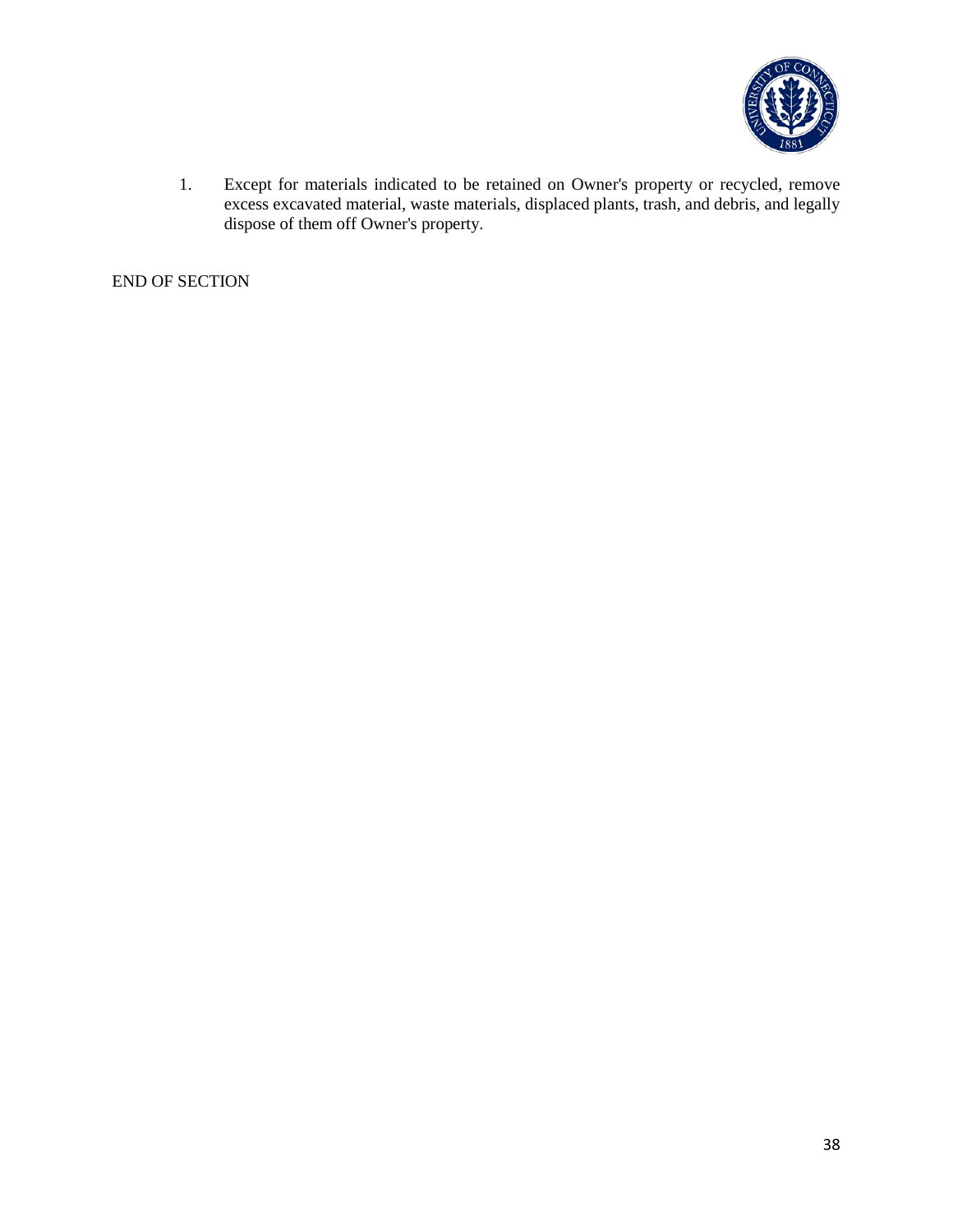1. Except for materials indicated to be retained on Owner's property or recycled, remove excess excavated material, waste materials, displaced plants, trash, and debris, and legally dispose of them off Owner's property.

END OF SECTION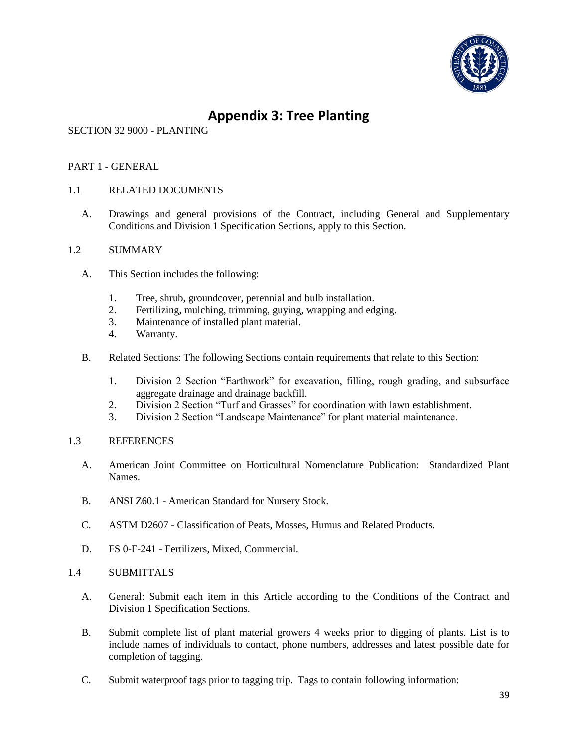# Appendix 3: Tree Planting

SECTION 32 9000 - PLANTING

PART 1 - GENERAL

1.1 RELATED DOCUMENTS

A. Drawings and general provisions of the Contract, including General and Supplementary Conditions and Division 1 Specification Sections, apply to this Section.

1.2 SUMMARY

A. This Section includes the following:

1. Tree, shrub, groundcover, perennial and bulb installation.
2. Fertilizing, mulching, trimming, guying, wrapping and edging.
3. Maintenance of installed plant material.
4. Warranty.

B. Related Sections: The following Sections contain requirements that relate to this Section:

1. Division 2 Section “Earthwork” for excavation, filling, rough grading, and subsurface aggregate drainage and drainage backfill.
2. Division 2 Section “Turf and Grasses” for coordination with lawn establishment.
3. Division 2 Section “Landscape Maintenance” for plant material maintenance.

1.3 REFERENCES

A. American Joint Committee on Horticultural Nomenclature Publication: Standardized Plant Names.

B. ANSI Z60.1 - American Standard for Nursery Stock.

C. ASTM D2607 - Classification of Peats, Mosses, Humus and Related Products.

D. FS 0-F-241 - Fertilizers, Mixed, Commercial.

1.4 SUBMITTALS

A. General: Submit each item in this Article according to the Conditions of the Contract and Division 1 Specification Sections.

B. Submit complete list of plant material growers 4 weeks prior to digging of plants. List is to include names of individuals to contact, phone numbers, addresses and latest possible date for completion of tagging.

C. Submit waterproof tags prior to tagging trip. Tags to contain following information: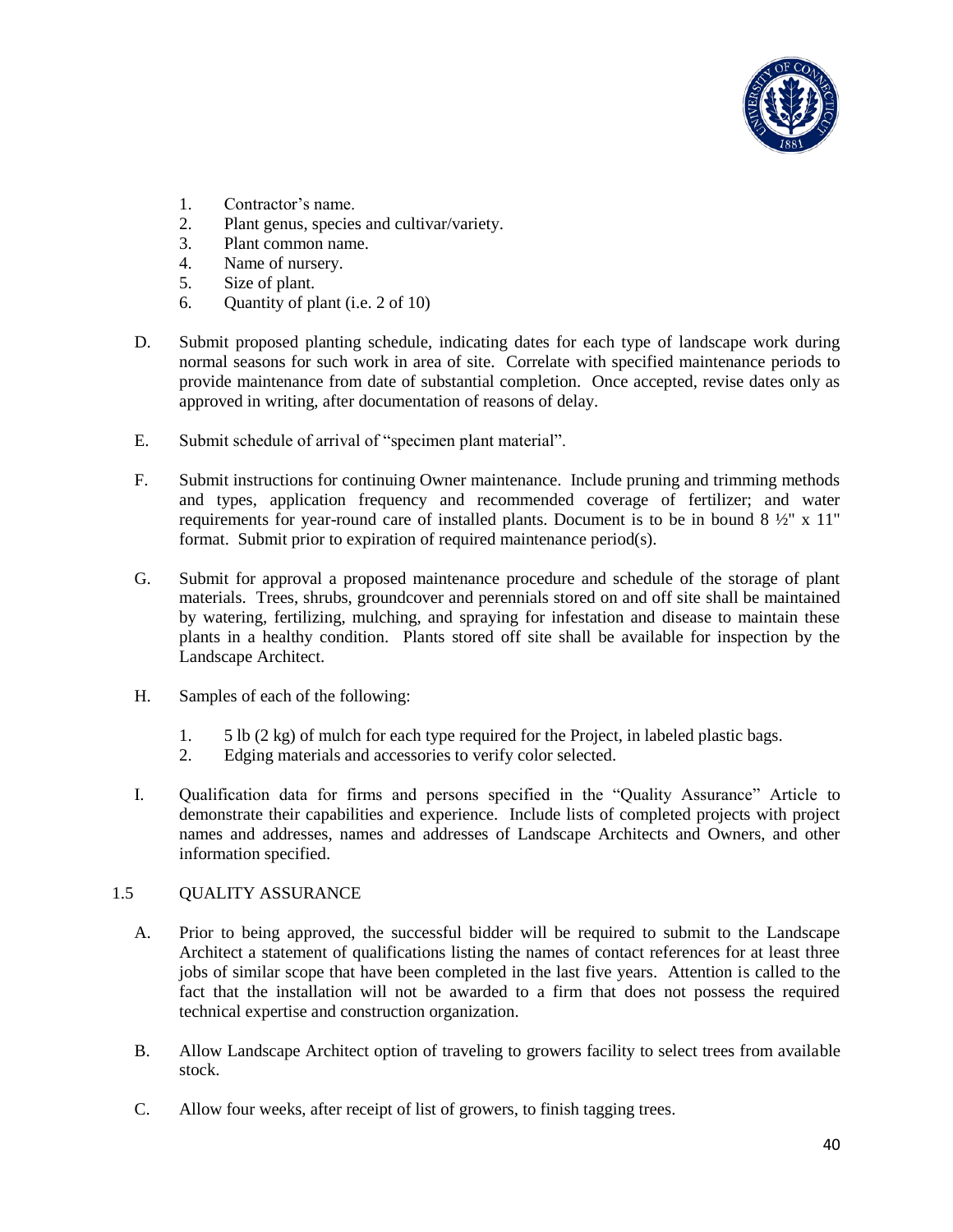1. Contractor's name.
2. Plant genus, species and cultivar/variety.
3. Plant common name.
4. Name of nursery.
5. Size of plant.
6. Quantity of plant (i.e. 2 of 10)

D. Submit proposed planting schedule, indicating dates for each type of landscape work during normal seasons for such work in area of site. Correlate with specified maintenance periods to provide maintenance from date of substantial completion. Once accepted, revise dates only as approved in writing, after documentation of reasons of delay.

E. Submit schedule of arrival of "specimen plant material".

F. Submit instructions for continuing Owner maintenance. Include pruning and trimming methods and types, application frequency and recommended coverage of fertilizer; and water requirements for year-round care of installed plants. Document is to be in bound 8 ½" x 11" format. Submit prior to expiration of required maintenance period(s).

G. Submit for approval a proposed maintenance procedure and schedule of the storage of plant materials. Trees, shrubs, groundcover and perennials stored on and off site shall be maintained by watering, fertilizing, mulching, and spraying for infestation and disease to maintain these plants in a healthy condition. Plants stored off site shall be available for inspection by the Landscape Architect.

H. Samples of each of the following:

   1. 5 lb (2 kg) of mulch for each type required for the Project, in labeled plastic bags.
   2. Edging materials and accessories to verify color selected.

I. Qualification data for firms and persons specified in the "Quality Assurance" Article to demonstrate their capabilities and experience. Include lists of completed projects with project names and addresses, names and addresses of Landscape Architects and Owners, and other information specified.

## 1.5 QUALITY ASSURANCE

A. Prior to being approved, the successful bidder will be required to submit to the Landscape Architect a statement of qualifications listing the names of contact references for at least three jobs of similar scope that have been completed in the last five years. Attention is called to the fact that the installation will not be awarded to a firm that does not possess the required technical expertise and construction organization.

B. Allow Landscape Architect option of traveling to growers facility to select trees from available stock.

C. Allow four weeks, after receipt of list of growers, to finish tagging trees.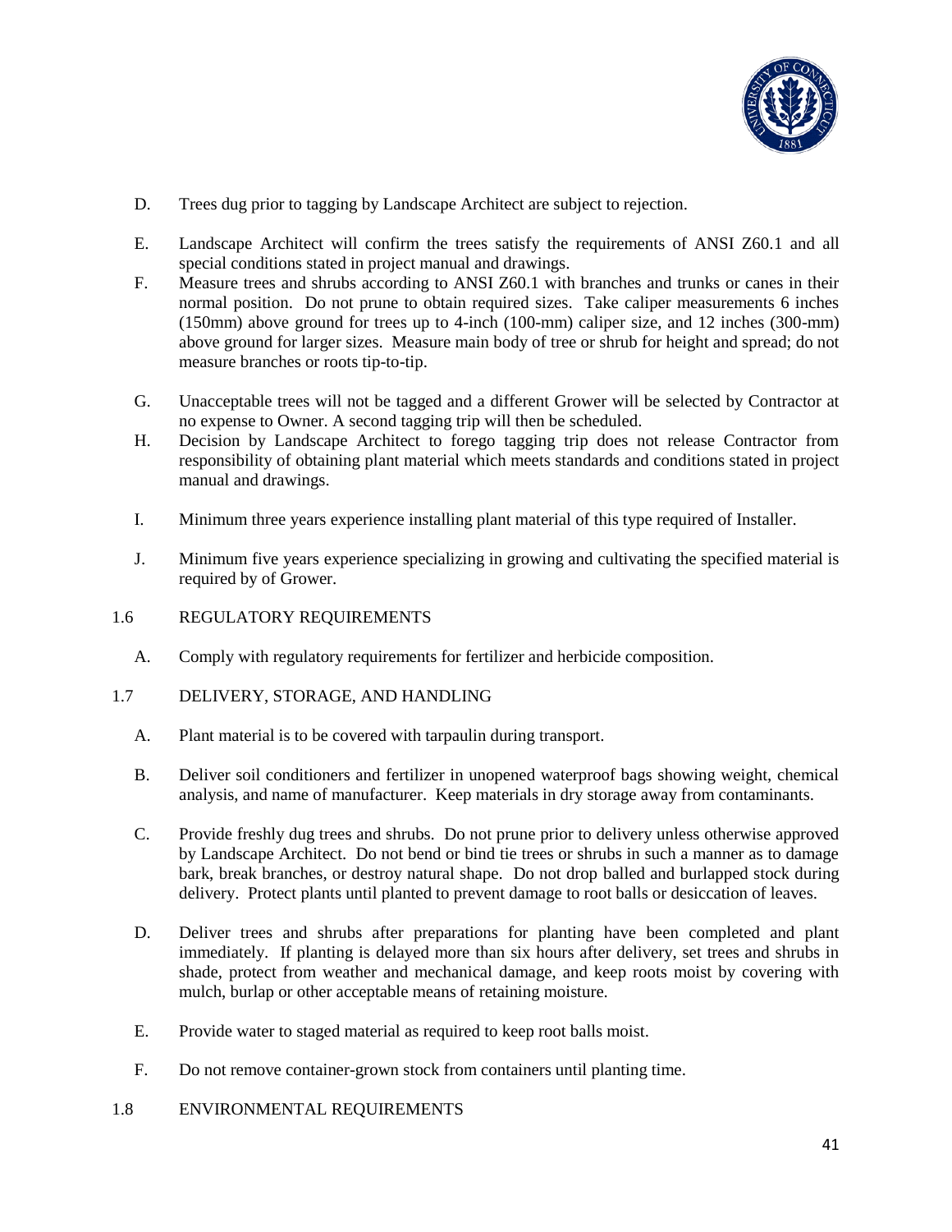D. Trees dug prior to tagging by Landscape Architect are subject to rejection.

E. Landscape Architect will confirm the trees satisfy the requirements of ANSI Z60.1 and all special conditions stated in project manual and drawings.

F. Measure trees and shrubs according to ANSI Z60.1 with branches and trunks or canes in their normal position. Do not prune to obtain required sizes. Take caliper measurements 6 inches (150mm) above ground for trees up to 4-inch (100-mm) caliper size, and 12 inches (300-mm) above ground for larger sizes. Measure main body of tree or shrub for height and spread; do not measure branches or roots tip-to-tip.

G. Unacceptable trees will not be tagged and a different Grower will be selected by Contractor at no expense to Owner. A second tagging trip will then be scheduled.

H. Decision by Landscape Architect to forego tagging trip does not release Contractor from responsibility of obtaining plant material which meets standards and conditions stated in project manual and drawings.

I. Minimum three years experience installing plant material of this type required of Installer.

J. Minimum five years experience specializing in growing and cultivating the specified material is required by of Grower.

## 1.6 REGULATORY REQUIREMENTS

A. Comply with regulatory requirements for fertilizer and herbicide composition.

## 1.7 DELIVERY, STORAGE, AND HANDLING

A. Plant material is to be covered with tarpaulin during transport.

B. Deliver soil conditioners and fertilizer in unopened waterproof bags showing weight, chemical analysis, and name of manufacturer. Keep materials in dry storage away from contaminants.

C. Provide freshly dug trees and shrubs. Do not prune prior to delivery unless otherwise approved by Landscape Architect. Do not bend or bind tie trees or shrubs in such a manner as to damage bark, break branches, or destroy natural shape. Do not drop balled and burlapped stock during delivery. Protect plants until planted to prevent damage to root balls or desiccation of leaves.

D. Deliver trees and shrubs after preparations for planting have been completed and plant immediately. If planting is delayed more than six hours after delivery, set trees and shrubs in shade, protect from weather and mechanical damage, and keep roots moist by covering with mulch, burlap or other acceptable means of retaining moisture.

E. Provide water to staged material as required to keep root balls moist.

F. Do not remove container-grown stock from containers until planting time.

## 1.8 ENVIRONMENTAL REQUIREMENTS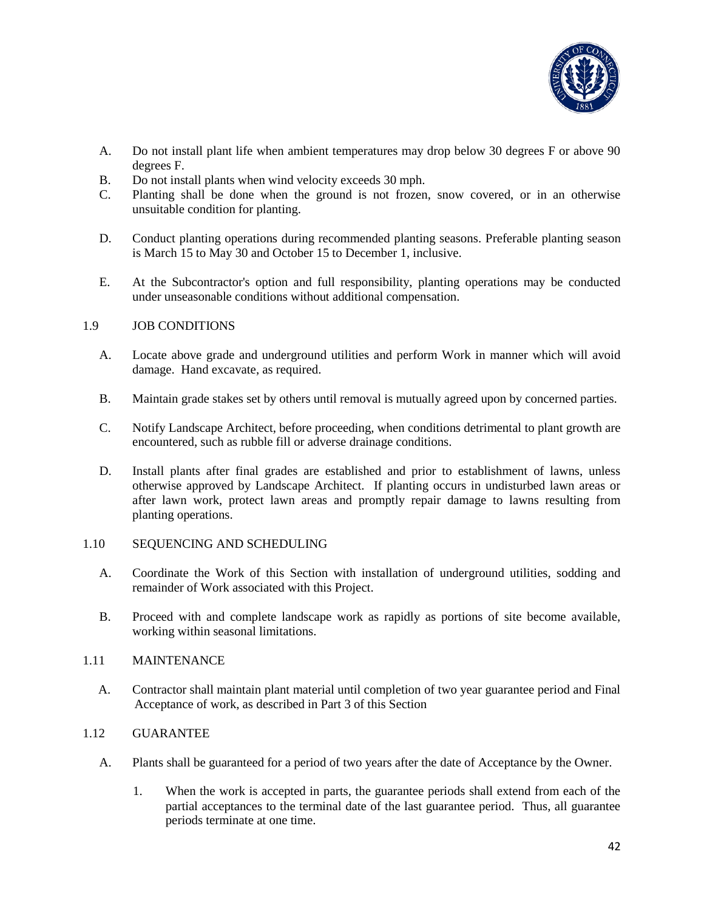A. Do not install plant life when ambient temperatures may drop below 30 degrees F or above 90 degrees F.
B. Do not install plants when wind velocity exceeds 30 mph.
C. Planting shall be done when the ground is not frozen, snow covered, or in an otherwise unsuitable condition for planting.

D. Conduct planting operations during recommended planting seasons. Preferable planting season is March 15 to May 30 and October 15 to December 1, inclusive.

E. At the Subcontractor's option and full responsibility, planting operations may be conducted under unseasonable conditions without additional compensation.

## 1.9 JOB CONDITIONS

A. Locate above grade and underground utilities and perform Work in manner which will avoid damage. Hand excavate, as required.

B. Maintain grade stakes set by others until removal is mutually agreed upon by concerned parties.

C. Notify Landscape Architect, before proceeding, when conditions detrimental to plant growth are encountered, such as rubble fill or adverse drainage conditions.

D. Install plants after final grades are established and prior to establishment of lawns, unless otherwise approved by Landscape Architect. If planting occurs in undisturbed lawn areas or after lawn work, protect lawn areas and promptly repair damage to lawns resulting from planting operations.

## 1.10 SEQUENCING AND SCHEDULING

A. Coordinate the Work of this Section with installation of underground utilities, sodding and remainder of Work associated with this Project.

B. Proceed with and complete landscape work as rapidly as portions of site become available, working within seasonal limitations.

## 1.11 MAINTENANCE

A. Contractor shall maintain plant material until completion of two year guarantee period and Final Acceptance of work, as described in Part 3 of this Section

## 1.12 GUARANTEE

A. Plants shall be guaranteed for a period of two years after the date of Acceptance by the Owner.

1. When the work is accepted in parts, the guarantee periods shall extend from each of the partial acceptances to the terminal date of the last guarantee period. Thus, all guarantee periods terminate at one time.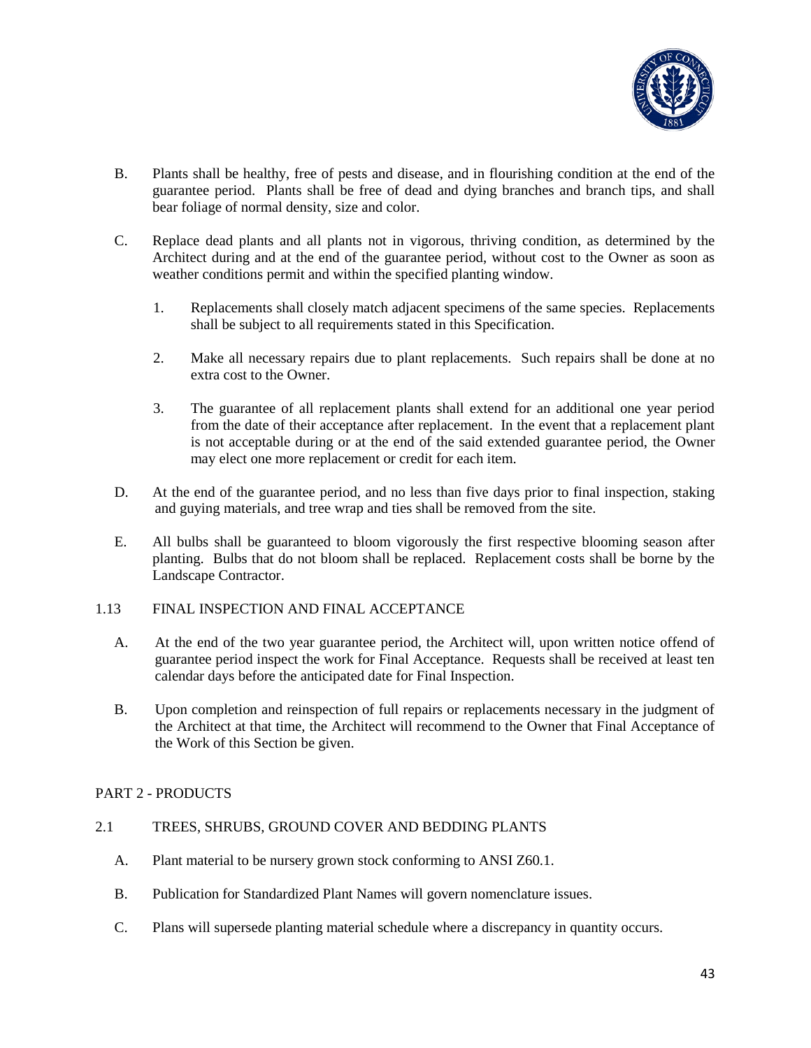B. Plants shall be healthy, free of pests and disease, and in flourishing condition at the end of the guarantee period. Plants shall be free of dead and dying branches and branch tips, and shall bear foliage of normal density, size and color.

C. Replace dead plants and all plants not in vigorous, thriving condition, as determined by the Architect during and at the end of the guarantee period, without cost to the Owner as soon as weather conditions permit and within the specified planting window.

   1. Replacements shall closely match adjacent specimens of the same species. Replacements shall be subject to all requirements stated in this Specification.

   2. Make all necessary repairs due to plant replacements. Such repairs shall be done at no extra cost to the Owner.

   3. The guarantee of all replacement plants shall extend for an additional one year period from the date of their acceptance after replacement. In the event that a replacement plant is not acceptable during or at the end of the said extended guarantee period, the Owner may elect one more replacement or credit for each item.

D. At the end of the guarantee period, and no less than five days prior to final inspection, staking and guying materials, and tree wrap and ties shall be removed from the site.

E. All bulbs shall be guaranteed to bloom vigorously the first respective blooming season after planting. Bulbs that do not bloom shall be replaced. Replacement costs shall be borne by the Landscape Contractor.

## 1.13 FINAL INSPECTION AND FINAL ACCEPTANCE

A. At the end of the two year guarantee period, the Architect will, upon written notice offend of guarantee period inspect the work for Final Acceptance. Requests shall be received at least ten calendar days before the anticipated date for Final Inspection.

B. Upon completion and reinspection of full repairs or replacements necessary in the judgment of the Architect at that time, the Architect will recommend to the Owner that Final Acceptance of the Work of this Section be given.

# PART 2 - PRODUCTS

## 2.1 TREES, SHRUBS, GROUND COVER AND BEDDING PLANTS

A. Plant material to be nursery grown stock conforming to ANSI Z60.1.

B. Publication for Standardized Plant Names will govern nomenclature issues.

C. Plans will supersede planting material schedule where a discrepancy in quantity occurs.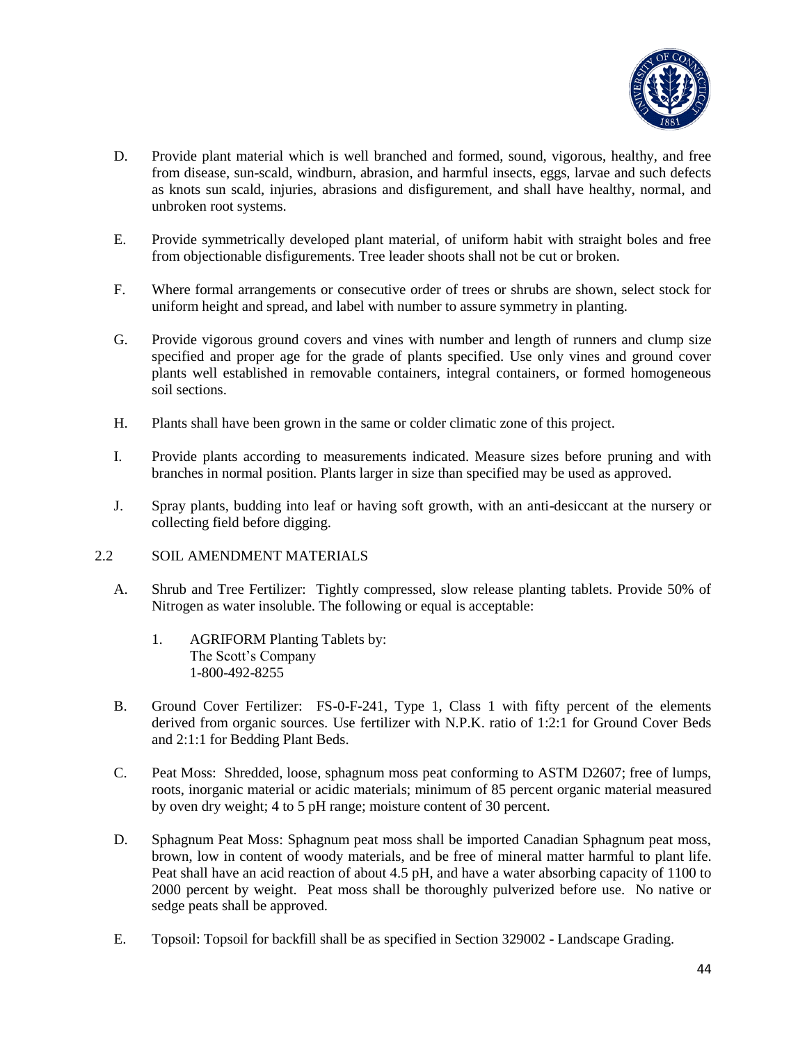D. Provide plant material which is well branched and formed, sound, vigorous, healthy, and free from disease, sun-scald, windburn, abrasion, and harmful insects, eggs, larvae and such defects as knots sun scald, injuries, abrasions and disfigurement, and shall have healthy, normal, and unbroken root systems.

E. Provide symmetrically developed plant material, of uniform habit with straight boles and free from objectionable disfigurements. Tree leader shoots shall not be cut or broken.

F. Where formal arrangements or consecutive order of trees or shrubs are shown, select stock for uniform height and spread, and label with number to assure symmetry in planting.

G. Provide vigorous ground covers and vines with number and length of runners and clump size specified and proper age for the grade of plants specified. Use only vines and ground cover plants well established in removable containers, integral containers, or formed homogeneous soil sections.

H. Plants shall have been grown in the same or colder climatic zone of this project.

I. Provide plants according to measurements indicated. Measure sizes before pruning and with branches in normal position. Plants larger in size than specified may be used as approved.

J. Spray plants, budding into leaf or having soft growth, with an anti-desiccant at the nursery or collecting field before digging.

## 2.2 SOIL AMENDMENT MATERIALS

A. Shrub and Tree Fertilizer: Tightly compressed, slow release planting tablets. Provide 50% of Nitrogen as water insoluble. The following or equal is acceptable:

   1. AGRIFORM Planting Tablets by:
      The Scott's Company
      1-800-492-8255

B. Ground Cover Fertilizer: FS-0-F-241, Type 1, Class 1 with fifty percent of the elements derived from organic sources. Use fertilizer with N.P.K. ratio of 1:2:1 for Ground Cover Beds and 2:1:1 for Bedding Plant Beds.

C. Peat Moss: Shredded, loose, sphagnum moss peat conforming to ASTM D2607; free of lumps, roots, inorganic material or acidic materials; minimum of 85 percent organic material measured by oven dry weight; 4 to 5 pH range; moisture content of 30 percent.

D. Sphagnum Peat Moss: Sphagnum peat moss shall be imported Canadian Sphagnum peat moss, brown, low in content of woody materials, and be free of mineral matter harmful to plant life. Peat shall have an acid reaction of about 4.5 pH, and have a water absorbing capacity of 1100 to 2000 percent by weight. Peat moss shall be thoroughly pulverized before use. No native or sedge peats shall be approved.

E. Topsoil: Topsoil for backfill shall be as specified in Section 329002 - Landscape Grading.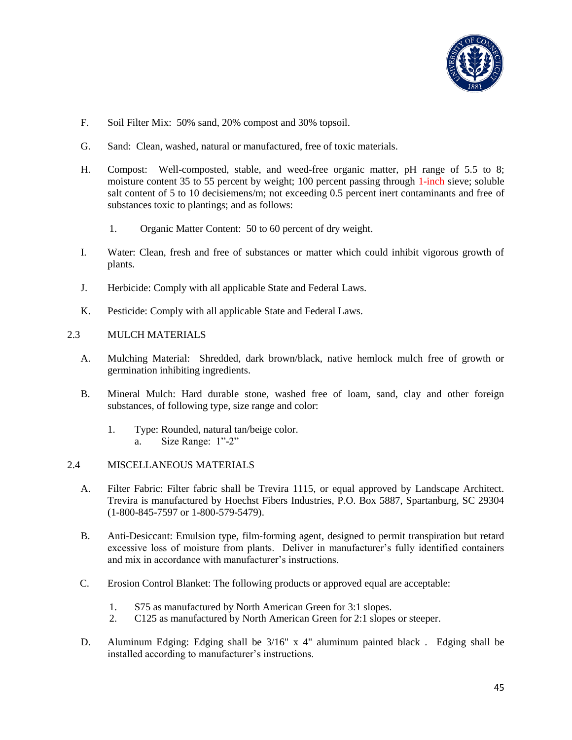F. Soil Filter Mix: 50% sand, 20% compost and 30% topsoil.

G. Sand: Clean, washed, natural or manufactured, free of toxic materials.

H. Compost: Well-composted, stable, and weed-free organic matter, pH range of 5.5 to 8; moisture content 35 to 55 percent by weight; 100 percent passing through 1-inch sieve; soluble salt content of 5 to 10 decisiemens/m; not exceeding 0.5 percent inert contaminants and free of substances toxic to plantings; and as follows:

   1. Organic Matter Content: 50 to 60 percent of dry weight.

I. Water: Clean, fresh and free of substances or matter which could inhibit vigorous growth of plants.

J. Herbicide: Comply with all applicable State and Federal Laws.

K. Pesticide: Comply with all applicable State and Federal Laws.

## 2.3 MULCH MATERIALS

A. Mulching Material: Shredded, dark brown/black, native hemlock mulch free of growth or germination inhibiting ingredients.

B. Mineral Mulch: Hard durable stone, washed free of loam, sand, clay and other foreign substances, of following type, size range and color:

   1. Type: Rounded, natural tan/beige color.
      a. Size Range: 1"-2"

## 2.4 MISCELLANEOUS MATERIALS

A. Filter Fabric: Filter fabric shall be Trevira 1115, or equal approved by Landscape Architect. Trevira is manufactured by Hoechst Fibers Industries, P.O. Box 5887, Spartanburg, SC 29304 (1-800-845-7597 or 1-800-579-5479).

B. Anti-Desiccant: Emulsion type, film-forming agent, designed to permit transpiration but retard excessive loss of moisture from plants. Deliver in manufacturer's fully identified containers and mix in accordance with manufacturer's instructions.

C. Erosion Control Blanket: The following products or approved equal are acceptable:

   1. S75 as manufactured by North American Green for 3:1 slopes.
   2. C125 as manufactured by North American Green for 2:1 slopes or steeper.

D. Aluminum Edging: Edging shall be 3/16" x 4" aluminum painted black . Edging shall be installed according to manufacturer's instructions.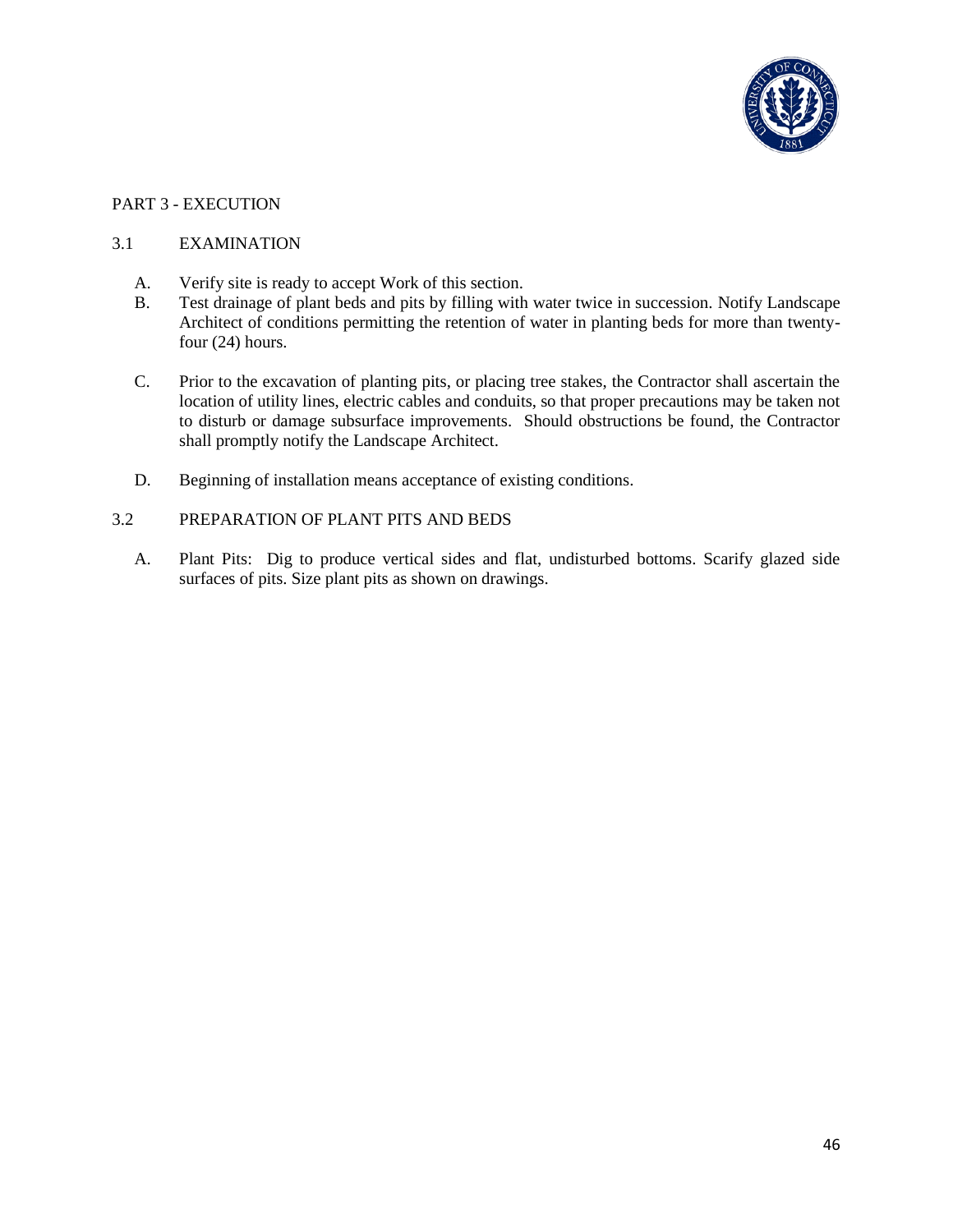## PART 3 - EXECUTION

### 3.1 EXAMINATION

A. Verify site is ready to accept Work of this section.

B. Test drainage of plant beds and pits by filling with water twice in succession. Notify Landscape Architect of conditions permitting the retention of water in planting beds for more than twenty-four (24) hours.

C. Prior to the excavation of planting pits, or placing tree stakes, the Contractor shall ascertain the location of utility lines, electric cables and conduits, so that proper precautions may be taken not to disturb or damage subsurface improvements. Should obstructions be found, the Contractor shall promptly notify the Landscape Architect.

D. Beginning of installation means acceptance of existing conditions.

### 3.2 PREPARATION OF PLANT PITS AND BEDS

A. Plant Pits: Dig to produce vertical sides and flat, undisturbed bottoms. Scarify glazed side surfaces of pits. Size plant pits as shown on drawings.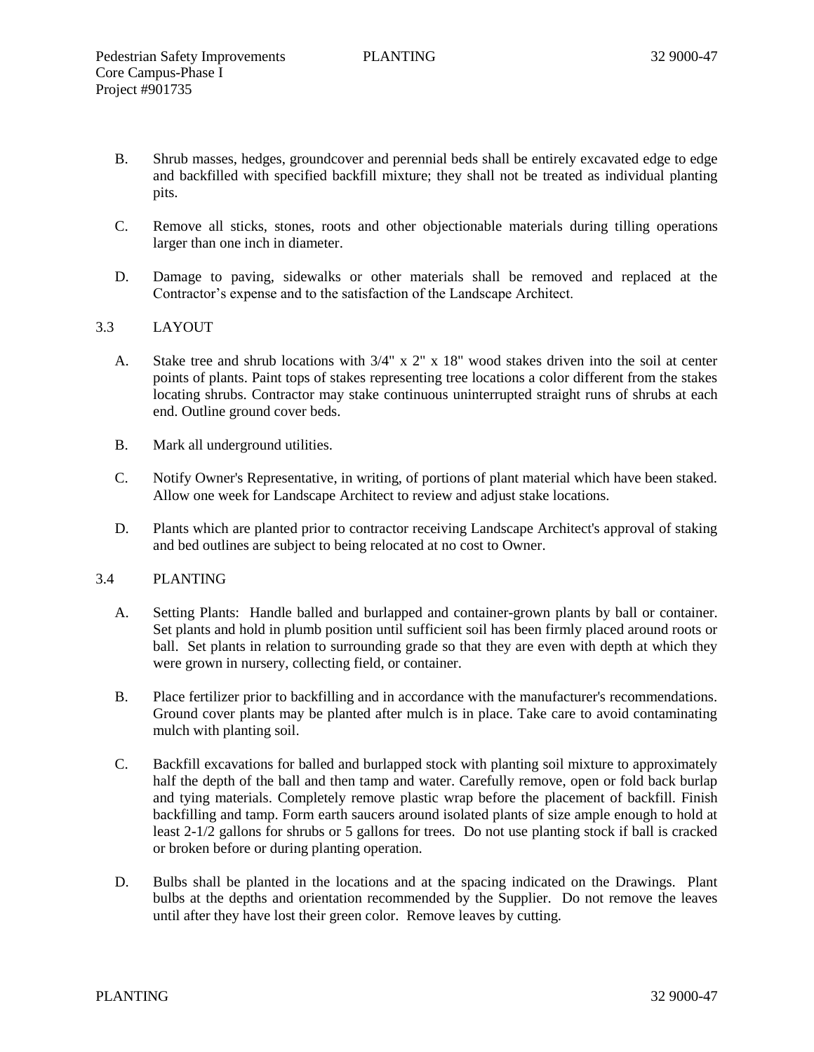B. Shrub masses, hedges, groundcover and perennial beds shall be entirely excavated edge to edge and backfilled with specified backfill mixture; they shall not be treated as individual planting pits.

C. Remove all sticks, stones, roots and other objectionable materials during tilling operations larger than one inch in diameter.

D. Damage to paving, sidewalks or other materials shall be removed and replaced at the Contractor's expense and to the satisfaction of the Landscape Architect.

## 3.3 LAYOUT

A. Stake tree and shrub locations with 3/4" x 2" x 18" wood stakes driven into the soil at center points of plants. Paint tops of stakes representing tree locations a color different from the stakes locating shrubs. Contractor may stake continuous uninterrupted straight runs of shrubs at each end. Outline ground cover beds.

B. Mark all underground utilities.

C. Notify Owner's Representative, in writing, of portions of plant material which have been staked. Allow one week for Landscape Architect to review and adjust stake locations.

D. Plants which are planted prior to contractor receiving Landscape Architect's approval of staking and bed outlines are subject to being relocated at no cost to Owner.

## 3.4 PLANTING

A. Setting Plants: Handle balled and burlapped and container-grown plants by ball or container. Set plants and hold in plumb position until sufficient soil has been firmly placed around roots or ball. Set plants in relation to surrounding grade so that they are even with depth at which they were grown in nursery, collecting field, or container.

B. Place fertilizer prior to backfilling and in accordance with the manufacturer's recommendations. Ground cover plants may be planted after mulch is in place. Take care to avoid contaminating mulch with planting soil.

C. Backfill excavations for balled and burlapped stock with planting soil mixture to approximately half the depth of the ball and then tamp and water. Carefully remove, open or fold back burlap and tying materials. Completely remove plastic wrap before the placement of backfill. Finish backfilling and tamp. Form earth saucers around isolated plants of size ample enough to hold at least 2-1/2 gallons for shrubs or 5 gallons for trees. Do not use planting stock if ball is cracked or broken before or during planting operation.

D. Bulbs shall be planted in the locations and at the spacing indicated on the Drawings. Plant bulbs at the depths and orientation recommended by the Supplier. Do not remove the leaves until after they have lost their green color. Remove leaves by cutting.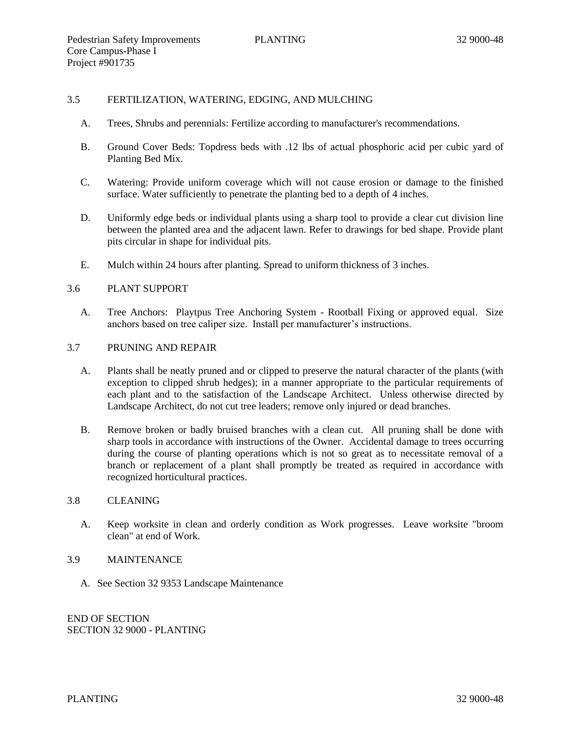## 3.5 FERTILIZATION, WATERING, EDGING, AND MULCHING

A. Trees, Shrubs and perennials: Fertilize according to manufacturer's recommendations.

B. Ground Cover Beds: Topdress beds with .12 lbs of actual phosphoric acid per cubic yard of Planting Bed Mix.

C. Watering: Provide uniform coverage which will not cause erosion or damage to the finished surface. Water sufficiently to penetrate the planting bed to a depth of 4 inches.

D. Uniformly edge beds or individual plants using a sharp tool to provide a clear cut division line between the planted area and the adjacent lawn. Refer to drawings for bed shape. Provide plant pits circular in shape for individual pits.

E. Mulch within 24 hours after planting. Spread to uniform thickness of 3 inches.

## 3.6 PLANT SUPPORT

A. Tree Anchors: Playtpus Tree Anchoring System - Rootball Fixing or approved equal. Size anchors based on tree caliper size. Install per manufacturer's instructions.

## 3.7 PRUNING AND REPAIR

A. Plants shall be neatly pruned and or clipped to preserve the natural character of the plants (with exception to clipped shrub hedges); in a manner appropriate to the particular requirements of each plant and to the satisfaction of the Landscape Architect. Unless otherwise directed by Landscape Architect, do not cut tree leaders; remove only injured or dead branches.

B. Remove broken or badly bruised branches with a clean cut. All pruning shall be done with sharp tools in accordance with instructions of the Owner. Accidental damage to trees occurring during the course of planting operations which is not so great as to necessitate removal of a branch or replacement of a plant shall promptly be treated as required in accordance with recognized horticultural practices.

## 3.8 CLEANING

A. Keep worksite in clean and orderly condition as Work progresses. Leave worksite "broom clean" at end of Work.

## 3.9 MAINTENANCE

A. See Section 32 9353 Landscape Maintenance

END OF SECTION
SECTION 32 9000 - PLANTING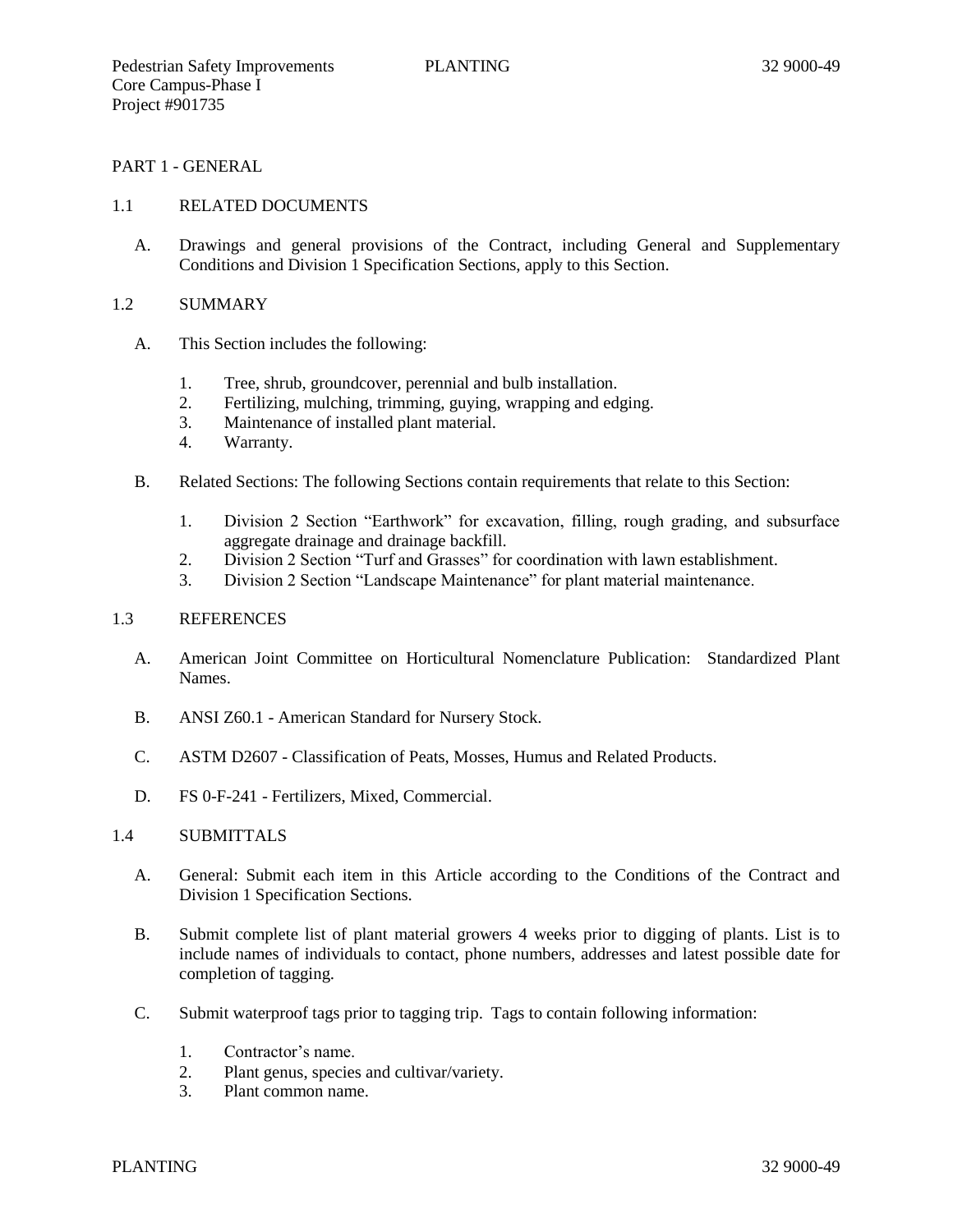## PART 1 - GENERAL

### 1.1 RELATED DOCUMENTS

A. Drawings and general provisions of the Contract, including General and Supplementary Conditions and Division 1 Specification Sections, apply to this Section.

### 1.2 SUMMARY

A. This Section includes the following:

1. Tree, shrub, groundcover, perennial and bulb installation.
2. Fertilizing, mulching, trimming, guying, wrapping and edging.
3. Maintenance of installed plant material.
4. Warranty.

B. Related Sections: The following Sections contain requirements that relate to this Section:

1. Division 2 Section "Earthwork" for excavation, filling, rough grading, and subsurface aggregate drainage and drainage backfill.
2. Division 2 Section "Turf and Grasses" for coordination with lawn establishment.
3. Division 2 Section "Landscape Maintenance" for plant material maintenance.

### 1.3 REFERENCES

A. American Joint Committee on Horticultural Nomenclature Publication: Standardized Plant Names.

B. ANSI Z60.1 - American Standard for Nursery Stock.

C. ASTM D2607 - Classification of Peats, Mosses, Humus and Related Products.

D. FS 0-F-241 - Fertilizers, Mixed, Commercial.

### 1.4 SUBMITTALS

A. General: Submit each item in this Article according to the Conditions of the Contract and Division 1 Specification Sections.

B. Submit complete list of plant material growers 4 weeks prior to digging of plants. List is to include names of individuals to contact, phone numbers, addresses and latest possible date for completion of tagging.

C. Submit waterproof tags prior to tagging trip. Tags to contain following information:

1. Contractor's name.
2. Plant genus, species and cultivar/variety.
3. Plant common name.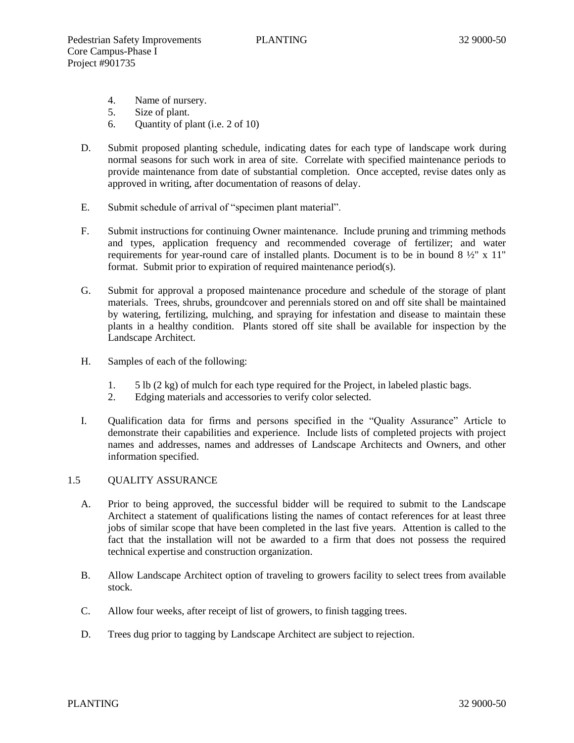4. Name of nursery.
5. Size of plant.
6. Quantity of plant (i.e. 2 of 10)

D. Submit proposed planting schedule, indicating dates for each type of landscape work during normal seasons for such work in area of site. Correlate with specified maintenance periods to provide maintenance from date of substantial completion. Once accepted, revise dates only as approved in writing, after documentation of reasons of delay.

E. Submit schedule of arrival of "specimen plant material".

F. Submit instructions for continuing Owner maintenance. Include pruning and trimming methods and types, application frequency and recommended coverage of fertilizer; and water requirements for year-round care of installed plants. Document is to be in bound 8 ½" x 11" format. Submit prior to expiration of required maintenance period(s).

G. Submit for approval a proposed maintenance procedure and schedule of the storage of plant materials. Trees, shrubs, groundcover and perennials stored on and off site shall be maintained by watering, fertilizing, mulching, and spraying for infestation and disease to maintain these plants in a healthy condition. Plants stored off site shall be available for inspection by the Landscape Architect.

H. Samples of each of the following:

1. 5 lb (2 kg) of mulch for each type required for the Project, in labeled plastic bags.
2. Edging materials and accessories to verify color selected.

I. Qualification data for firms and persons specified in the "Quality Assurance" Article to demonstrate their capabilities and experience. Include lists of completed projects with project names and addresses, names and addresses of Landscape Architects and Owners, and other information specified.

## 1.5 QUALITY ASSURANCE

A. Prior to being approved, the successful bidder will be required to submit to the Landscape Architect a statement of qualifications listing the names of contact references for at least three jobs of similar scope that have been completed in the last five years. Attention is called to the fact that the installation will not be awarded to a firm that does not possess the required technical expertise and construction organization.

B. Allow Landscape Architect option of traveling to growers facility to select trees from available stock.

C. Allow four weeks, after receipt of list of growers, to finish tagging trees.

D. Trees dug prior to tagging by Landscape Architect are subject to rejection.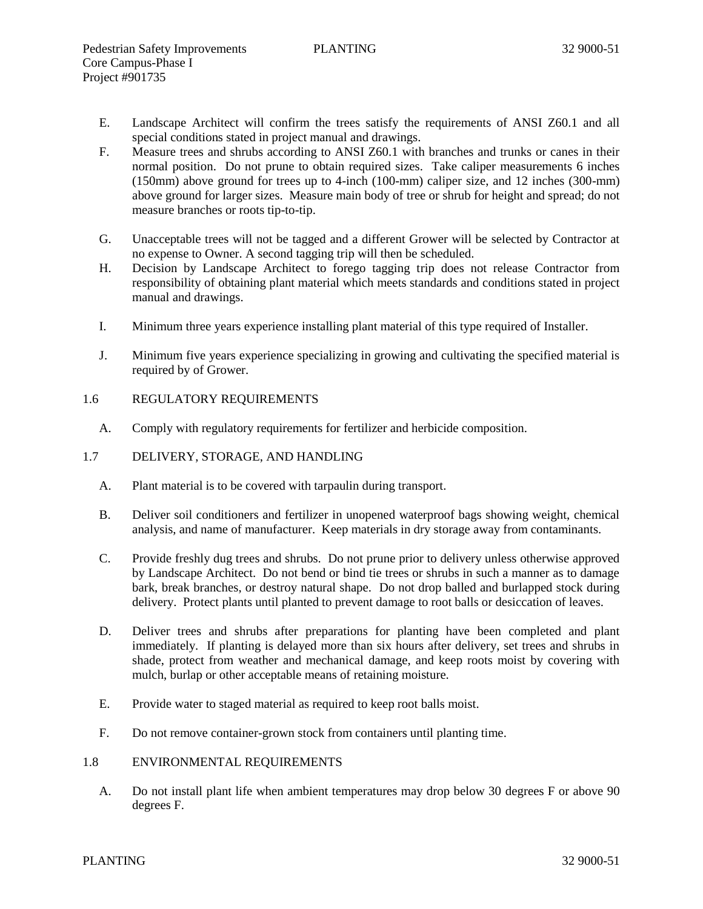E. Landscape Architect will confirm the trees satisfy the requirements of ANSI Z60.1 and all special conditions stated in project manual and drawings.

F. Measure trees and shrubs according to ANSI Z60.1 with branches and trunks or canes in their normal position. Do not prune to obtain required sizes. Take caliper measurements 6 inches (150mm) above ground for trees up to 4-inch (100-mm) caliper size, and 12 inches (300-mm) above ground for larger sizes. Measure main body of tree or shrub for height and spread; do not measure branches or roots tip-to-tip.

G. Unacceptable trees will not be tagged and a different Grower will be selected by Contractor at no expense to Owner. A second tagging trip will then be scheduled.

H. Decision by Landscape Architect to forego tagging trip does not release Contractor from responsibility of obtaining plant material which meets standards and conditions stated in project manual and drawings.

I. Minimum three years experience installing plant material of this type required of Installer.

J. Minimum five years experience specializing in growing and cultivating the specified material is required by of Grower.

## 1.6 REGULATORY REQUIREMENTS

A. Comply with regulatory requirements for fertilizer and herbicide composition.

## 1.7 DELIVERY, STORAGE, AND HANDLING

A. Plant material is to be covered with tarpaulin during transport.

B. Deliver soil conditioners and fertilizer in unopened waterproof bags showing weight, chemical analysis, and name of manufacturer. Keep materials in dry storage away from contaminants.

C. Provide freshly dug trees and shrubs. Do not prune prior to delivery unless otherwise approved by Landscape Architect. Do not bend or bind tie trees or shrubs in such a manner as to damage bark, break branches, or destroy natural shape. Do not drop balled and burlapped stock during delivery. Protect plants until planted to prevent damage to root balls or desiccation of leaves.

D. Deliver trees and shrubs after preparations for planting have been completed and plant immediately. If planting is delayed more than six hours after delivery, set trees and shrubs in shade, protect from weather and mechanical damage, and keep roots moist by covering with mulch, burlap or other acceptable means of retaining moisture.

E. Provide water to staged material as required to keep root balls moist.

F. Do not remove container-grown stock from containers until planting time.

## 1.8 ENVIRONMENTAL REQUIREMENTS

A. Do not install plant life when ambient temperatures may drop below 30 degrees F or above 90 degrees F.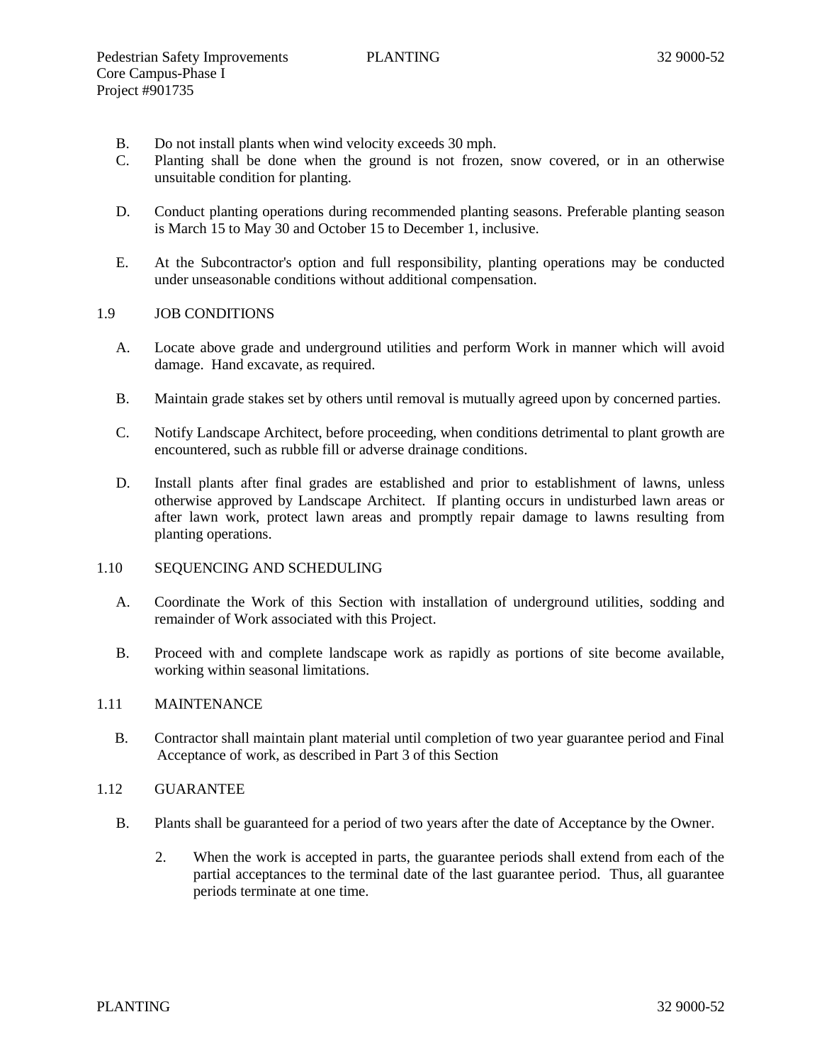B. Do not install plants when wind velocity exceeds 30 mph.

C. Planting shall be done when the ground is not frozen, snow covered, or in an otherwise unsuitable condition for planting.

D. Conduct planting operations during recommended planting seasons. Preferable planting season is March 15 to May 30 and October 15 to December 1, inclusive.

E. At the Subcontractor's option and full responsibility, planting operations may be conducted under unseasonable conditions without additional compensation.

## 1.9 JOB CONDITIONS

A. Locate above grade and underground utilities and perform Work in manner which will avoid damage. Hand excavate, as required.

B. Maintain grade stakes set by others until removal is mutually agreed upon by concerned parties.

C. Notify Landscape Architect, before proceeding, when conditions detrimental to plant growth are encountered, such as rubble fill or adverse drainage conditions.

D. Install plants after final grades are established and prior to establishment of lawns, unless otherwise approved by Landscape Architect. If planting occurs in undisturbed lawn areas or after lawn work, protect lawn areas and promptly repair damage to lawns resulting from planting operations.

## 1.10 SEQUENCING AND SCHEDULING

A. Coordinate the Work of this Section with installation of underground utilities, sodding and remainder of Work associated with this Project.

B. Proceed with and complete landscape work as rapidly as portions of site become available, working within seasonal limitations.

## 1.11 MAINTENANCE

B. Contractor shall maintain plant material until completion of two year guarantee period and Final Acceptance of work, as described in Part 3 of this Section

## 1.12 GUARANTEE

B. Plants shall be guaranteed for a period of two years after the date of Acceptance by the Owner.

2. When the work is accepted in parts, the guarantee periods shall extend from each of the partial acceptances to the terminal date of the last guarantee period. Thus, all guarantee periods terminate at one time.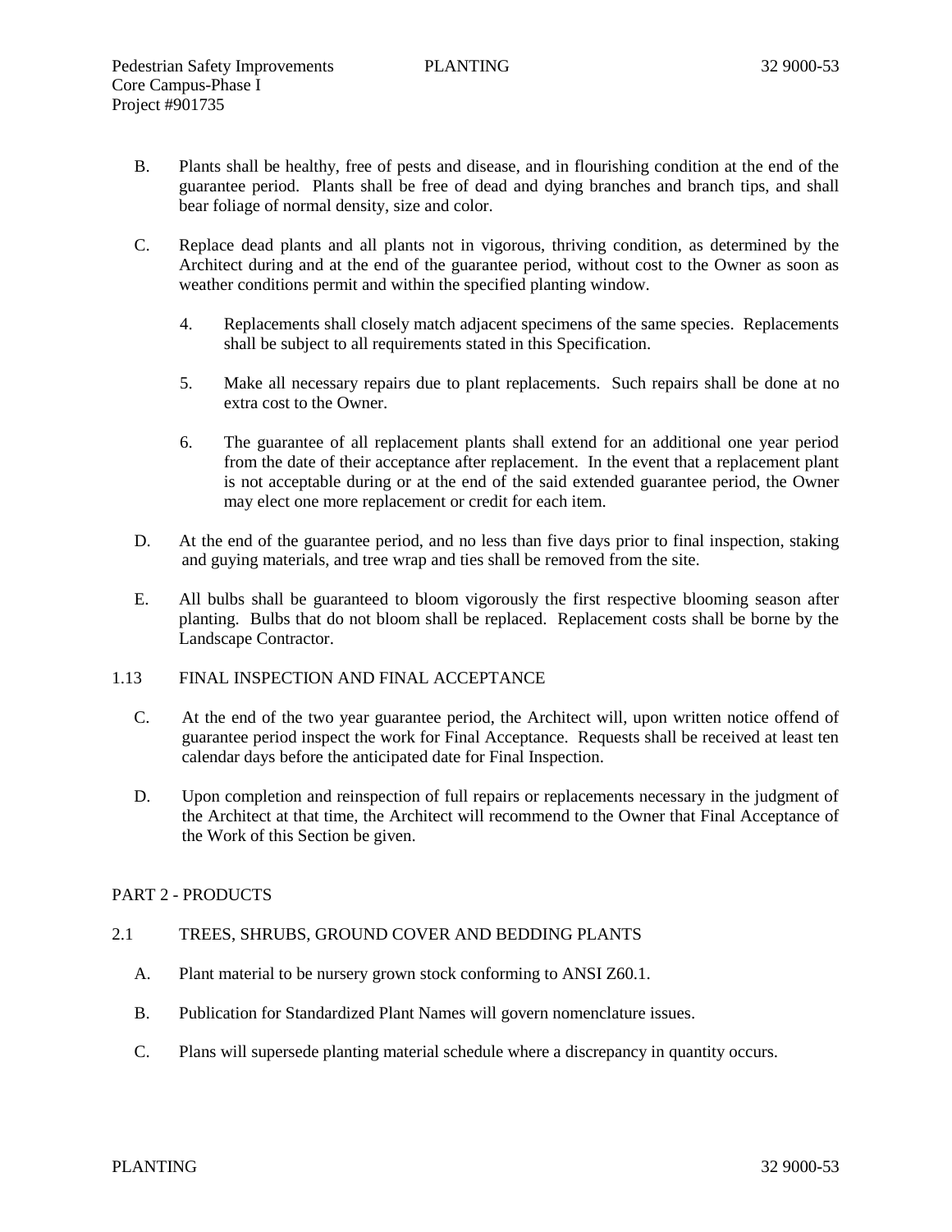B. Plants shall be healthy, free of pests and disease, and in flourishing condition at the end of the guarantee period. Plants shall be free of dead and dying branches and branch tips, and shall bear foliage of normal density, size and color.

C. Replace dead plants and all plants not in vigorous, thriving condition, as determined by the Architect during and at the end of the guarantee period, without cost to the Owner as soon as weather conditions permit and within the specified planting window.

   4. Replacements shall closely match adjacent specimens of the same species. Replacements shall be subject to all requirements stated in this Specification.

   5. Make all necessary repairs due to plant replacements. Such repairs shall be done at no extra cost to the Owner.

   6. The guarantee of all replacement plants shall extend for an additional one year period from the date of their acceptance after replacement. In the event that a replacement plant is not acceptable during or at the end of the said extended guarantee period, the Owner may elect one more replacement or credit for each item.

D. At the end of the guarantee period, and no less than five days prior to final inspection, staking and guying materials, and tree wrap and ties shall be removed from the site.

E. All bulbs shall be guaranteed to bloom vigorously the first respective blooming season after planting. Bulbs that do not bloom shall be replaced. Replacement costs shall be borne by the Landscape Contractor.

1.13 FINAL INSPECTION AND FINAL ACCEPTANCE

C. At the end of the two year guarantee period, the Architect will, upon written notice offend of guarantee period inspect the work for Final Acceptance. Requests shall be received at least ten calendar days before the anticipated date for Final Inspection.

D. Upon completion and reinspection of full repairs or replacements necessary in the judgment of the Architect at that time, the Architect will recommend to the Owner that Final Acceptance of the Work of this Section be given.

PART 2 - PRODUCTS

2.1 TREES, SHRUBS, GROUND COVER AND BEDDING PLANTS

A. Plant material to be nursery grown stock conforming to ANSI Z60.1.

B. Publication for Standardized Plant Names will govern nomenclature issues.

C. Plans will supersede planting material schedule where a discrepancy in quantity occurs.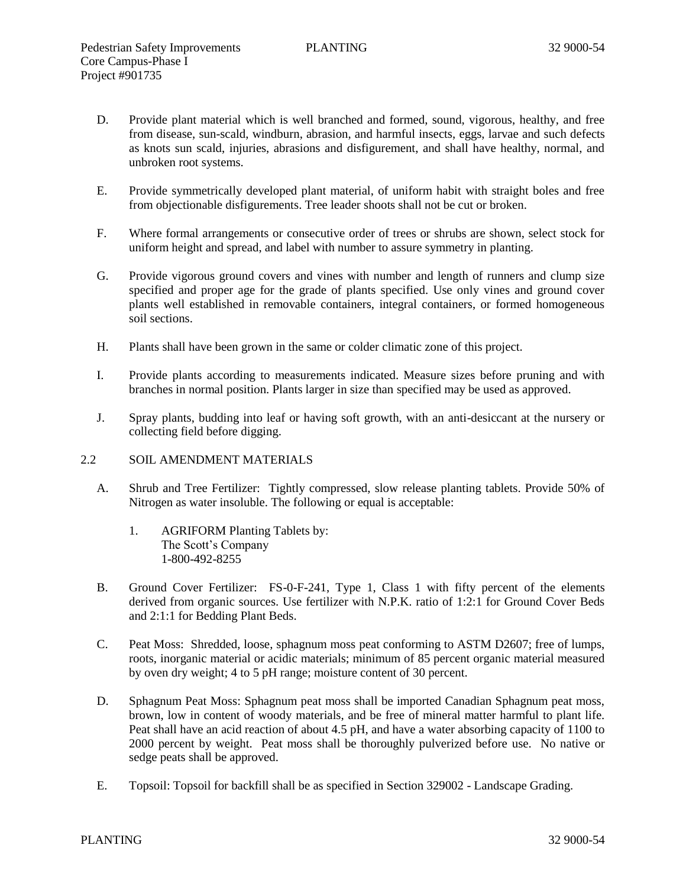D. Provide plant material which is well branched and formed, sound, vigorous, healthy, and free from disease, sun-scald, windburn, abrasion, and harmful insects, eggs, larvae and such defects as knots sun scald, injuries, abrasions and disfigurement, and shall have healthy, normal, and unbroken root systems.

E. Provide symmetrically developed plant material, of uniform habit with straight boles and free from objectionable disfigurements. Tree leader shoots shall not be cut or broken.

F. Where formal arrangements or consecutive order of trees or shrubs are shown, select stock for uniform height and spread, and label with number to assure symmetry in planting.

G. Provide vigorous ground covers and vines with number and length of runners and clump size specified and proper age for the grade of plants specified. Use only vines and ground cover plants well established in removable containers, integral containers, or formed homogeneous soil sections.

H. Plants shall have been grown in the same or colder climatic zone of this project.

I. Provide plants according to measurements indicated. Measure sizes before pruning and with branches in normal position. Plants larger in size than specified may be used as approved.

J. Spray plants, budding into leaf or having soft growth, with an anti-desiccant at the nursery or collecting field before digging.

2.2 SOIL AMENDMENT MATERIALS

A. Shrub and Tree Fertilizer: Tightly compressed, slow release planting tablets. Provide 50% of Nitrogen as water insoluble. The following or equal is acceptable:

   1. AGRIFORM Planting Tablets by:
      The Scott's Company
      1-800-492-8255

B. Ground Cover Fertilizer: FS-0-F-241, Type 1, Class 1 with fifty percent of the elements derived from organic sources. Use fertilizer with N.P.K. ratio of 1:2:1 for Ground Cover Beds and 2:1:1 for Bedding Plant Beds.

C. Peat Moss: Shredded, loose, sphagnum moss peat conforming to ASTM D2607; free of lumps, roots, inorganic material or acidic materials; minimum of 85 percent organic material measured by oven dry weight; 4 to 5 pH range; moisture content of 30 percent.

D. Sphagnum Peat Moss: Sphagnum peat moss shall be imported Canadian Sphagnum peat moss, brown, low in content of woody materials, and be free of mineral matter harmful to plant life. Peat shall have an acid reaction of about 4.5 pH, and have a water absorbing capacity of 1100 to 2000 percent by weight. Peat moss shall be thoroughly pulverized before use. No native or sedge peats shall be approved.

E. Topsoil: Topsoil for backfill shall be as specified in Section 329002 - Landscape Grading.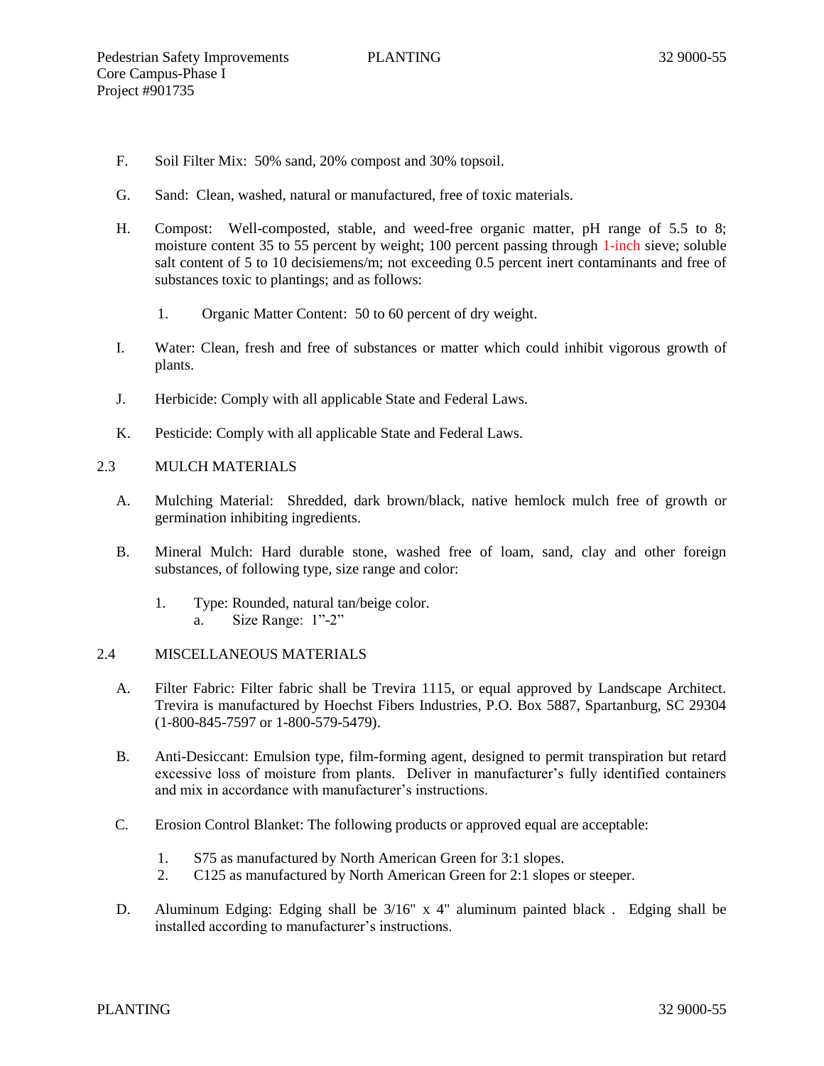F. Soil Filter Mix: 50% sand, 20% compost and 30% topsoil.

G. Sand: Clean, washed, natural or manufactured, free of toxic materials.

H. Compost: Well-composted, stable, and weed-free organic matter, pH range of 5.5 to 8; moisture content 35 to 55 percent by weight; 100 percent passing through 1-inch sieve; soluble salt content of 5 to 10 decisiemens/m; not exceeding 0.5 percent inert contaminants and free of substances toxic to plantings; and as follows:

   1. Organic Matter Content: 50 to 60 percent of dry weight.

I. Water: Clean, fresh and free of substances or matter which could inhibit vigorous growth of plants.

J. Herbicide: Comply with all applicable State and Federal Laws.

K. Pesticide: Comply with all applicable State and Federal Laws.

## 2.3 MULCH MATERIALS

A. Mulching Material: Shredded, dark brown/black, native hemlock mulch free of growth or germination inhibiting ingredients.

B. Mineral Mulch: Hard durable stone, washed free of loam, sand, clay and other foreign substances, of following type, size range and color:

   1. Type: Rounded, natural tan/beige color.
      a. Size Range: 1"-2"

## 2.4 MISCELLANEOUS MATERIALS

A. Filter Fabric: Filter fabric shall be Trevira 1115, or equal approved by Landscape Architect. Trevira is manufactured by Hoechst Fibers Industries, P.O. Box 5887, Spartanburg, SC 29304 (1-800-845-7597 or 1-800-579-5479).

B. Anti-Desiccant: Emulsion type, film-forming agent, designed to permit transpiration but retard excessive loss of moisture from plants. Deliver in manufacturer's fully identified containers and mix in accordance with manufacturer's instructions.

C. Erosion Control Blanket: The following products or approved equal are acceptable:

   1. S75 as manufactured by North American Green for 3:1 slopes.
   2. C125 as manufactured by North American Green for 2:1 slopes or steeper.

D. Aluminum Edging: Edging shall be 3/16" x 4" aluminum painted black . Edging shall be installed according to manufacturer's instructions.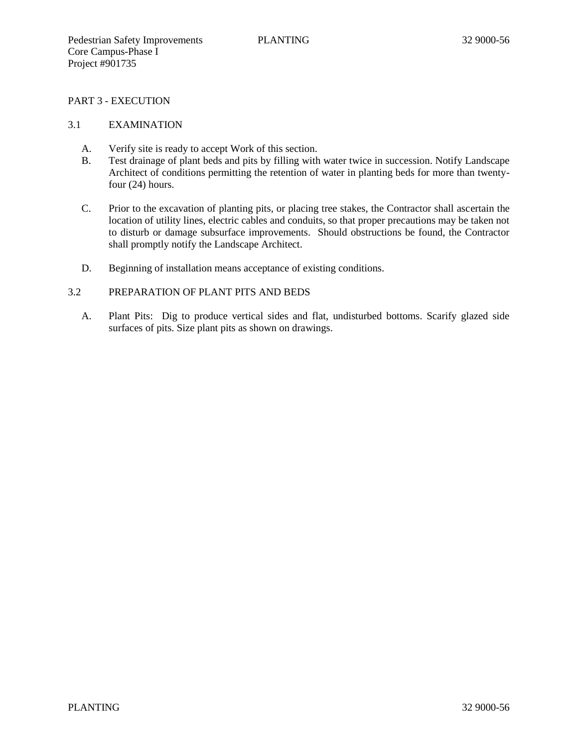## PART 3 - EXECUTION

### 3.1 EXAMINATION

A. Verify site is ready to accept Work of this section.

B. Test drainage of plant beds and pits by filling with water twice in succession. Notify Landscape Architect of conditions permitting the retention of water in planting beds for more than twenty-four (24) hours.

C. Prior to the excavation of planting pits, or placing tree stakes, the Contractor shall ascertain the location of utility lines, electric cables and conduits, so that proper precautions may be taken not to disturb or damage subsurface improvements. Should obstructions be found, the Contractor shall promptly notify the Landscape Architect.

D. Beginning of installation means acceptance of existing conditions.

### 3.2 PREPARATION OF PLANT PITS AND BEDS

A. Plant Pits: Dig to produce vertical sides and flat, undisturbed bottoms. Scarify glazed side surfaces of pits. Size plant pits as shown on drawings.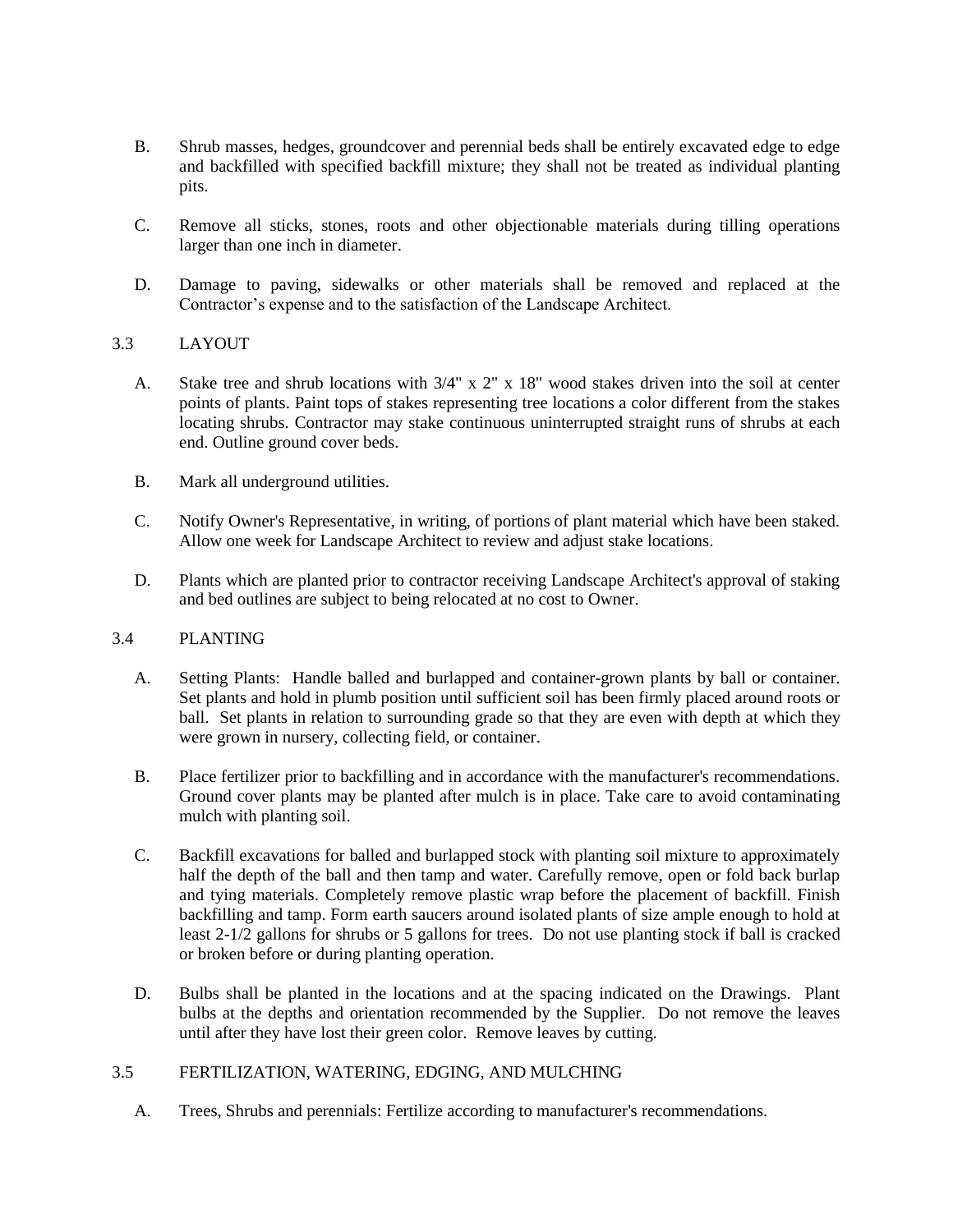B. Shrub masses, hedges, groundcover and perennial beds shall be entirely excavated edge to edge and backfilled with specified backfill mixture; they shall not be treated as individual planting pits.

C. Remove all sticks, stones, roots and other objectionable materials during tilling operations larger than one inch in diameter.

D. Damage to paving, sidewalks or other materials shall be removed and replaced at the Contractor's expense and to the satisfaction of the Landscape Architect.

## 3.3 LAYOUT

A. Stake tree and shrub locations with 3/4" x 2" x 18" wood stakes driven into the soil at center points of plants. Paint tops of stakes representing tree locations a color different from the stakes locating shrubs. Contractor may stake continuous uninterrupted straight runs of shrubs at each end. Outline ground cover beds.

B. Mark all underground utilities.

C. Notify Owner's Representative, in writing, of portions of plant material which have been staked. Allow one week for Landscape Architect to review and adjust stake locations.

D. Plants which are planted prior to contractor receiving Landscape Architect's approval of staking and bed outlines are subject to being relocated at no cost to Owner.

## 3.4 PLANTING

A. Setting Plants: Handle balled and burlapped and container-grown plants by ball or container. Set plants and hold in plumb position until sufficient soil has been firmly placed around roots or ball. Set plants in relation to surrounding grade so that they are even with depth at which they were grown in nursery, collecting field, or container.

B. Place fertilizer prior to backfilling and in accordance with the manufacturer's recommendations. Ground cover plants may be planted after mulch is in place. Take care to avoid contaminating mulch with planting soil.

C. Backfill excavations for balled and burlapped stock with planting soil mixture to approximately half the depth of the ball and then tamp and water. Carefully remove, open or fold back burlap and tying materials. Completely remove plastic wrap before the placement of backfill. Finish backfilling and tamp. Form earth saucers around isolated plants of size ample enough to hold at least 2-1/2 gallons for shrubs or 5 gallons for trees. Do not use planting stock if ball is cracked or broken before or during planting operation.

D. Bulbs shall be planted in the locations and at the spacing indicated on the Drawings. Plant bulbs at the depths and orientation recommended by the Supplier. Do not remove the leaves until after they have lost their green color. Remove leaves by cutting.

## 3.5 FERTILIZATION, WATERING, EDGING, AND MULCHING

A. Trees, Shrubs and perennials: Fertilize according to manufacturer's recommendations.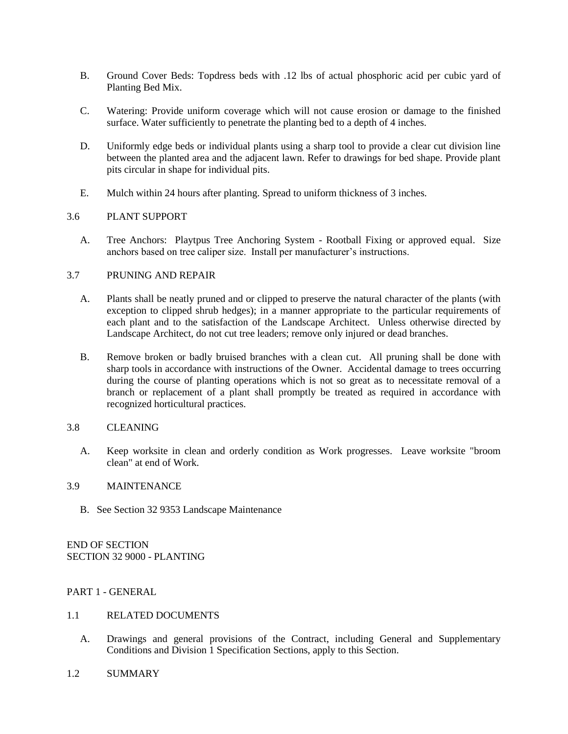B. Ground Cover Beds: Topdress beds with .12 lbs of actual phosphoric acid per cubic yard of Planting Bed Mix.

C. Watering: Provide uniform coverage which will not cause erosion or damage to the finished surface. Water sufficiently to penetrate the planting bed to a depth of 4 inches.

D. Uniformly edge beds or individual plants using a sharp tool to provide a clear cut division line between the planted area and the adjacent lawn. Refer to drawings for bed shape. Provide plant pits circular in shape for individual pits.

E. Mulch within 24 hours after planting. Spread to uniform thickness of 3 inches.

3.6 PLANT SUPPORT

A. Tree Anchors: Playtpus Tree Anchoring System - Rootball Fixing or approved equal. Size anchors based on tree caliper size. Install per manufacturer's instructions.

3.7 PRUNING AND REPAIR

A. Plants shall be neatly pruned and or clipped to preserve the natural character of the plants (with exception to clipped shrub hedges); in a manner appropriate to the particular requirements of each plant and to the satisfaction of the Landscape Architect. Unless otherwise directed by Landscape Architect, do not cut tree leaders; remove only injured or dead branches.

B. Remove broken or badly bruised branches with a clean cut. All pruning shall be done with sharp tools in accordance with instructions of the Owner. Accidental damage to trees occurring during the course of planting operations which is not so great as to necessitate removal of a branch or replacement of a plant shall promptly be treated as required in accordance with recognized horticultural practices.

3.8 CLEANING

A. Keep worksite in clean and orderly condition as Work progresses. Leave worksite "broom clean" at end of Work.

3.9 MAINTENANCE

B. See Section 32 9353 Landscape Maintenance

END OF SECTION

SECTION 32 9000 - PLANTING

PART 1 - GENERAL

1.1 RELATED DOCUMENTS

A. Drawings and general provisions of the Contract, including General and Supplementary Conditions and Division 1 Specification Sections, apply to this Section.

1.2 SUMMARY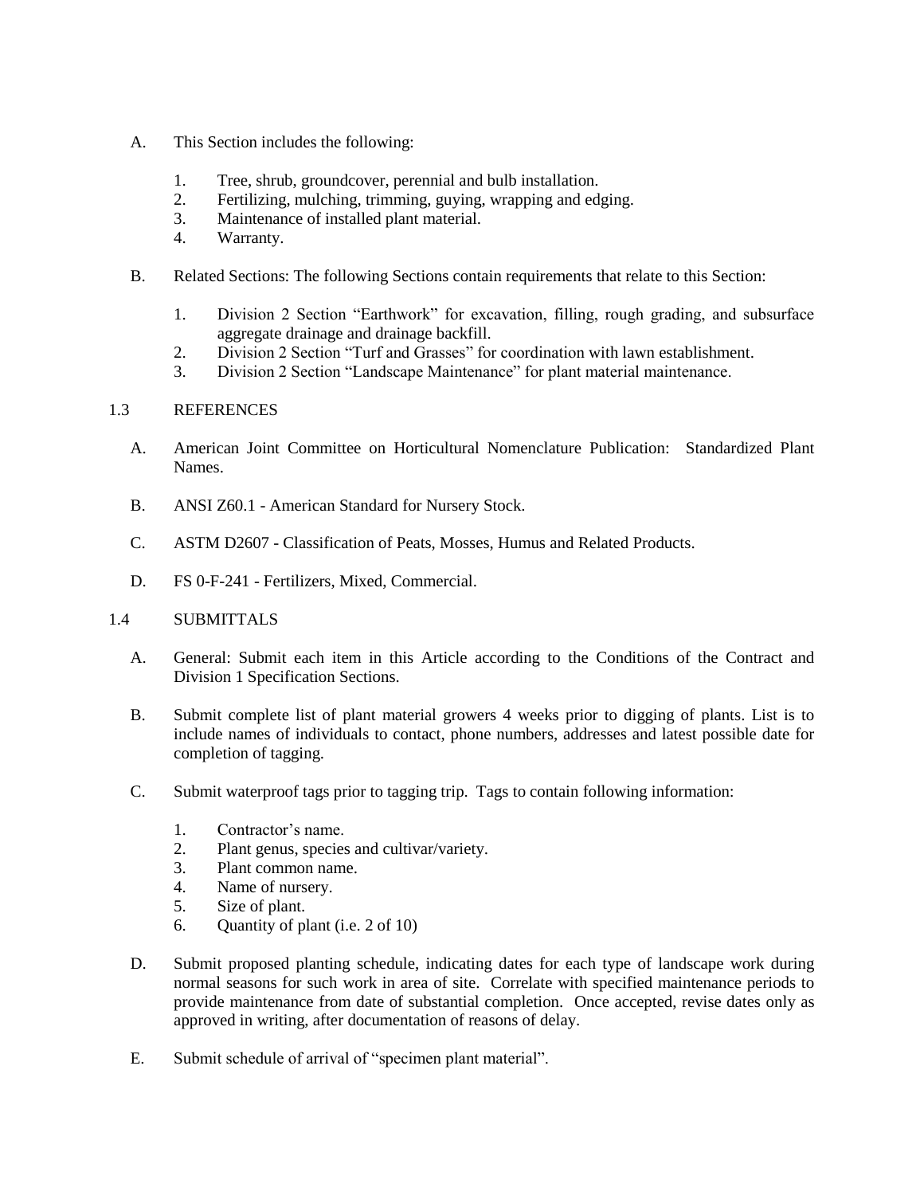A. This Section includes the following:

   1. Tree, shrub, groundcover, perennial and bulb installation.
   2. Fertilizing, mulching, trimming, guying, wrapping and edging.
   3. Maintenance of installed plant material.
   4. Warranty.

B. Related Sections: The following Sections contain requirements that relate to this Section:

   1. Division 2 Section "Earthwork" for excavation, filling, rough grading, and subsurface aggregate drainage and drainage backfill.
   2. Division 2 Section "Turf and Grasses" for coordination with lawn establishment.
   3. Division 2 Section "Landscape Maintenance" for plant material maintenance.

## 1.3 REFERENCES

A. American Joint Committee on Horticultural Nomenclature Publication: Standardized Plant Names.

B. ANSI Z60.1 - American Standard for Nursery Stock.

C. ASTM D2607 - Classification of Peats, Mosses, Humus and Related Products.

D. FS 0-F-241 - Fertilizers, Mixed, Commercial.

## 1.4 SUBMITTALS

A. General: Submit each item in this Article according to the Conditions of the Contract and Division 1 Specification Sections.

B. Submit complete list of plant material growers 4 weeks prior to digging of plants. List is to include names of individuals to contact, phone numbers, addresses and latest possible date for completion of tagging.

C. Submit waterproof tags prior to tagging trip. Tags to contain following information:

   1. Contractor's name.
   2. Plant genus, species and cultivar/variety.
   3. Plant common name.
   4. Name of nursery.
   5. Size of plant.
   6. Quantity of plant (i.e. 2 of 10)

D. Submit proposed planting schedule, indicating dates for each type of landscape work during normal seasons for such work in area of site. Correlate with specified maintenance periods to provide maintenance from date of substantial completion. Once accepted, revise dates only as approved in writing, after documentation of reasons of delay.

E. Submit schedule of arrival of "specimen plant material".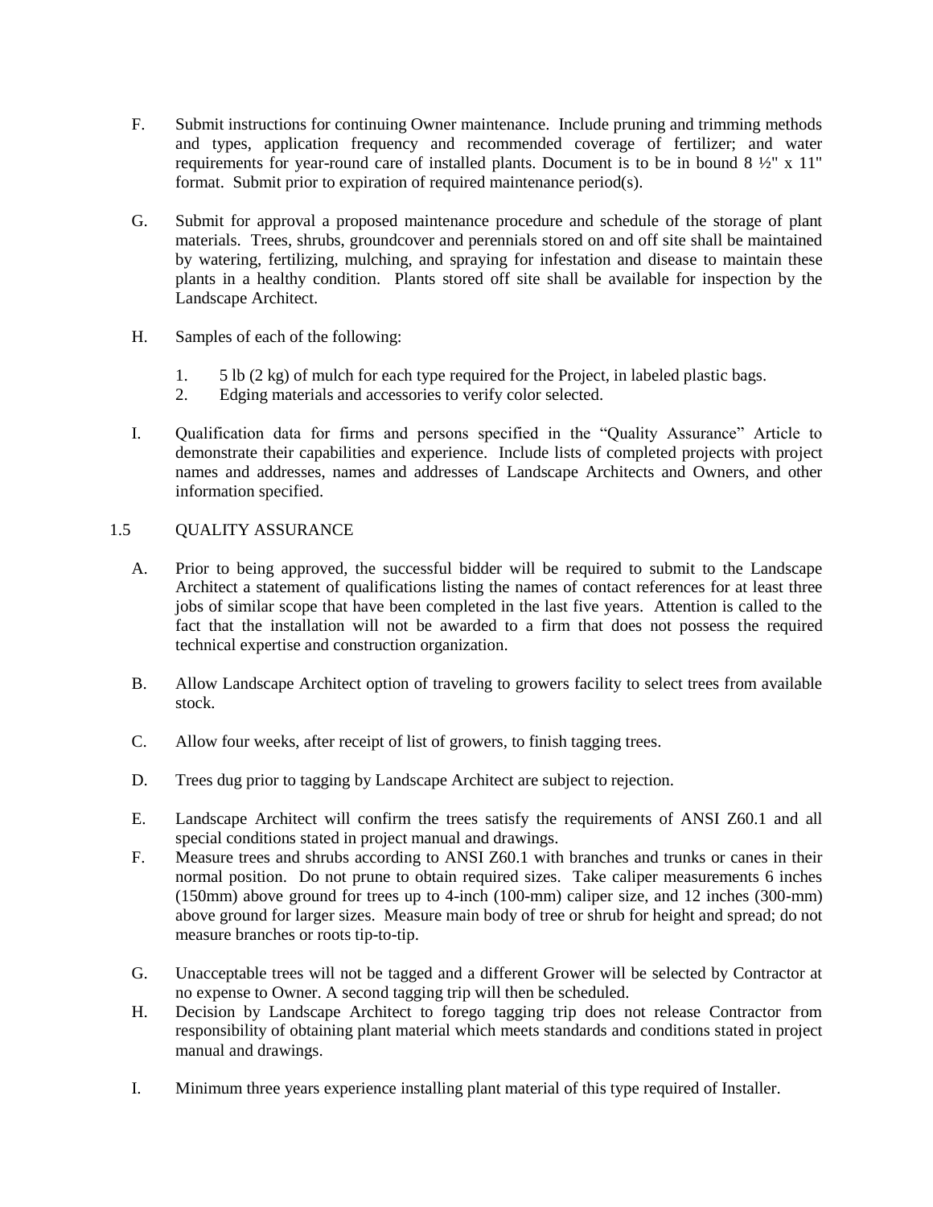F. Submit instructions for continuing Owner maintenance. Include pruning and trimming methods and types, application frequency and recommended coverage of fertilizer; and water requirements for year-round care of installed plants. Document is to be in bound 8 ½" x 11" format. Submit prior to expiration of required maintenance period(s).

G. Submit for approval a proposed maintenance procedure and schedule of the storage of plant materials. Trees, shrubs, groundcover and perennials stored on and off site shall be maintained by watering, fertilizing, mulching, and spraying for infestation and disease to maintain these plants in a healthy condition. Plants stored off site shall be available for inspection by the Landscape Architect.

H. Samples of each of the following:

1. 5 lb (2 kg) of mulch for each type required for the Project, in labeled plastic bags.
2. Edging materials and accessories to verify color selected.

I. Qualification data for firms and persons specified in the "Quality Assurance" Article to demonstrate their capabilities and experience. Include lists of completed projects with project names and addresses, names and addresses of Landscape Architects and Owners, and other information specified.

## 1.5 QUALITY ASSURANCE

A. Prior to being approved, the successful bidder will be required to submit to the Landscape Architect a statement of qualifications listing the names of contact references for at least three jobs of similar scope that have been completed in the last five years. Attention is called to the fact that the installation will not be awarded to a firm that does not possess the required technical expertise and construction organization.

B. Allow Landscape Architect option of traveling to growers facility to select trees from available stock.

C. Allow four weeks, after receipt of list of growers, to finish tagging trees.

D. Trees dug prior to tagging by Landscape Architect are subject to rejection.

E. Landscape Architect will confirm the trees satisfy the requirements of ANSI Z60.1 and all special conditions stated in project manual and drawings.

F. Measure trees and shrubs according to ANSI Z60.1 with branches and trunks or canes in their normal position. Do not prune to obtain required sizes. Take caliper measurements 6 inches (150mm) above ground for trees up to 4-inch (100-mm) caliper size, and 12 inches (300-mm) above ground for larger sizes. Measure main body of tree or shrub for height and spread; do not measure branches or roots tip-to-tip.

G. Unacceptable trees will not be tagged and a different Grower will be selected by Contractor at no expense to Owner. A second tagging trip will then be scheduled.

H. Decision by Landscape Architect to forego tagging trip does not release Contractor from responsibility of obtaining plant material which meets standards and conditions stated in project manual and drawings.

I. Minimum three years experience installing plant material of this type required of Installer.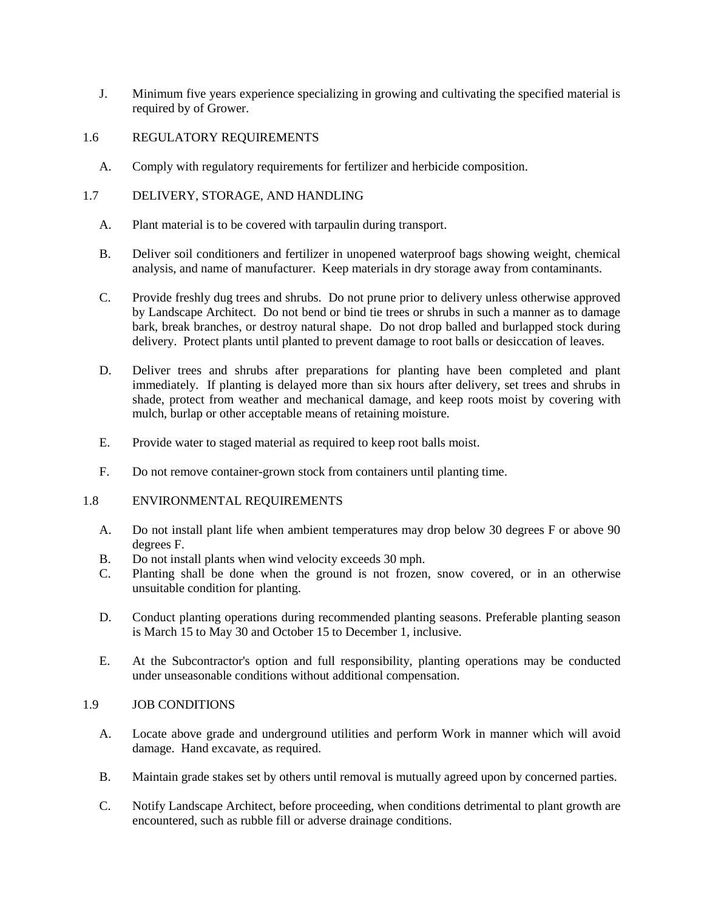J. Minimum five years experience specializing in growing and cultivating the specified material is required by of Grower.

## 1.6 REGULATORY REQUIREMENTS

A. Comply with regulatory requirements for fertilizer and herbicide composition.

## 1.7 DELIVERY, STORAGE, AND HANDLING

A. Plant material is to be covered with tarpaulin during transport.

B. Deliver soil conditioners and fertilizer in unopened waterproof bags showing weight, chemical analysis, and name of manufacturer. Keep materials in dry storage away from contaminants.

C. Provide freshly dug trees and shrubs. Do not prune prior to delivery unless otherwise approved by Landscape Architect. Do not bend or bind tie trees or shrubs in such a manner as to damage bark, break branches, or destroy natural shape. Do not drop balled and burlapped stock during delivery. Protect plants until planted to prevent damage to root balls or desiccation of leaves.

D. Deliver trees and shrubs after preparations for planting have been completed and plant immediately. If planting is delayed more than six hours after delivery, set trees and shrubs in shade, protect from weather and mechanical damage, and keep roots moist by covering with mulch, burlap or other acceptable means of retaining moisture.

E. Provide water to staged material as required to keep root balls moist.

F. Do not remove container-grown stock from containers until planting time.

## 1.8 ENVIRONMENTAL REQUIREMENTS

A. Do not install plant life when ambient temperatures may drop below 30 degrees F or above 90 degrees F.

B. Do not install plants when wind velocity exceeds 30 mph.

C. Planting shall be done when the ground is not frozen, snow covered, or in an otherwise unsuitable condition for planting.

D. Conduct planting operations during recommended planting seasons. Preferable planting season is March 15 to May 30 and October 15 to December 1, inclusive.

E. At the Subcontractor's option and full responsibility, planting operations may be conducted under unseasonable conditions without additional compensation.

## 1.9 JOB CONDITIONS

A. Locate above grade and underground utilities and perform Work in manner which will avoid damage. Hand excavate, as required.

B. Maintain grade stakes set by others until removal is mutually agreed upon by concerned parties.

C. Notify Landscape Architect, before proceeding, when conditions detrimental to plant growth are encountered, such as rubble fill or adverse drainage conditions.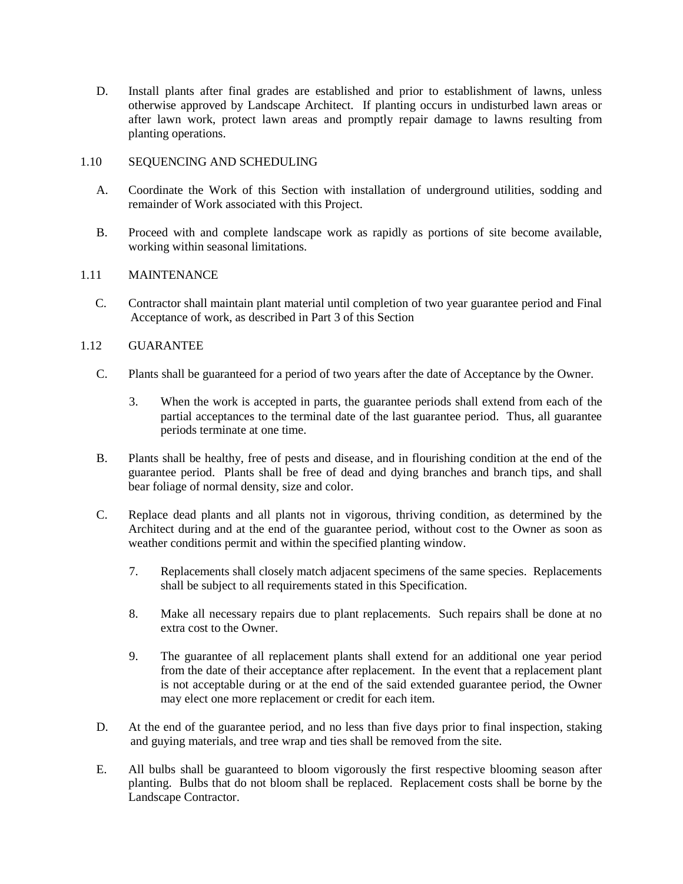D. Install plants after final grades are established and prior to establishment of lawns, unless otherwise approved by Landscape Architect. If planting occurs in undisturbed lawn areas or after lawn work, protect lawn areas and promptly repair damage to lawns resulting from planting operations.

1.10 SEQUENCING AND SCHEDULING

A. Coordinate the Work of this Section with installation of underground utilities, sodding and remainder of Work associated with this Project.

B. Proceed with and complete landscape work as rapidly as portions of site become available, working within seasonal limitations.

1.11 MAINTENANCE

C. Contractor shall maintain plant material until completion of two year guarantee period and Final Acceptance of work, as described in Part 3 of this Section

1.12 GUARANTEE

C. Plants shall be guaranteed for a period of two years after the date of Acceptance by the Owner.

3. When the work is accepted in parts, the guarantee periods shall extend from each of the partial acceptances to the terminal date of the last guarantee period. Thus, all guarantee periods terminate at one time.

B. Plants shall be healthy, free of pests and disease, and in flourishing condition at the end of the guarantee period. Plants shall be free of dead and dying branches and branch tips, and shall bear foliage of normal density, size and color.

C. Replace dead plants and all plants not in vigorous, thriving condition, as determined by the Architect during and at the end of the guarantee period, without cost to the Owner as soon as weather conditions permit and within the specified planting window.

7. Replacements shall closely match adjacent specimens of the same species. Replacements shall be subject to all requirements stated in this Specification.

8. Make all necessary repairs due to plant replacements. Such repairs shall be done at no extra cost to the Owner.

9. The guarantee of all replacement plants shall extend for an additional one year period from the date of their acceptance after replacement. In the event that a replacement plant is not acceptable during or at the end of the said extended guarantee period, the Owner may elect one more replacement or credit for each item.

D. At the end of the guarantee period, and no less than five days prior to final inspection, staking and guying materials, and tree wrap and ties shall be removed from the site.

E. All bulbs shall be guaranteed to bloom vigorously the first respective blooming season after planting. Bulbs that do not bloom shall be replaced. Replacement costs shall be borne by the Landscape Contractor.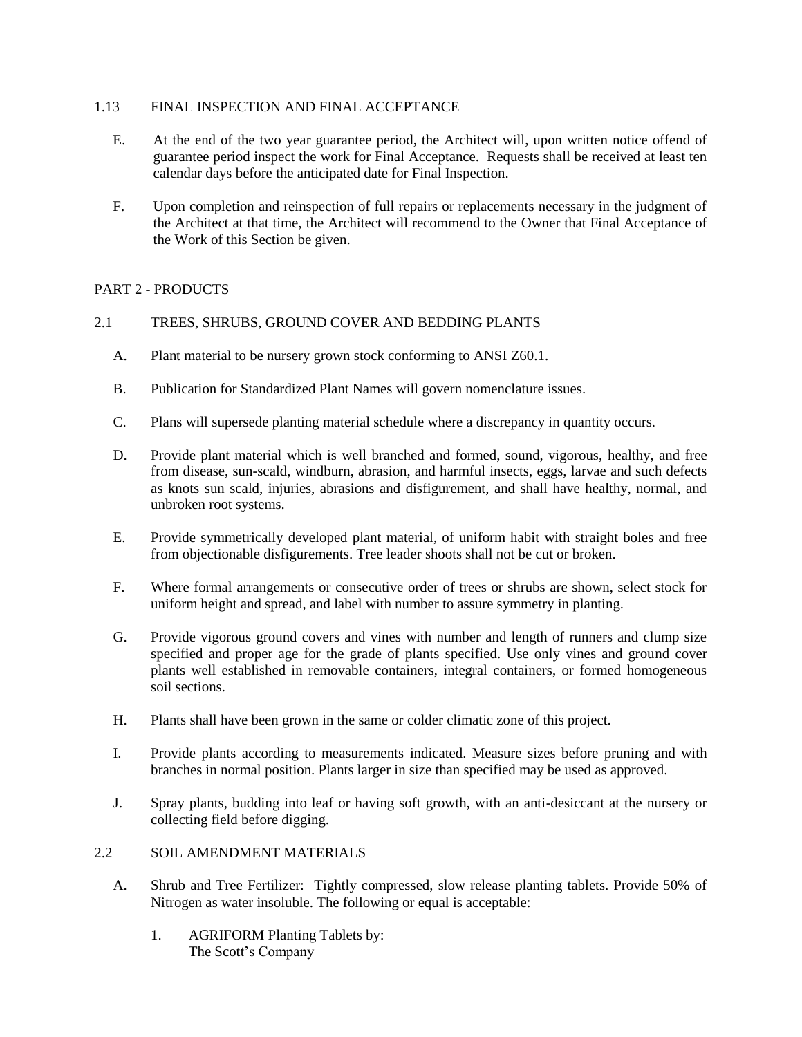## 1.13 FINAL INSPECTION AND FINAL ACCEPTANCE

E. At the end of the two year guarantee period, the Architect will, upon written notice offend of guarantee period inspect the work for Final Acceptance. Requests shall be received at least ten calendar days before the anticipated date for Final Inspection.

F. Upon completion and reinspection of full repairs or replacements necessary in the judgment of the Architect at that time, the Architect will recommend to the Owner that Final Acceptance of the Work of this Section be given.

# PART 2 - PRODUCTS

## 2.1 TREES, SHRUBS, GROUND COVER AND BEDDING PLANTS

A. Plant material to be nursery grown stock conforming to ANSI Z60.1.

B. Publication for Standardized Plant Names will govern nomenclature issues.

C. Plans will supersede planting material schedule where a discrepancy in quantity occurs.

D. Provide plant material which is well branched and formed, sound, vigorous, healthy, and free from disease, sun-scald, windburn, abrasion, and harmful insects, eggs, larvae and such defects as knots sun scald, injuries, abrasions and disfigurement, and shall have healthy, normal, and unbroken root systems.

E. Provide symmetrically developed plant material, of uniform habit with straight boles and free from objectionable disfigurements. Tree leader shoots shall not be cut or broken.

F. Where formal arrangements or consecutive order of trees or shrubs are shown, select stock for uniform height and spread, and label with number to assure symmetry in planting.

G. Provide vigorous ground covers and vines with number and length of runners and clump size specified and proper age for the grade of plants specified. Use only vines and ground cover plants well established in removable containers, integral containers, or formed homogeneous soil sections.

H. Plants shall have been grown in the same or colder climatic zone of this project.

I. Provide plants according to measurements indicated. Measure sizes before pruning and with branches in normal position. Plants larger in size than specified may be used as approved.

J. Spray plants, budding into leaf or having soft growth, with an anti-desiccant at the nursery or collecting field before digging.

## 2.2 SOIL AMENDMENT MATERIALS

A. Shrub and Tree Fertilizer: Tightly compressed, slow release planting tablets. Provide 50% of Nitrogen as water insoluble. The following or equal is acceptable:

1. AGRIFORM Planting Tablets by:
   The Scott's Company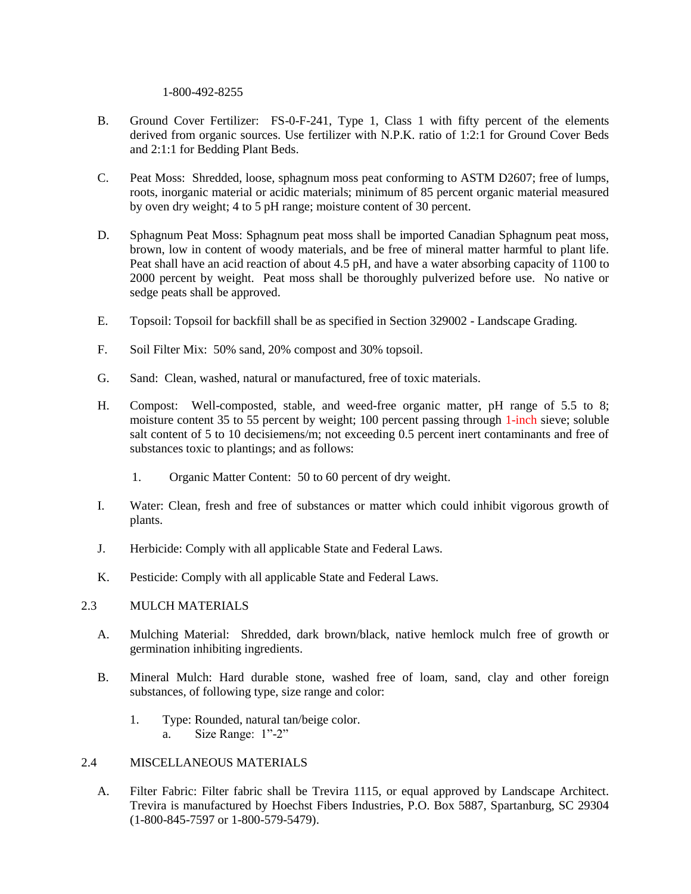1-800-492-8255

B. Ground Cover Fertilizer: FS-0-F-241, Type 1, Class 1 with fifty percent of the elements derived from organic sources. Use fertilizer with N.P.K. ratio of 1:2:1 for Ground Cover Beds and 2:1:1 for Bedding Plant Beds.

C. Peat Moss: Shredded, loose, sphagnum moss peat conforming to ASTM D2607; free of lumps, roots, inorganic material or acidic materials; minimum of 85 percent organic material measured by oven dry weight; 4 to 5 pH range; moisture content of 30 percent.

D. Sphagnum Peat Moss: Sphagnum peat moss shall be imported Canadian Sphagnum peat moss, brown, low in content of woody materials, and be free of mineral matter harmful to plant life. Peat shall have an acid reaction of about 4.5 pH, and have a water absorbing capacity of 1100 to 2000 percent by weight. Peat moss shall be thoroughly pulverized before use. No native or sedge peats shall be approved.

E. Topsoil: Topsoil for backfill shall be as specified in Section 329002 - Landscape Grading.

F. Soil Filter Mix: 50% sand, 20% compost and 30% topsoil.

G. Sand: Clean, washed, natural or manufactured, free of toxic materials.

H. Compost: Well-composted, stable, and weed-free organic matter, pH range of 5.5 to 8; moisture content 35 to 55 percent by weight; 100 percent passing through 1-inch sieve; soluble salt content of 5 to 10 decisiemens/m; not exceeding 0.5 percent inert contaminants and free of substances toxic to plantings; and as follows:

   1. Organic Matter Content: 50 to 60 percent of dry weight.

I. Water: Clean, fresh and free of substances or matter which could inhibit vigorous growth of plants.

J. Herbicide: Comply with all applicable State and Federal Laws.

K. Pesticide: Comply with all applicable State and Federal Laws.

## 2.3 MULCH MATERIALS

A. Mulching Material: Shredded, dark brown/black, native hemlock mulch free of growth or germination inhibiting ingredients.

B. Mineral Mulch: Hard durable stone, washed free of loam, sand, clay and other foreign substances, of following type, size range and color:

   1. Type: Rounded, natural tan/beige color.
      a. Size Range: 1"-2"

## 2.4 MISCELLANEOUS MATERIALS

A. Filter Fabric: Filter fabric shall be Trevira 1115, or equal approved by Landscape Architect. Trevira is manufactured by Hoechst Fibers Industries, P.O. Box 5887, Spartanburg, SC 29304 (1-800-845-7597 or 1-800-579-5479).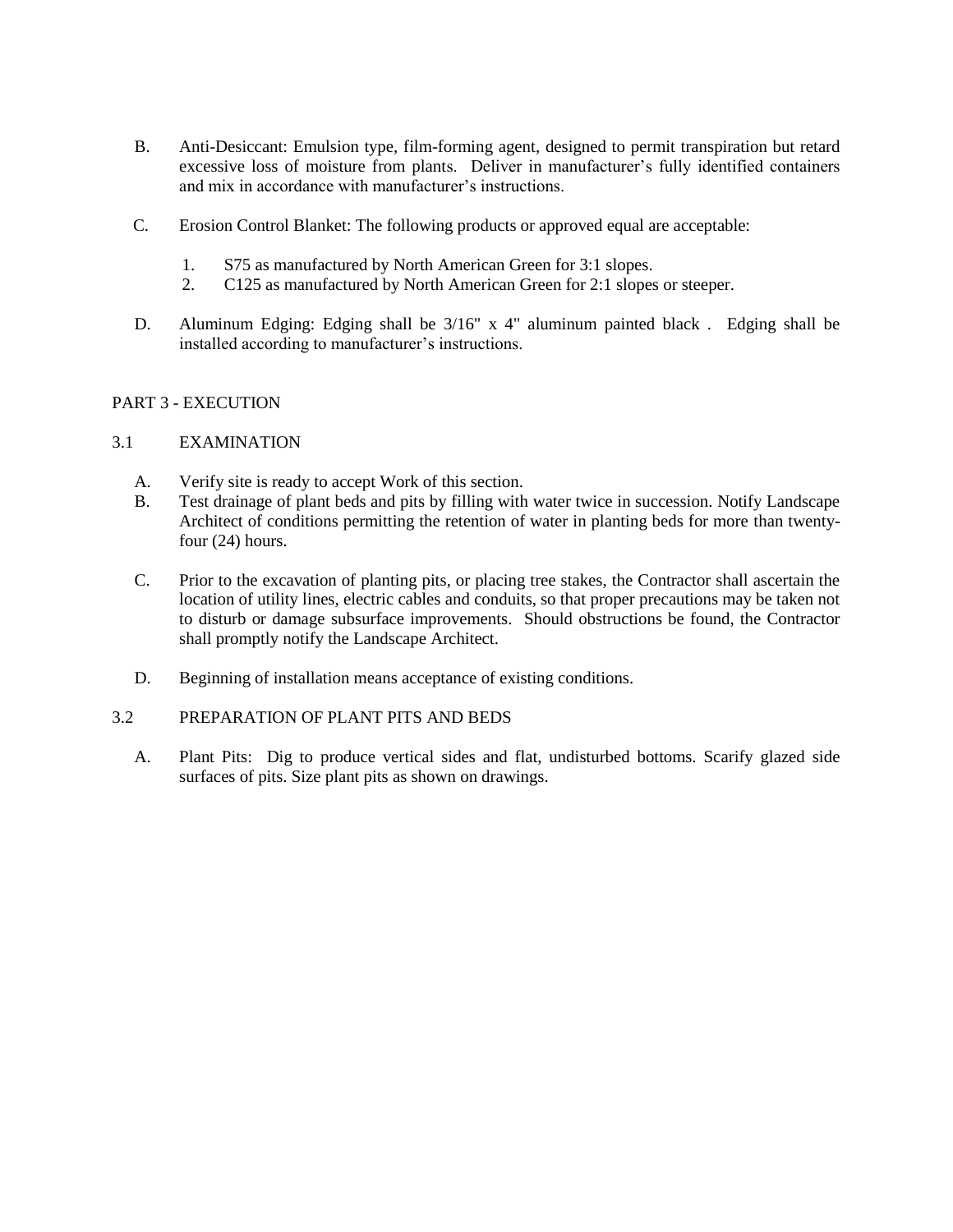B. Anti-Desiccant: Emulsion type, film-forming agent, designed to permit transpiration but retard excessive loss of moisture from plants. Deliver in manufacturer's fully identified containers and mix in accordance with manufacturer's instructions.

C. Erosion Control Blanket: The following products or approved equal are acceptable:

1. S75 as manufactured by North American Green for 3:1 slopes.
2. C125 as manufactured by North American Green for 2:1 slopes or steeper.

D. Aluminum Edging: Edging shall be 3/16" x 4" aluminum painted black . Edging shall be installed according to manufacturer's instructions.

## PART 3 - EXECUTION

### 3.1 EXAMINATION

A. Verify site is ready to accept Work of this section.

B. Test drainage of plant beds and pits by filling with water twice in succession. Notify Landscape Architect of conditions permitting the retention of water in planting beds for more than twenty-four (24) hours.

C. Prior to the excavation of planting pits, or placing tree stakes, the Contractor shall ascertain the location of utility lines, electric cables and conduits, so that proper precautions may be taken not to disturb or damage subsurface improvements. Should obstructions be found, the Contractor shall promptly notify the Landscape Architect.

D. Beginning of installation means acceptance of existing conditions.

### 3.2 PREPARATION OF PLANT PITS AND BEDS

A. Plant Pits: Dig to produce vertical sides and flat, undisturbed bottoms. Scarify glazed side surfaces of pits. Size plant pits as shown on drawings.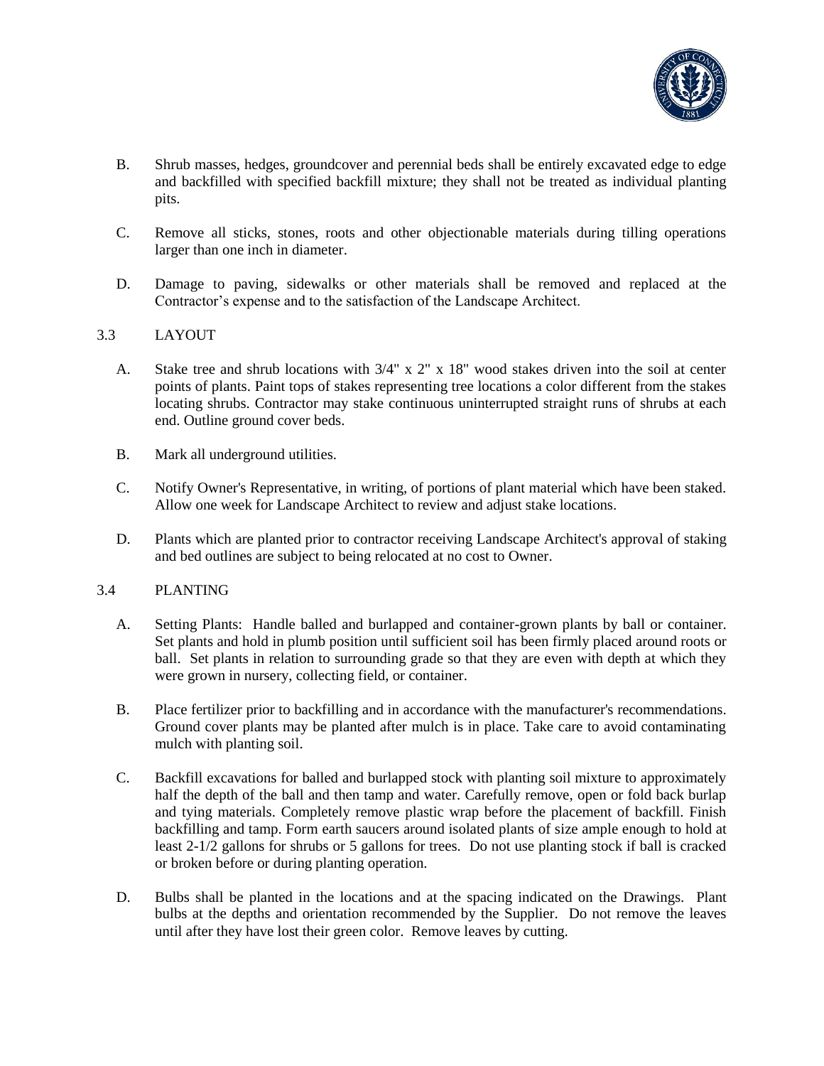B. Shrub masses, hedges, groundcover and perennial beds shall be entirely excavated edge to edge and backfilled with specified backfill mixture; they shall not be treated as individual planting pits.

C. Remove all sticks, stones, roots and other objectionable materials during tilling operations larger than one inch in diameter.

D. Damage to paving, sidewalks or other materials shall be removed and replaced at the Contractor's expense and to the satisfaction of the Landscape Architect.

## 3.3 LAYOUT

A. Stake tree and shrub locations with 3/4" x 2" x 18" wood stakes driven into the soil at center points of plants. Paint tops of stakes representing tree locations a color different from the stakes locating shrubs. Contractor may stake continuous uninterrupted straight runs of shrubs at each end. Outline ground cover beds.

B. Mark all underground utilities.

C. Notify Owner's Representative, in writing, of portions of plant material which have been staked. Allow one week for Landscape Architect to review and adjust stake locations.

D. Plants which are planted prior to contractor receiving Landscape Architect's approval of staking and bed outlines are subject to being relocated at no cost to Owner.

## 3.4 PLANTING

A. Setting Plants: Handle balled and burlapped and container-grown plants by ball or container. Set plants and hold in plumb position until sufficient soil has been firmly placed around roots or ball. Set plants in relation to surrounding grade so that they are even with depth at which they were grown in nursery, collecting field, or container.

B. Place fertilizer prior to backfilling and in accordance with the manufacturer's recommendations. Ground cover plants may be planted after mulch is in place. Take care to avoid contaminating mulch with planting soil.

C. Backfill excavations for balled and burlapped stock with planting soil mixture to approximately half the depth of the ball and then tamp and water. Carefully remove, open or fold back burlap and tying materials. Completely remove plastic wrap before the placement of backfill. Finish backfilling and tamp. Form earth saucers around isolated plants of size ample enough to hold at least 2-1/2 gallons for shrubs or 5 gallons for trees. Do not use planting stock if ball is cracked or broken before or during planting operation.

D. Bulbs shall be planted in the locations and at the spacing indicated on the Drawings. Plant bulbs at the depths and orientation recommended by the Supplier. Do not remove the leaves until after they have lost their green color. Remove leaves by cutting.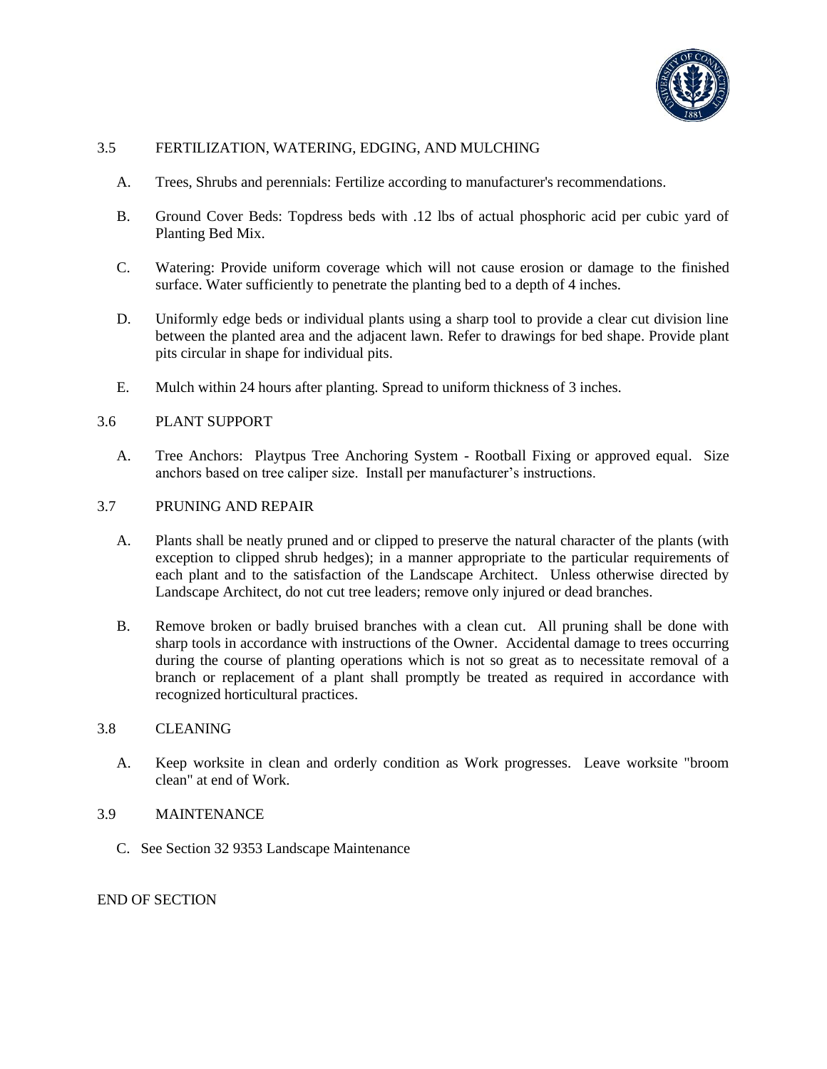## 3.5 FERTILIZATION, WATERING, EDGING, AND MULCHING

A. Trees, Shrubs and perennials: Fertilize according to manufacturer's recommendations.

B. Ground Cover Beds: Topdress beds with .12 lbs of actual phosphoric acid per cubic yard of Planting Bed Mix.

C. Watering: Provide uniform coverage which will not cause erosion or damage to the finished surface. Water sufficiently to penetrate the planting bed to a depth of 4 inches.

D. Uniformly edge beds or individual plants using a sharp tool to provide a clear cut division line between the planted area and the adjacent lawn. Refer to drawings for bed shape. Provide plant pits circular in shape for individual pits.

E. Mulch within 24 hours after planting. Spread to uniform thickness of 3 inches.

## 3.6 PLANT SUPPORT

A. Tree Anchors: Playtpus Tree Anchoring System - Rootball Fixing or approved equal. Size anchors based on tree caliper size. Install per manufacturer's instructions.

## 3.7 PRUNING AND REPAIR

A. Plants shall be neatly pruned and or clipped to preserve the natural character of the plants (with exception to clipped shrub hedges); in a manner appropriate to the particular requirements of each plant and to the satisfaction of the Landscape Architect. Unless otherwise directed by Landscape Architect, do not cut tree leaders; remove only injured or dead branches.

B. Remove broken or badly bruised branches with a clean cut. All pruning shall be done with sharp tools in accordance with instructions of the Owner. Accidental damage to trees occurring during the course of planting operations which is not so great as to necessitate removal of a branch or replacement of a plant shall promptly be treated as required in accordance with recognized horticultural practices.

## 3.8 CLEANING

A. Keep worksite in clean and orderly condition as Work progresses. Leave worksite "broom clean" at end of Work.

## 3.9 MAINTENANCE

C. See Section 32 9353 Landscape Maintenance

END OF SECTION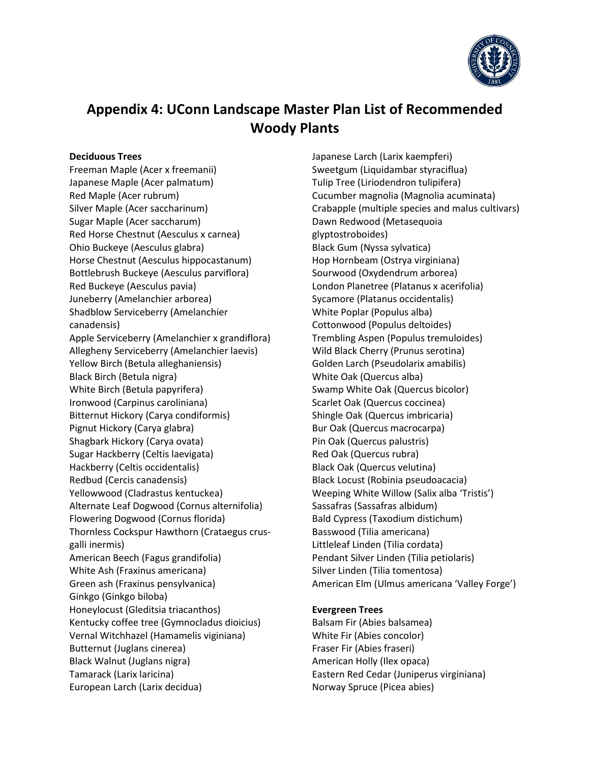# Appendix 4: UConn Landscape Master Plan List of Recommended Woody Plants

**Deciduous Trees**

Freeman Maple (Acer x freemanii)
Japanese Maple (Acer palmatum)
Red Maple (Acer rubrum)
Silver Maple (Acer saccharinum)
Sugar Maple (Acer saccharum)
Red Horse Chestnut (Aesculus x carnea)
Ohio Buckeye (Aesculus glabra)
Horse Chestnut (Aesculus hippocastanum)
Bottlebrush Buckeye (Aesculus parviflora)
Red Buckeye (Aesculus pavia)
Juneberry (Amelanchier arborea)
Shadblow Serviceberry (Amelanchier canadensis)
Apple Serviceberry (Amelanchier x grandiflora)
Allegheny Serviceberry (Amelanchier laevis)
Yellow Birch (Betula alleghaniensis)
Black Birch (Betula nigra)
White Birch (Betula papyrifera)
Ironwood (Carpinus caroliniana)
Bitternut Hickory (Carya condiformis)
Pignut Hickory (Carya glabra)
Shagbark Hickory (Carya ovata)
Sugar Hackberry (Celtis laevigata)
Hackberry (Celtis occidentalis)
Redbud (Cercis canadensis)
Yellowwood (Cladrastus kentuckea)
Alternate Leaf Dogwood (Cornus alternifolia)
Flowering Dogwood (Cornus florida)
Thornless Cockspur Hawthorn (Crataegus crus-galli inermis)
American Beech (Fagus grandifolia)
White Ash (Fraxinus americana)
Green ash (Fraxinus pensylvanica)
Ginkgo (Ginkgo biloba)
Honeylocust (Gleditsia triacanthos)
Kentucky coffee tree (Gymnocladus dioicius)
Vernal Witchhazel (Hamamelis viginiana)
Butternut (Juglans cinerea)
Black Walnut (Juglans nigra)
Tamarack (Larix laricina)
European Larch (Larix decidua)
Japanese Larch (Larix kaempferi)
Sweetgum (Liquidambar styraciflua)
Tulip Tree (Liriodendron tulipifera)
Cucumber magnolia (Magnolia acuminata)
Crabapple (multiple species and malus cultivars)
Dawn Redwood (Metasequoia glyptostroboides)
Black Gum (Nyssa sylvatica)
Hop Hornbeam (Ostrya virginiana)
Sourwood (Oxydendrum arborea)
London Planetree (Platanus x acerifolia)
Sycamore (Platanus occidentalis)
White Poplar (Populus alba)
Cottonwood (Populus deltoides)
Trembling Aspen (Populus tremuloides)
Wild Black Cherry (Prunus serotina)
Golden Larch (Pseudolarix amabilis)
White Oak (Quercus alba)
Swamp White Oak (Quercus bicolor)
Scarlet Oak (Quercus coccinea)
Shingle Oak (Quercus imbricaria)
Bur Oak (Quercus macrocarpa)
Pin Oak (Quercus palustris)
Red Oak (Quercus rubra)
Black Oak (Quercus velutina)
Black Locust (Robinia pseudoacacia)
Weeping White Willow (Salix alba 'Tristis')
Sassafras (Sassafras albidum)
Bald Cypress (Taxodium distichum)
Basswood (Tilia americana)
Littleleaf Linden (Tilia cordata)
Pendant Silver Linden (Tilia petiolaris)
Silver Linden (Tilia tomentosa)
American Elm (Ulmus americana 'Valley Forge')

**Evergreen Trees**

Balsam Fir (Abies balsamea)
White Fir (Abies concolor)
Fraser Fir (Abies fraseri)
American Holly (Ilex opaca)
Eastern Red Cedar (Juniperus virginiana)
Norway Spruce (Picea abies)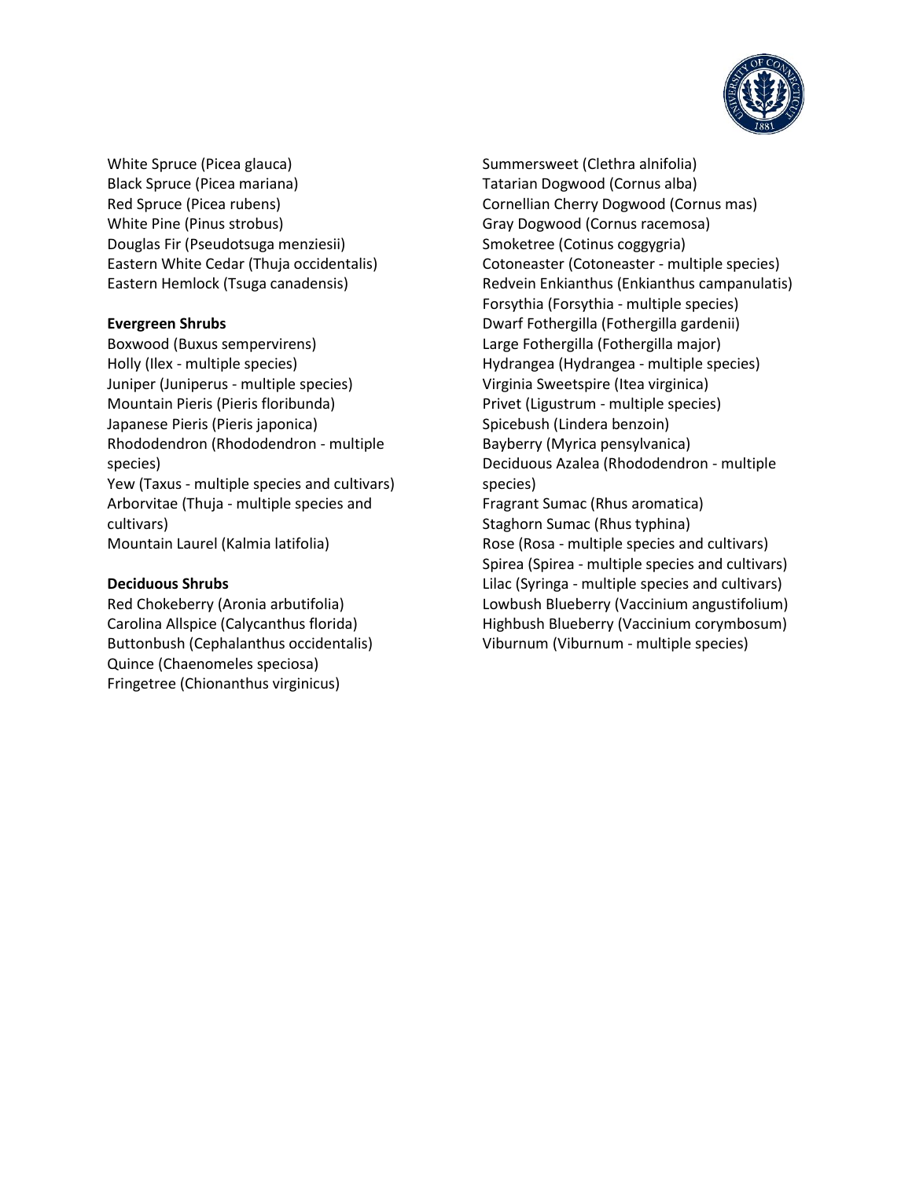White Spruce (Picea glauca)
Black Spruce (Picea mariana)
Red Spruce (Picea rubens)
White Pine (Pinus strobus)
Douglas Fir (Pseudotsuga menziesii)
Eastern White Cedar (Thuja occidentalis)
Eastern Hemlock (Tsuga canadensis)

**Evergreen Shrubs**

Boxwood (Buxus sempervirens)
Holly (Ilex - multiple species)
Juniper (Juniperus - multiple species)
Mountain Pieris (Pieris floribunda)
Japanese Pieris (Pieris japonica)
Rhododendron (Rhododendron - multiple species)
Yew (Taxus - multiple species and cultivars)
Arborvitae (Thuja - multiple species and cultivars)
Mountain Laurel (Kalmia latifolia)

**Deciduous Shrubs**

Red Chokeberry (Aronia arbutifolia)
Carolina Allspice (Calycanthus florida)
Buttonbush (Cephalanthus occidentalis)
Quince (Chaenomeles speciosa)
Fringetree (Chionanthus virginicus)
Summersweet (Clethra alnifolia)
Tatarian Dogwood (Cornus alba)
Cornellian Cherry Dogwood (Cornus mas)
Gray Dogwood (Cornus racemosa)
Smoketree (Cotinus coggygria)
Cotoneaster (Cotoneaster - multiple species)
Redvein Enkianthus (Enkianthus campanulatis)
Forsythia (Forsythia - multiple species)
Dwarf Fothergilla (Fothergilla gardenii)
Large Fothergilla (Fothergilla major)
Hydrangea (Hydrangea - multiple species)
Virginia Sweetspire (Itea virginica)
Privet (Ligustrum - multiple species)
Spicebush (Lindera benzoin)
Bayberry (Myrica pensylvanica)
Deciduous Azalea (Rhododendron - multiple species)
Fragrant Sumac (Rhus aromatica)
Staghorn Sumac (Rhus typhina)
Rose (Rosa - multiple species and cultivars)
Spirea (Spirea - multiple species and cultivars)
Lilac (Syringa - multiple species and cultivars)
Lowbush Blueberry (Vaccinium angustifolium)
Highbush Blueberry (Vaccinium corymbosum)
Viburnum (Viburnum - multiple species)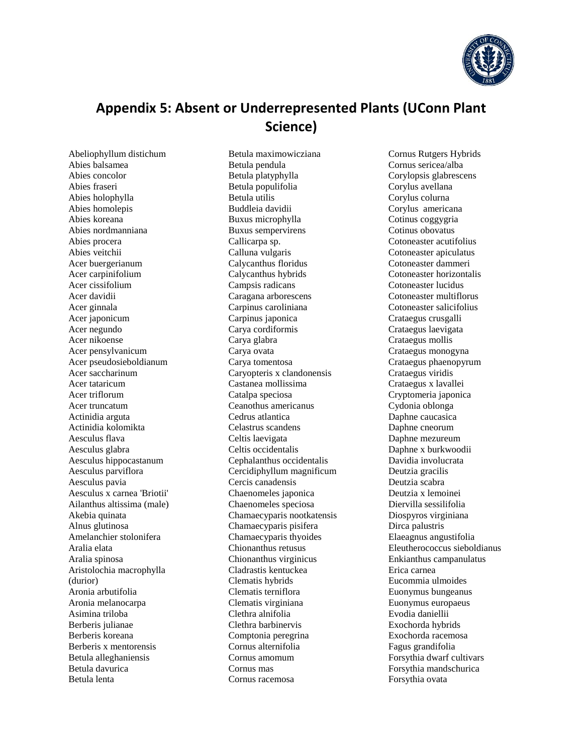## Appendix 5: Absent or Underrepresented Plants (UConn Plant Science)

Abeliophyllum distichum
Abies balsamea
Abies concolor
Abies fraseri
Abies holophylla
Abies homolepis
Abies koreana
Abies nordmanniana
Abies procera
Abies veitchii
Acer buergerianum
Acer carpinifolium
Acer cissifolium
Acer davidii
Acer ginnala
Acer japonicum
Acer negundo
Acer nikoense
Acer pensylvanicum
Acer pseudosieboldianum
Acer saccharinum
Acer tataricum
Acer triflorum
Acer truncatum
Actinidia arguta
Actinidia kolomikta
Aesculus flava
Aesculus glabra
Aesculus hippocastanum
Aesculus parviflora
Aesculus pavia
Aesculus x carnea 'Briotii'
Ailanthus altissima (male)
Akebia quinata
Alnus glutinosa
Amelanchier stolonifera
Aralia elata
Aralia spinosa
Aristolochia macrophylla (durior)
Aronia arbutifolia
Aronia melanocarpa
Asimina triloba
Berberis julianae
Berberis koreana
Berberis x mentorensis
Betula alleghaniensis
Betula davurica
Betula lenta
Betula maximowicziana
Betula pendula
Betula platyphylla
Betula populifolia
Betula utilis
Buddleia davidii
Buxus microphylla
Buxus sempervirens
Callicarpa sp.
Calluna vulgaris
Calycanthus floridus
Calycanthus hybrids
Campsis radicans
Caragana arborescens
Carpinus caroliniana
Carpinus japonica
Carya cordiformis
Carya glabra
Carya ovata
Carya tomentosa
Caryopteris x clandonensis
Castanea mollissima
Catalpa speciosa
Ceanothus americanus
Cedrus atlantica
Celastrus scandens
Celtis laevigata
Celtis occidentalis
Cephalanthus occidentalis
Cercidiphyllum magnificum
Cercis canadensis
Chaenomeles japonica
Chaenomeles speciosa
Chamaecyparis nootkatensis
Chamaecyparis pisifera
Chamaecyparis thyoides
Chionanthus retusus
Chionanthus virginicus
Cladrastis kentuckea
Clematis hybrids
Clematis terniflora
Clematis virginiana
Clethra alnifolia
Clethra barbinervis
Comptonia peregrina
Cornus alternifolia
Cornus amomum
Cornus mas
Cornus racemosa
Cornus Rutgers Hybrids
Cornus sericea/alba
Corylopsis glabrescens
Corylus avellana
Corylus colurna
Corylus americana
Cotinus coggygria
Cotinus obovatus
Cotoneaster acutifolius
Cotoneaster apiculatus
Cotoneaster dammeri
Cotoneaster horizontalis
Cotoneaster lucidus
Cotoneaster multiflorus
Cotoneaster salicifolius
Crataegus crusgalli
Crataegus laevigata
Crataegus mollis
Crataegus monogyna
Crataegus phaenopyrum
Crataegus viridis
Crataegus x lavallei
Cryptomeria japonica
Cydonia oblonga
Daphne caucasica
Daphne cneorum
Daphne mezureum
Daphne x burkwoodii
Davidia involucrata
Deutzia gracilis
Deutzia scabra
Deutzia x lemoinei
Diervilla sessilifolia
Diospyros virginiana
Dirca palustris
Elaeagnus angustifolia
Eleutherococcus sieboldianus
Enkianthus campanulatus
Erica carnea
Eucommia ulmoides
Euonymus bungeanus
Euonymus europaeus
Evodia daniellii
Exochorda hybrids
Exochorda racemosa
Fagus grandifolia
Forsythia dwarf cultivars
Forsythia mandschurica
Forsythia ovata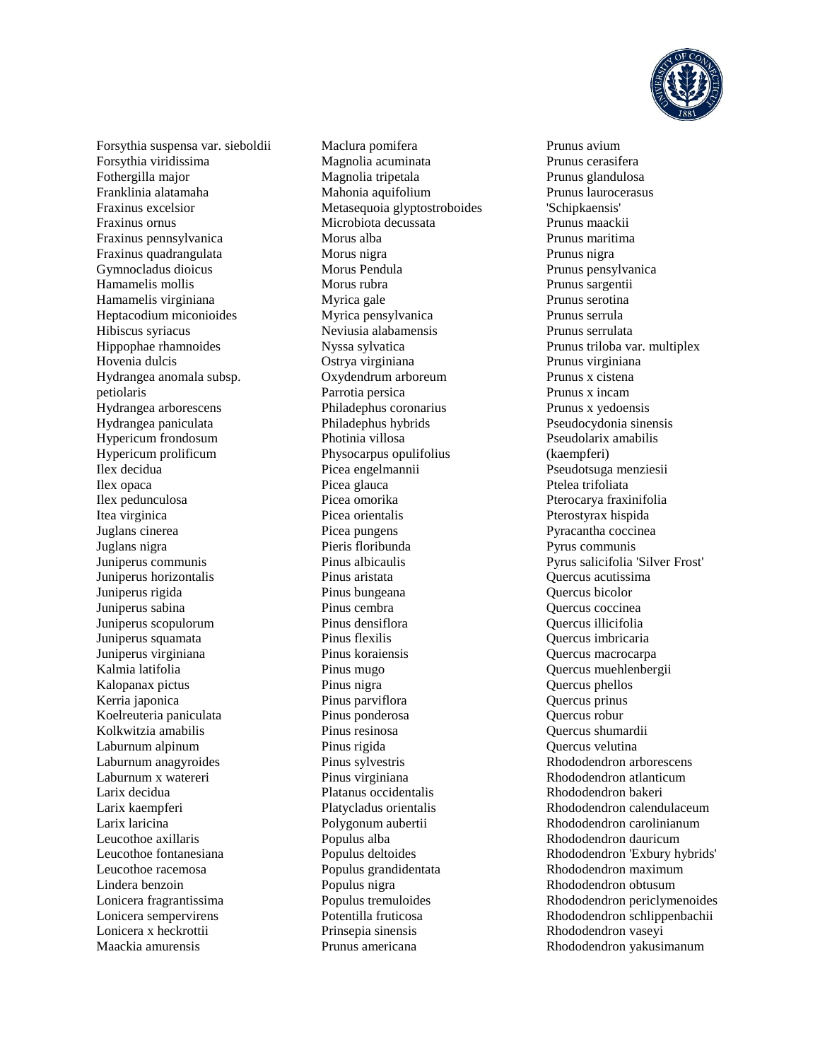Forsythia suspensa var. sieboldii
Forsythia viridissima
Fothergilla major
Franklinia alatamaha
Fraxinus excelsior
Fraxinus ornus
Fraxinus pennsylvanica
Fraxinus quadrangulata
Gymnocladus dioicus
Hamamelis mollis
Hamamelis virginiana
Heptacodium miconioides
Hibiscus syriacus
Hippophae rhamnoides
Hovenia dulcis
Hydrangea anomala subsp. petiolaris
Hydrangea arborescens
Hydrangea paniculata
Hypericum frondosum
Hypericum prolificum
Ilex decidua
Ilex opaca
Ilex pedunculosa
Itea virginica
Juglans cinerea
Juglans nigra
Juniperus communis
Juniperus horizontalis
Juniperus rigida
Juniperus sabina
Juniperus scopulorum
Juniperus squamata
Juniperus virginiana
Kalmia latifolia
Kalopanax pictus
Kerria japonica
Koelreuteria paniculata
Kolkwitzia amabilis
Laburnum alpinum
Laburnum anagyroides
Laburnum x watereri
Larix decidua
Larix kaempferi
Larix laricina
Leucothoe axillaris
Leucothoe fontanesiana
Leucothoe racemosa
Lindera benzoin
Lonicera fragrantissima
Lonicera sempervirens
Lonicera x heckrottii
Maackia amurensis
Maclura pomifera
Magnolia acuminata
Magnolia tripetala
Mahonia aquifolium
Metasequoia glyptostroboides
Microbiota decussata
Morus alba
Morus nigra
Morus Pendula
Morus rubra
Myrica gale
Myrica pensylvanica
Neviusia alabamensis
Nyssa sylvatica
Ostrya virginiana
Oxydendrum arboreum
Parrotia persica
Philadephus coronarius
Philadephus hybrids
Photinia villosa
Physocarpus opulifolius
Picea engelmannii
Picea glauca
Picea omorika
Picea orientalis
Picea pungens
Pieris floribunda
Pinus albicaulis
Pinus aristata
Pinus bungeana
Pinus cembra
Pinus densiflora
Pinus flexilis
Pinus koraiensis
Pinus mugo
Pinus nigra
Pinus parviflora
Pinus ponderosa
Pinus resinosa
Pinus rigida
Pinus sylvestris
Pinus virginiana
Platanus occidentalis
Platycladus orientalis
Polygonum aubertii
Populus alba
Populus deltoides
Populus grandidentata
Populus nigra
Populus tremuloides
Potentilla fruticosa
Prinsepia sinensis
Prunus americana
Prunus avium
Prunus cerasifera
Prunus glandulosa
Prunus laurocerasus 'Schipkaensis'
Prunus maackii
Prunus maritima
Prunus nigra
Prunus pensylvanica
Prunus sargentii
Prunus serotina
Prunus serrula
Prunus serrulata
Prunus triloba var. multiplex
Prunus virginiana
Prunus x cistena
Prunus x incam
Prunus x yedoensis
Pseudocydonia sinensis
Pseudolarix amabilis (kaempferi)
Pseudotsuga menziesii
Ptelea trifoliata
Pterocarya fraxinifolia
Pterostyrax hispida
Pyracantha coccinea
Pyrus communis
Pyrus salicifolia 'Silver Frost'
Quercus acutissima
Quercus bicolor
Quercus coccinea
Quercus illicifolia
Quercus imbricaria
Quercus macrocarpa
Quercus muehlenbergii
Quercus phellos
Quercus prinus
Quercus robur
Quercus shumardii
Quercus velutina
Rhododendron arborescens
Rhododendron atlanticum
Rhododendron bakeri
Rhododendron calendulaceum
Rhododendron carolinianum
Rhododendron dauricum
Rhododendron 'Exbury hybrids'
Rhododendron maximum
Rhododendron obtusum
Rhododendron periclymenoides
Rhododendron schlippenbachii
Rhododendron vaseyi
Rhododendron yakusimanum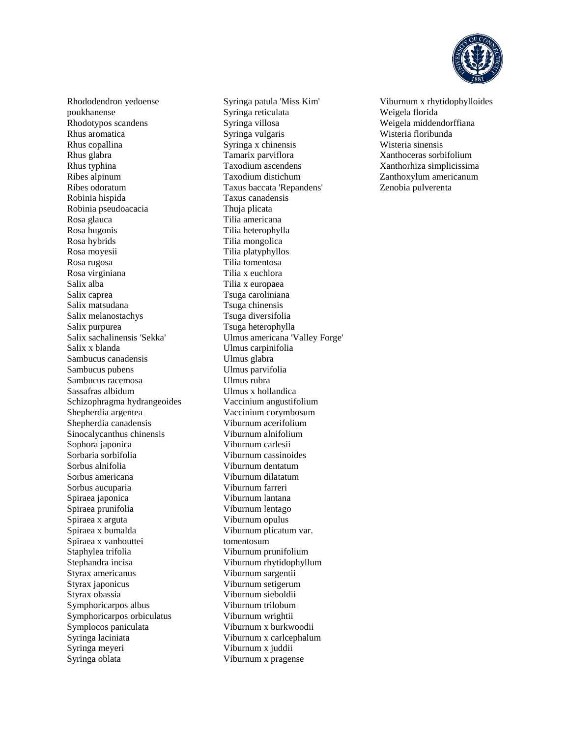Rhododendron yedoense poukhanense
Rhodotypos scandens
Rhus aromatica
Rhus copallina
Rhus glabra
Rhus typhina
Ribes alpinum
Ribes odoratum
Robinia hispida
Robinia pseudoacacia
Rosa glauca
Rosa hugonis
Rosa hybrids
Rosa moyesii
Rosa rugosa
Rosa virginiana
Salix alba
Salix caprea
Salix matsudana
Salix melanostachys
Salix purpurea
Salix sachalinensis 'Sekka'
Salix x blanda
Sambucus canadensis
Sambucus pubens
Sambucus racemosa
Sassafras albidum
Schizophragma hydrangeoides
Shepherdia argentea
Shepherdia canadensis
Sinocalycanthus chinensis
Sophora japonica
Sorbaria sorbifolia
Sorbus alnifolia
Sorbus americana
Sorbus aucuparia
Spiraea japonica
Spiraea prunifolia
Spiraea x arguta
Spiraea x bumalda
Spiraea x vanhouttei
Staphylea trifolia
Stephandra incisa
Styrax americanus
Styrax japonicus
Styrax obassia
Symphoricarpos albus
Symphoricarpos orbiculatus
Symplocos paniculata
Syringa laciniata
Syringa meyeri
Syringa oblata
Syringa patula 'Miss Kim'
Syringa reticulata
Syringa villosa
Syringa vulgaris
Syringa x chinensis
Tamarix parviflora
Taxodium ascendens
Taxodium distichum
Taxus baccata 'Repandens'
Taxus canadensis
Thuja plicata
Tilia americana
Tilia heterophylla
Tilia mongolica
Tilia platyphyllos
Tilia tomentosa
Tilia x euchlora
Tilia x europaea
Tsuga caroliniana
Tsuga chinensis
Tsuga diversifolia
Tsuga heterophylla
Ulmus americana 'Valley Forge'
Ulmus carpinifolia
Ulmus glabra
Ulmus parvifolia
Ulmus rubra
Ulmus x hollandica
Vaccinium angustifolium
Vaccinium corymbosum
Viburnum acerifolium
Viburnum alnifolium
Viburnum carlesii
Viburnum cassinoides
Viburnum dentatum
Viburnum dilatatum
Viburnum farreri
Viburnum lantana
Viburnum lentago
Viburnum opulus
Viburnum plicatum var. tomentosum
Viburnum prunifolium
Viburnum rhytidophyllum
Viburnum sargentii
Viburnum setigerum
Viburnum sieboldii
Viburnum trilobum
Viburnum wrightii
Viburnum x burkwoodii
Viburnum x carlcephalum
Viburnum x juddii
Viburnum x pragense
Viburnum x rhytidophylloides
Weigela florida
Weigela middendorffiana
Wisteria floribunda
Wisteria sinensis
Xanthoceras sorbifolium
Xanthorhiza simplicissima
Zanthoxylum americanum
Zenobia pulverenta